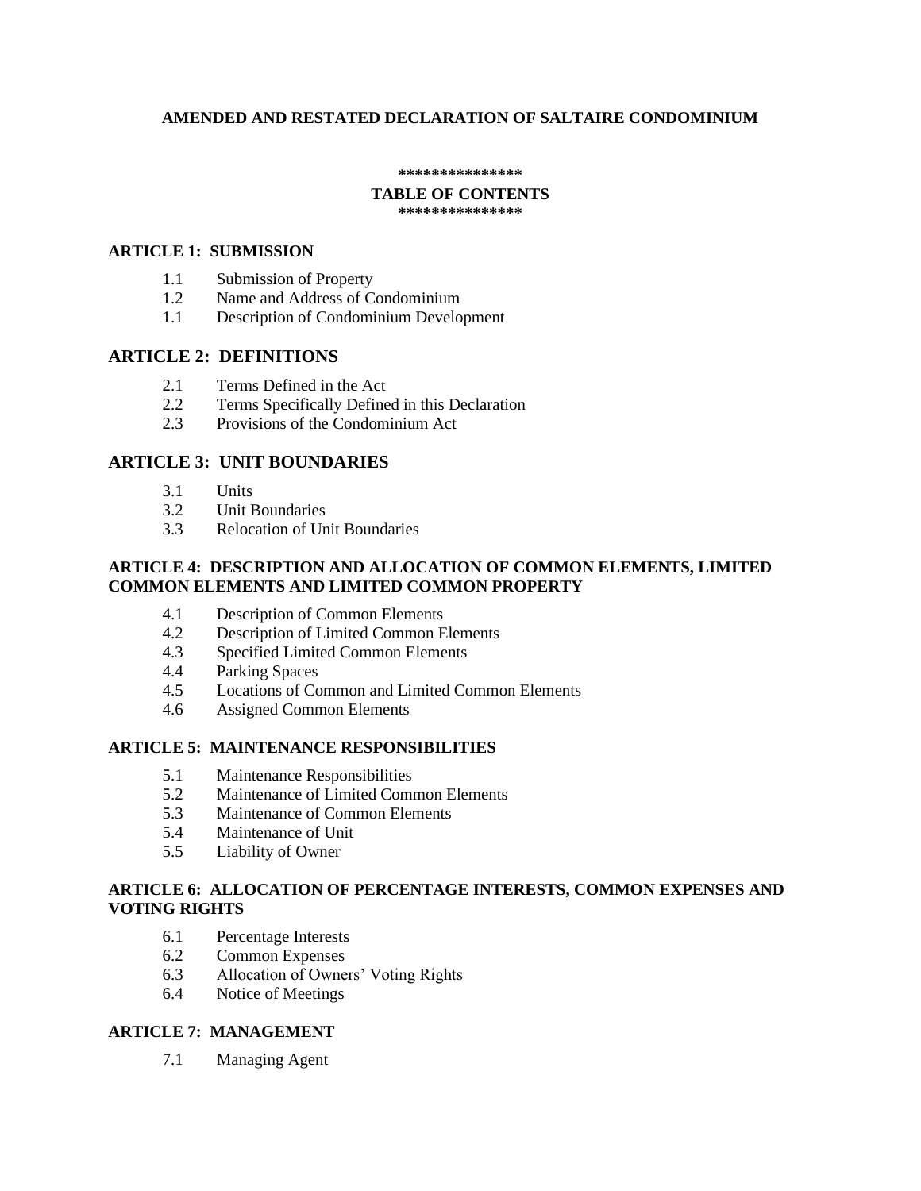# AMENDED AND RESTATED DECLARATION OF SALTAIRE CONDOMINIUM

***************

**TABLE OF CONTENTS**

***************

## ARTICLE 1: SUBMISSION

1.1 Submission of Property
1.2 Name and Address of Condominium
1.1 Description of Condominium Development

## ARTICLE 2: DEFINITIONS

2.1 Terms Defined in the Act
2.2 Terms Specifically Defined in this Declaration
2.3 Provisions of the Condominium Act

## ARTICLE 3: UNIT BOUNDARIES

3.1 Units
3.2 Unit Boundaries
3.3 Relocation of Unit Boundaries

## ARTICLE 4: DESCRIPTION AND ALLOCATION OF COMMON ELEMENTS, LIMITED COMMON ELEMENTS AND LIMITED COMMON PROPERTY

4.1 Description of Common Elements
4.2 Description of Limited Common Elements
4.3 Specified Limited Common Elements
4.4 Parking Spaces
4.5 Locations of Common and Limited Common Elements
4.6 Assigned Common Elements

## ARTICLE 5: MAINTENANCE RESPONSIBILITIES

5.1 Maintenance Responsibilities
5.2 Maintenance of Limited Common Elements
5.3 Maintenance of Common Elements
5.4 Maintenance of Unit
5.5 Liability of Owner

## ARTICLE 6: ALLOCATION OF PERCENTAGE INTERESTS, COMMON EXPENSES AND VOTING RIGHTS

6.1 Percentage Interests
6.2 Common Expenses
6.3 Allocation of Owners' Voting Rights
6.4 Notice of Meetings

## ARTICLE 7: MANAGEMENT

7.1 Managing Agent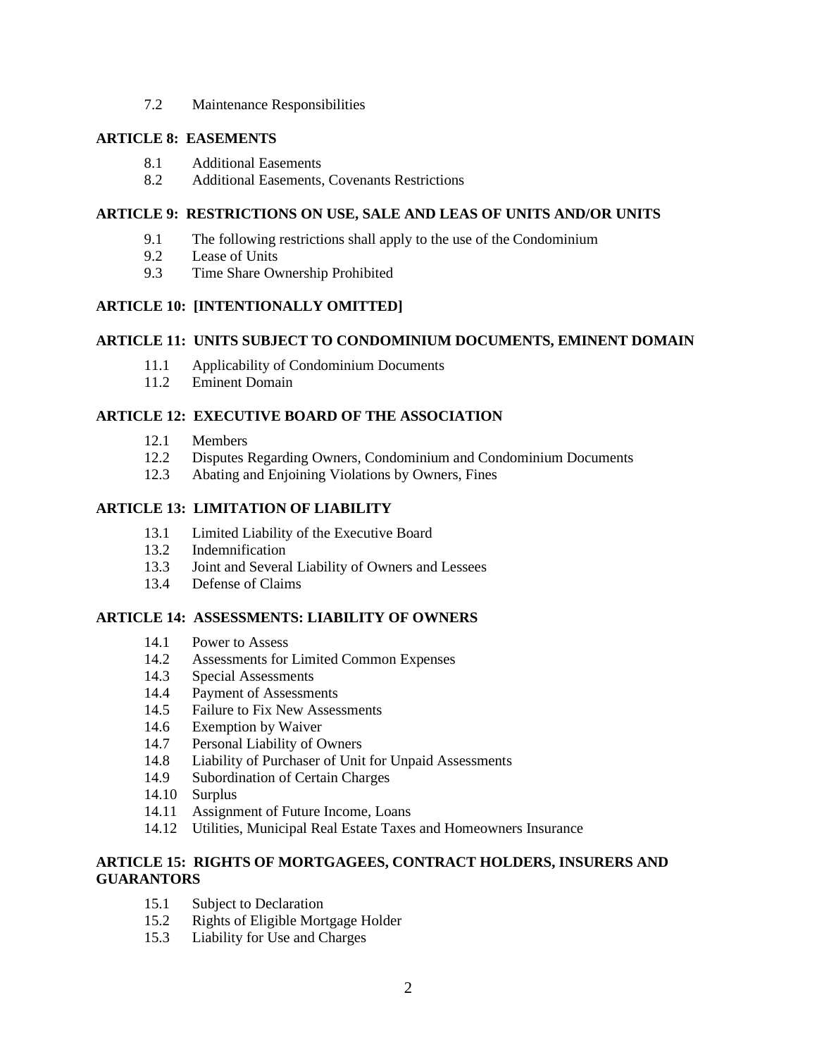7.2 Maintenance Responsibilities

**ARTICLE 8: EASEMENTS**

8.1 Additional Easements
8.2 Additional Easements, Covenants Restrictions

**ARTICLE 9: RESTRICTIONS ON USE, SALE AND LEAS OF UNITS AND/OR UNITS**

9.1 The following restrictions shall apply to the use of the Condominium
9.2 Lease of Units
9.3 Time Share Ownership Prohibited

**ARTICLE 10: [INTENTIONALLY OMITTED]**

**ARTICLE 11: UNITS SUBJECT TO CONDOMINIUM DOCUMENTS, EMINENT DOMAIN**

11.1 Applicability of Condominium Documents
11.2 Eminent Domain

**ARTICLE 12: EXECUTIVE BOARD OF THE ASSOCIATION**

12.1 Members
12.2 Disputes Regarding Owners, Condominium and Condominium Documents
12.3 Abating and Enjoining Violations by Owners, Fines

**ARTICLE 13: LIMITATION OF LIABILITY**

13.1 Limited Liability of the Executive Board
13.2 Indemnification
13.3 Joint and Several Liability of Owners and Lessees
13.4 Defense of Claims

**ARTICLE 14: ASSESSMENTS: LIABILITY OF OWNERS**

14.1 Power to Assess
14.2 Assessments for Limited Common Expenses
14.3 Special Assessments
14.4 Payment of Assessments
14.5 Failure to Fix New Assessments
14.6 Exemption by Waiver
14.7 Personal Liability of Owners
14.8 Liability of Purchaser of Unit for Unpaid Assessments
14.9 Subordination of Certain Charges
14.10 Surplus
14.11 Assignment of Future Income, Loans
14.12 Utilities, Municipal Real Estate Taxes and Homeowners Insurance

**ARTICLE 15: RIGHTS OF MORTGAGEES, CONTRACT HOLDERS, INSURERS AND GUARANTORS**

15.1 Subject to Declaration
15.2 Rights of Eligible Mortgage Holder
15.3 Liability for Use and Charges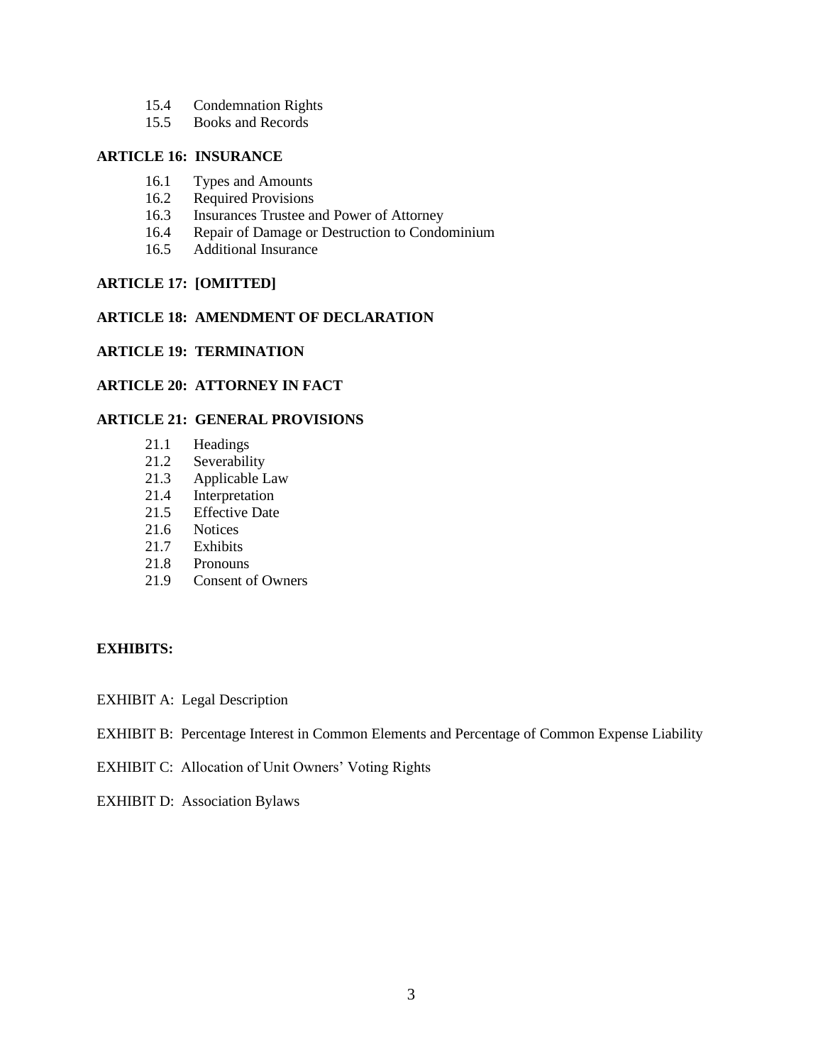- 15.4 Condemnation Rights
- 15.5 Books and Records

**ARTICLE 16: INSURANCE**

- 16.1 Types and Amounts
- 16.2 Required Provisions
- 16.3 Insurances Trustee and Power of Attorney
- 16.4 Repair of Damage or Destruction to Condominium
- 16.5 Additional Insurance

**ARTICLE 17: [OMITTED]**

**ARTICLE 18: AMENDMENT OF DECLARATION**

**ARTICLE 19: TERMINATION**

**ARTICLE 20: ATTORNEY IN FACT**

**ARTICLE 21: GENERAL PROVISIONS**

- 21.1 Headings
- 21.2 Severability
- 21.3 Applicable Law
- 21.4 Interpretation
- 21.5 Effective Date
- 21.6 Notices
- 21.7 Exhibits
- 21.8 Pronouns
- 21.9 Consent of Owners

**EXHIBITS:**

EXHIBIT A: Legal Description

EXHIBIT B: Percentage Interest in Common Elements and Percentage of Common Expense Liability

EXHIBIT C: Allocation of Unit Owners' Voting Rights

EXHIBIT D: Association Bylaws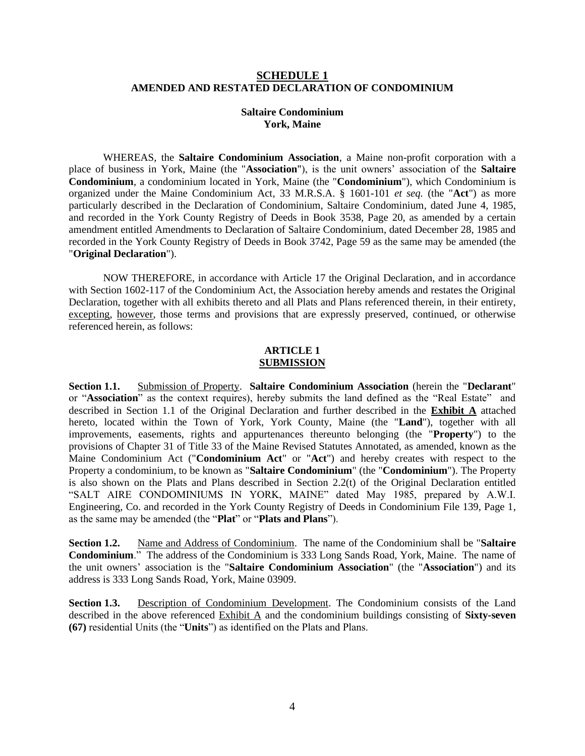## SCHEDULE 1
## AMENDED AND RESTATED DECLARATION OF CONDOMINIUM

**Saltaire Condominium**
**York, Maine**

WHEREAS, the **Saltaire Condominium Association**, a Maine non-profit corporation with a place of business in York, Maine (the "**Association**"), is the unit owners' association of the **Saltaire Condominium**, a condominium located in York, Maine (the "**Condominium**"), which Condominium is organized under the Maine Condominium Act, 33 M.R.S.A. § 1601-101 *et seq.* (the "**Act**") as more particularly described in the Declaration of Condominium, Saltaire Condominium, dated June 4, 1985, and recorded in the York County Registry of Deeds in Book 3538, Page 20, as amended by a certain amendment entitled Amendments to Declaration of Saltaire Condominium, dated December 28, 1985 and recorded in the York County Registry of Deeds in Book 3742, Page 59 as the same may be amended (the "**Original Declaration**").

NOW THEREFORE, in accordance with Article 17 the Original Declaration, and in accordance with Section 1602-117 of the Condominium Act, the Association hereby amends and restates the Original Declaration, together with all exhibits thereto and all Plats and Plans referenced therein, in their entirety, excepting, however, those terms and provisions that are expressly preserved, continued, or otherwise referenced herein, as follows:

## ARTICLE 1
## SUBMISSION

**Section 1.1.** Submission of Property. **Saltaire Condominium Association** (herein the "**Declarant**" or "**Association**" as the context requires), hereby submits the land defined as the "Real Estate" and described in Section 1.1 of the Original Declaration and further described in the **Exhibit A** attached hereto, located within the Town of York, York County, Maine (the "**Land**"), together with all improvements, easements, rights and appurtenances thereunto belonging (the "**Property**") to the provisions of Chapter 31 of Title 33 of the Maine Revised Statutes Annotated, as amended, known as the Maine Condominium Act ("**Condominium Act**" or "**Act**") and hereby creates with respect to the Property a condominium, to be known as "**Saltaire Condominium**" (the "**Condominium**"). The Property is also shown on the Plats and Plans described in Section 2.2(t) of the Original Declaration entitled "SALT AIRE CONDOMINIUMS IN YORK, MAINE" dated May 1985, prepared by A.W.I. Engineering, Co. and recorded in the York County Registry of Deeds in Condominium File 139, Page 1, as the same may be amended (the "**Plat**" or "**Plats and Plans**").

**Section 1.2.** Name and Address of Condominium. The name of the Condominium shall be "**Saltaire Condominium**." The address of the Condominium is 333 Long Sands Road, York, Maine. The name of the unit owners' association is the "**Saltaire Condominium Association**" (the "**Association**") and its address is 333 Long Sands Road, York, Maine 03909.

**Section 1.3.** Description of Condominium Development. The Condominium consists of the Land described in the above referenced Exhibit A and the condominium buildings consisting of **Sixty-seven (67)** residential Units (the "**Units**") as identified on the Plats and Plans.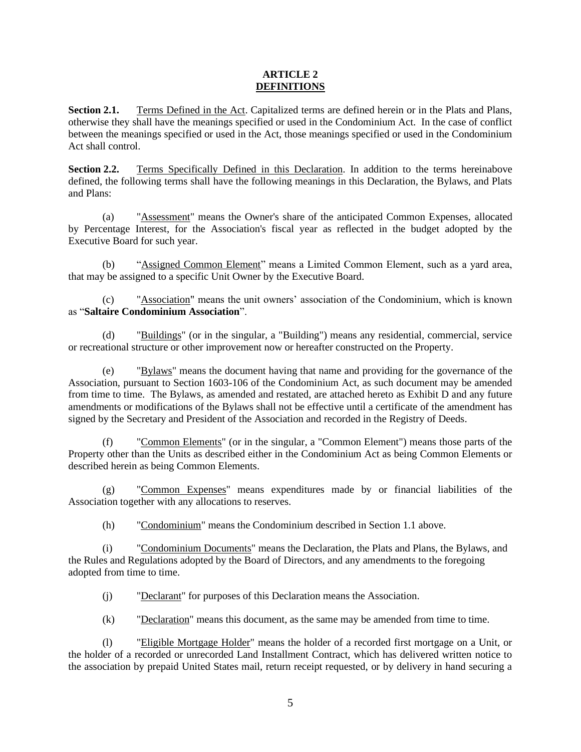**ARTICLE 2**
**DEFINITIONS**

**Section 2.1.** Terms Defined in the Act. Capitalized terms are defined herein or in the Plats and Plans, otherwise they shall have the meanings specified or used in the Condominium Act. In the case of conflict between the meanings specified or used in the Act, those meanings specified or used in the Condominium Act shall control.

**Section 2.2.** Terms Specifically Defined in this Declaration. In addition to the terms hereinabove defined, the following terms shall have the following meanings in this Declaration, the Bylaws, and Plats and Plans:

(a) "Assessment" means the Owner's share of the anticipated Common Expenses, allocated by Percentage Interest, for the Association's fiscal year as reflected in the budget adopted by the Executive Board for such year.

(b) "Assigned Common Element" means a Limited Common Element, such as a yard area, that may be assigned to a specific Unit Owner by the Executive Board.

(c) "Association" means the unit owners' association of the Condominium, which is known as "**Saltaire Condominium Association**".

(d) "Buildings" (or in the singular, a "Building") means any residential, commercial, service or recreational structure or other improvement now or hereafter constructed on the Property.

(e) "Bylaws" means the document having that name and providing for the governance of the Association, pursuant to Section 1603-106 of the Condominium Act, as such document may be amended from time to time. The Bylaws, as amended and restated, are attached hereto as Exhibit D and any future amendments or modifications of the Bylaws shall not be effective until a certificate of the amendment has signed by the Secretary and President of the Association and recorded in the Registry of Deeds.

(f) "Common Elements" (or in the singular, a "Common Element") means those parts of the Property other than the Units as described either in the Condominium Act as being Common Elements or described herein as being Common Elements.

(g) "Common Expenses" means expenditures made by or financial liabilities of the Association together with any allocations to reserves.

(h) "Condominium" means the Condominium described in Section 1.1 above.

(i) "Condominium Documents" means the Declaration, the Plats and Plans, the Bylaws, and the Rules and Regulations adopted by the Board of Directors, and any amendments to the foregoing adopted from time to time.

(j) "Declarant" for purposes of this Declaration means the Association.

(k) "Declaration" means this document, as the same may be amended from time to time.

(l) "Eligible Mortgage Holder" means the holder of a recorded first mortgage on a Unit, or the holder of a recorded or unrecorded Land Installment Contract, which has delivered written notice to the association by prepaid United States mail, return receipt requested, or by delivery in hand securing a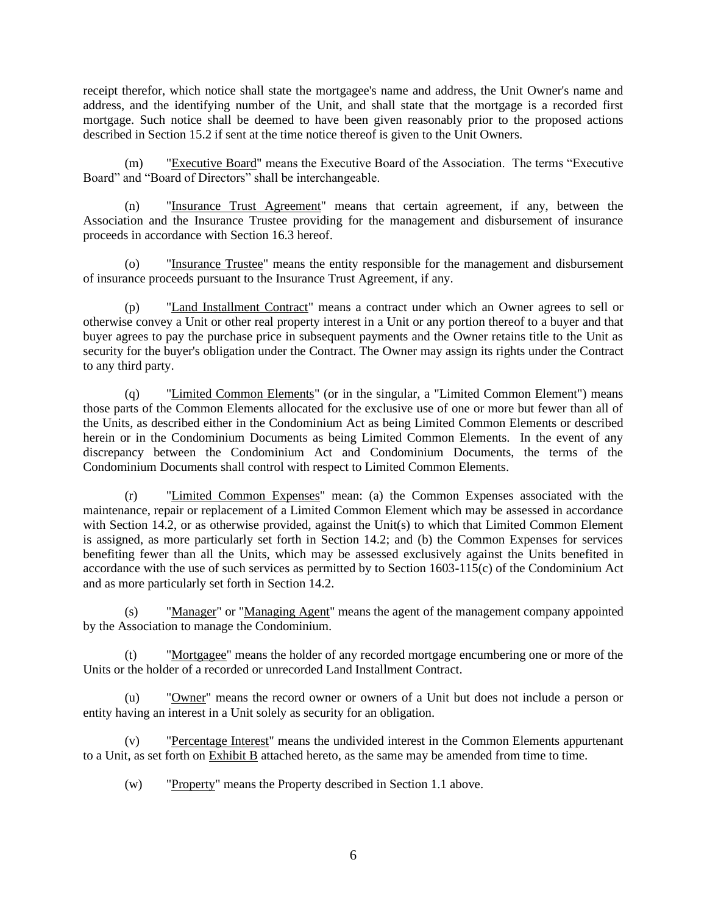receipt therefor, which notice shall state the mortgagee's name and address, the Unit Owner's name and address, and the identifying number of the Unit, and shall state that the mortgage is a recorded first mortgage. Such notice shall be deemed to have been given reasonably prior to the proposed actions described in Section 15.2 if sent at the time notice thereof is given to the Unit Owners.

(m) "Executive Board" means the Executive Board of the Association. The terms "Executive Board" and "Board of Directors" shall be interchangeable.

(n) "Insurance Trust Agreement" means that certain agreement, if any, between the Association and the Insurance Trustee providing for the management and disbursement of insurance proceeds in accordance with Section 16.3 hereof.

(o) "Insurance Trustee" means the entity responsible for the management and disbursement of insurance proceeds pursuant to the Insurance Trust Agreement, if any.

(p) "Land Installment Contract" means a contract under which an Owner agrees to sell or otherwise convey a Unit or other real property interest in a Unit or any portion thereof to a buyer and that buyer agrees to pay the purchase price in subsequent payments and the Owner retains title to the Unit as security for the buyer's obligation under the Contract. The Owner may assign its rights under the Contract to any third party.

(q) "Limited Common Elements" (or in the singular, a "Limited Common Element") means those parts of the Common Elements allocated for the exclusive use of one or more but fewer than all of the Units, as described either in the Condominium Act as being Limited Common Elements or described herein or in the Condominium Documents as being Limited Common Elements. In the event of any discrepancy between the Condominium Act and Condominium Documents, the terms of the Condominium Documents shall control with respect to Limited Common Elements.

(r) "Limited Common Expenses" mean: (a) the Common Expenses associated with the maintenance, repair or replacement of a Limited Common Element which may be assessed in accordance with Section 14.2, or as otherwise provided, against the Unit(s) to which that Limited Common Element is assigned, as more particularly set forth in Section 14.2; and (b) the Common Expenses for services benefiting fewer than all the Units, which may be assessed exclusively against the Units benefited in accordance with the use of such services as permitted by to Section 1603-115(c) of the Condominium Act and as more particularly set forth in Section 14.2.

(s) "Manager" or "Managing Agent" means the agent of the management company appointed by the Association to manage the Condominium.

(t) "Mortgagee" means the holder of any recorded mortgage encumbering one or more of the Units or the holder of a recorded or unrecorded Land Installment Contract.

(u) "Owner" means the record owner or owners of a Unit but does not include a person or entity having an interest in a Unit solely as security for an obligation.

(v) "Percentage Interest" means the undivided interest in the Common Elements appurtenant to a Unit, as set forth on Exhibit B attached hereto, as the same may be amended from time to time.

(w) "Property" means the Property described in Section 1.1 above.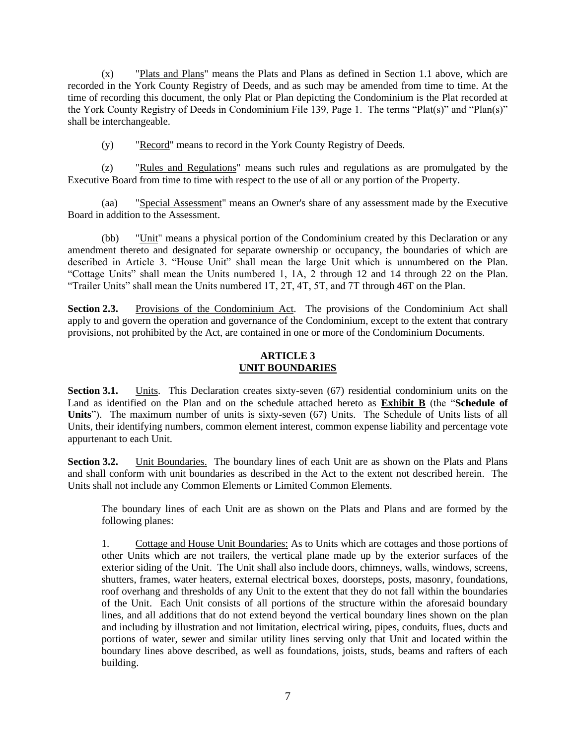(x) "Plats and Plans" means the Plats and Plans as defined in Section 1.1 above, which are recorded in the York County Registry of Deeds, and as such may be amended from time to time. At the time of recording this document, the only Plat or Plan depicting the Condominium is the Plat recorded at the York County Registry of Deeds in Condominium File 139, Page 1. The terms "Plat(s)" and "Plan(s)" shall be interchangeable.

(y) "Record" means to record in the York County Registry of Deeds.

(z) "Rules and Regulations" means such rules and regulations as are promulgated by the Executive Board from time to time with respect to the use of all or any portion of the Property.

(aa) "Special Assessment" means an Owner's share of any assessment made by the Executive Board in addition to the Assessment.

(bb) "Unit" means a physical portion of the Condominium created by this Declaration or any amendment thereto and designated for separate ownership or occupancy, the boundaries of which are described in Article 3. "House Unit" shall mean the large Unit which is unnumbered on the Plan. "Cottage Units" shall mean the Units numbered 1, 1A, 2 through 12 and 14 through 22 on the Plan. "Trailer Units" shall mean the Units numbered 1T, 2T, 4T, 5T, and 7T through 46T on the Plan.

**Section 2.3.** Provisions of the Condominium Act. The provisions of the Condominium Act shall apply to and govern the operation and governance of the Condominium, except to the extent that contrary provisions, not prohibited by the Act, are contained in one or more of the Condominium Documents.

## ARTICLE 3
## UNIT BOUNDARIES

**Section 3.1.** Units. This Declaration creates sixty-seven (67) residential condominium units on the Land as identified on the Plan and on the schedule attached hereto as **Exhibit B** (the "**Schedule of Units**"). The maximum number of units is sixty-seven (67) Units. The Schedule of Units lists of all Units, their identifying numbers, common element interest, common expense liability and percentage vote appurtenant to each Unit.

**Section 3.2.** Unit Boundaries. The boundary lines of each Unit are as shown on the Plats and Plans and shall conform with unit boundaries as described in the Act to the extent not described herein. The Units shall not include any Common Elements or Limited Common Elements.

The boundary lines of each Unit are as shown on the Plats and Plans and are formed by the following planes:

1. Cottage and House Unit Boundaries: As to Units which are cottages and those portions of other Units which are not trailers, the vertical plane made up by the exterior surfaces of the exterior siding of the Unit. The Unit shall also include doors, chimneys, walls, windows, screens, shutters, frames, water heaters, external electrical boxes, doorsteps, posts, masonry, foundations, roof overhang and thresholds of any Unit to the extent that they do not fall within the boundaries of the Unit. Each Unit consists of all portions of the structure within the aforesaid boundary lines, and all additions that do not extend beyond the vertical boundary lines shown on the plan and including by illustration and not limitation, electrical wiring, pipes, conduits, flues, ducts and portions of water, sewer and similar utility lines serving only that Unit and located within the boundary lines above described, as well as foundations, joists, studs, beams and rafters of each building.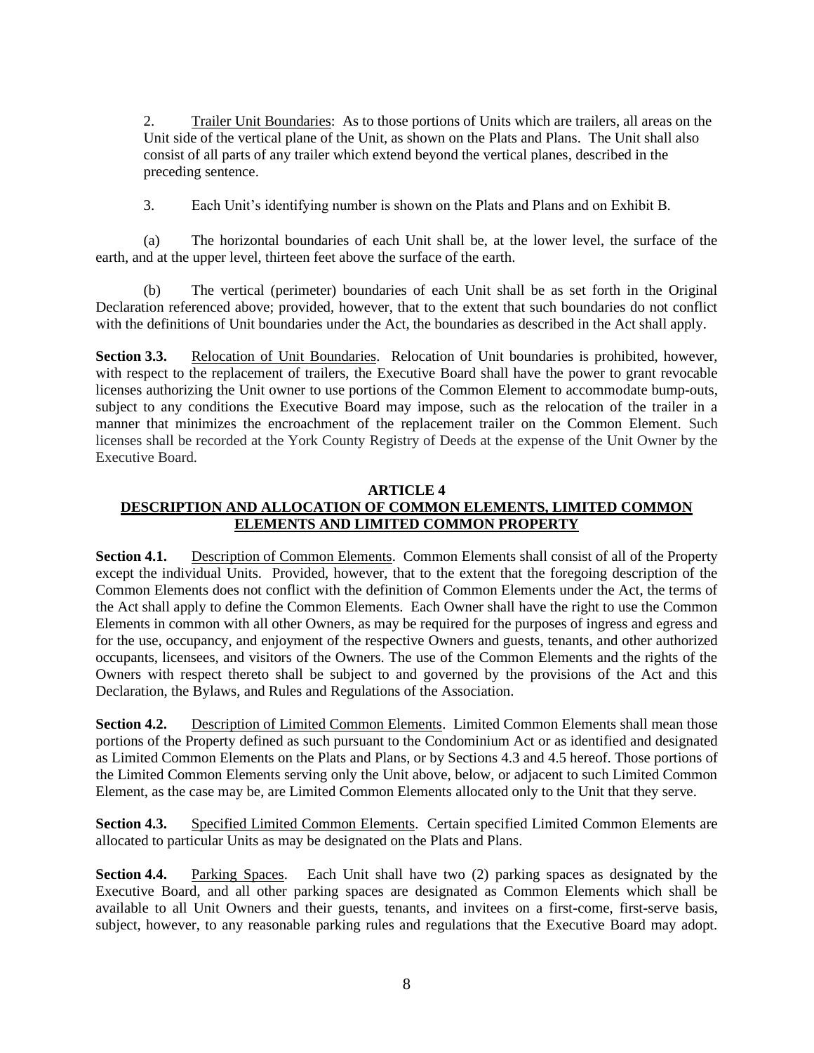2. Trailer Unit Boundaries: As to those portions of Units which are trailers, all areas on the Unit side of the vertical plane of the Unit, as shown on the Plats and Plans. The Unit shall also consist of all parts of any trailer which extend beyond the vertical planes, described in the preceding sentence.

3. Each Unit's identifying number is shown on the Plats and Plans and on Exhibit B.

(a) The horizontal boundaries of each Unit shall be, at the lower level, the surface of the earth, and at the upper level, thirteen feet above the surface of the earth.

(b) The vertical (perimeter) boundaries of each Unit shall be as set forth in the Original Declaration referenced above; provided, however, that to the extent that such boundaries do not conflict with the definitions of Unit boundaries under the Act, the boundaries as described in the Act shall apply.

**Section 3.3.** Relocation of Unit Boundaries. Relocation of Unit boundaries is prohibited, however, with respect to the replacement of trailers, the Executive Board shall have the power to grant revocable licenses authorizing the Unit owner to use portions of the Common Element to accommodate bump-outs, subject to any conditions the Executive Board may impose, such as the relocation of the trailer in a manner that minimizes the encroachment of the replacement trailer on the Common Element. Such licenses shall be recorded at the York County Registry of Deeds at the expense of the Unit Owner by the Executive Board.

## ARTICLE 4
## DESCRIPTION AND ALLOCATION OF COMMON ELEMENTS, LIMITED COMMON ELEMENTS AND LIMITED COMMON PROPERTY

**Section 4.1.** Description of Common Elements. Common Elements shall consist of all of the Property except the individual Units. Provided, however, that to the extent that the foregoing description of the Common Elements does not conflict with the definition of Common Elements under the Act, the terms of the Act shall apply to define the Common Elements. Each Owner shall have the right to use the Common Elements in common with all other Owners, as may be required for the purposes of ingress and egress and for the use, occupancy, and enjoyment of the respective Owners and guests, tenants, and other authorized occupants, licensees, and visitors of the Owners. The use of the Common Elements and the rights of the Owners with respect thereto shall be subject to and governed by the provisions of the Act and this Declaration, the Bylaws, and Rules and Regulations of the Association.

**Section 4.2.** Description of Limited Common Elements. Limited Common Elements shall mean those portions of the Property defined as such pursuant to the Condominium Act or as identified and designated as Limited Common Elements on the Plats and Plans, or by Sections 4.3 and 4.5 hereof. Those portions of the Limited Common Elements serving only the Unit above, below, or adjacent to such Limited Common Element, as the case may be, are Limited Common Elements allocated only to the Unit that they serve.

**Section 4.3.** Specified Limited Common Elements. Certain specified Limited Common Elements are allocated to particular Units as may be designated on the Plats and Plans.

**Section 4.4.** Parking Spaces. Each Unit shall have two (2) parking spaces as designated by the Executive Board, and all other parking spaces are designated as Common Elements which shall be available to all Unit Owners and their guests, tenants, and invitees on a first-come, first-serve basis, subject, however, to any reasonable parking rules and regulations that the Executive Board may adopt.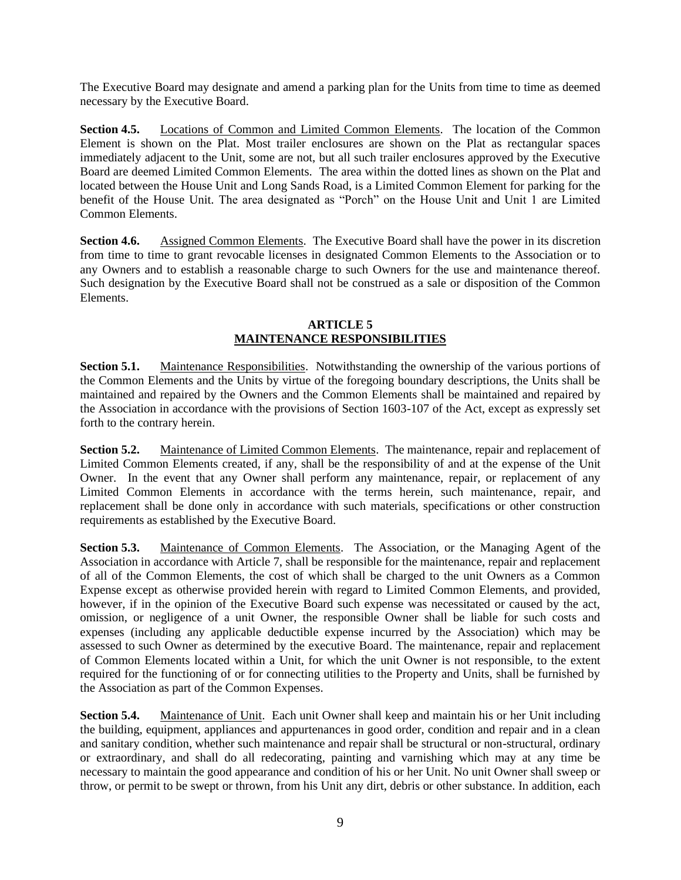The Executive Board may designate and amend a parking plan for the Units from time to time as deemed necessary by the Executive Board.

**Section 4.5.** Locations of Common and Limited Common Elements. The location of the Common Element is shown on the Plat. Most trailer enclosures are shown on the Plat as rectangular spaces immediately adjacent to the Unit, some are not, but all such trailer enclosures approved by the Executive Board are deemed Limited Common Elements. The area within the dotted lines as shown on the Plat and located between the House Unit and Long Sands Road, is a Limited Common Element for parking for the benefit of the House Unit. The area designated as "Porch" on the House Unit and Unit 1 are Limited Common Elements.

**Section 4.6.** Assigned Common Elements. The Executive Board shall have the power in its discretion from time to time to grant revocable licenses in designated Common Elements to the Association or to any Owners and to establish a reasonable charge to such Owners for the use and maintenance thereof. Such designation by the Executive Board shall not be construed as a sale or disposition of the Common Elements.

## ARTICLE 5
## MAINTENANCE RESPONSIBILITIES

**Section 5.1.** Maintenance Responsibilities. Notwithstanding the ownership of the various portions of the Common Elements and the Units by virtue of the foregoing boundary descriptions, the Units shall be maintained and repaired by the Owners and the Common Elements shall be maintained and repaired by the Association in accordance with the provisions of Section 1603-107 of the Act, except as expressly set forth to the contrary herein.

**Section 5.2.** Maintenance of Limited Common Elements. The maintenance, repair and replacement of Limited Common Elements created, if any, shall be the responsibility of and at the expense of the Unit Owner. In the event that any Owner shall perform any maintenance, repair, or replacement of any Limited Common Elements in accordance with the terms herein, such maintenance, repair, and replacement shall be done only in accordance with such materials, specifications or other construction requirements as established by the Executive Board.

**Section 5.3.** Maintenance of Common Elements. The Association, or the Managing Agent of the Association in accordance with Article 7, shall be responsible for the maintenance, repair and replacement of all of the Common Elements, the cost of which shall be charged to the unit Owners as a Common Expense except as otherwise provided herein with regard to Limited Common Elements, and provided, however, if in the opinion of the Executive Board such expense was necessitated or caused by the act, omission, or negligence of a unit Owner, the responsible Owner shall be liable for such costs and expenses (including any applicable deductible expense incurred by the Association) which may be assessed to such Owner as determined by the executive Board. The maintenance, repair and replacement of Common Elements located within a Unit, for which the unit Owner is not responsible, to the extent required for the functioning of or for connecting utilities to the Property and Units, shall be furnished by the Association as part of the Common Expenses.

**Section 5.4.** Maintenance of Unit. Each unit Owner shall keep and maintain his or her Unit including the building, equipment, appliances and appurtenances in good order, condition and repair and in a clean and sanitary condition, whether such maintenance and repair shall be structural or non-structural, ordinary or extraordinary, and shall do all redecorating, painting and varnishing which may at any time be necessary to maintain the good appearance and condition of his or her Unit. No unit Owner shall sweep or throw, or permit to be swept or thrown, from his Unit any dirt, debris or other substance. In addition, each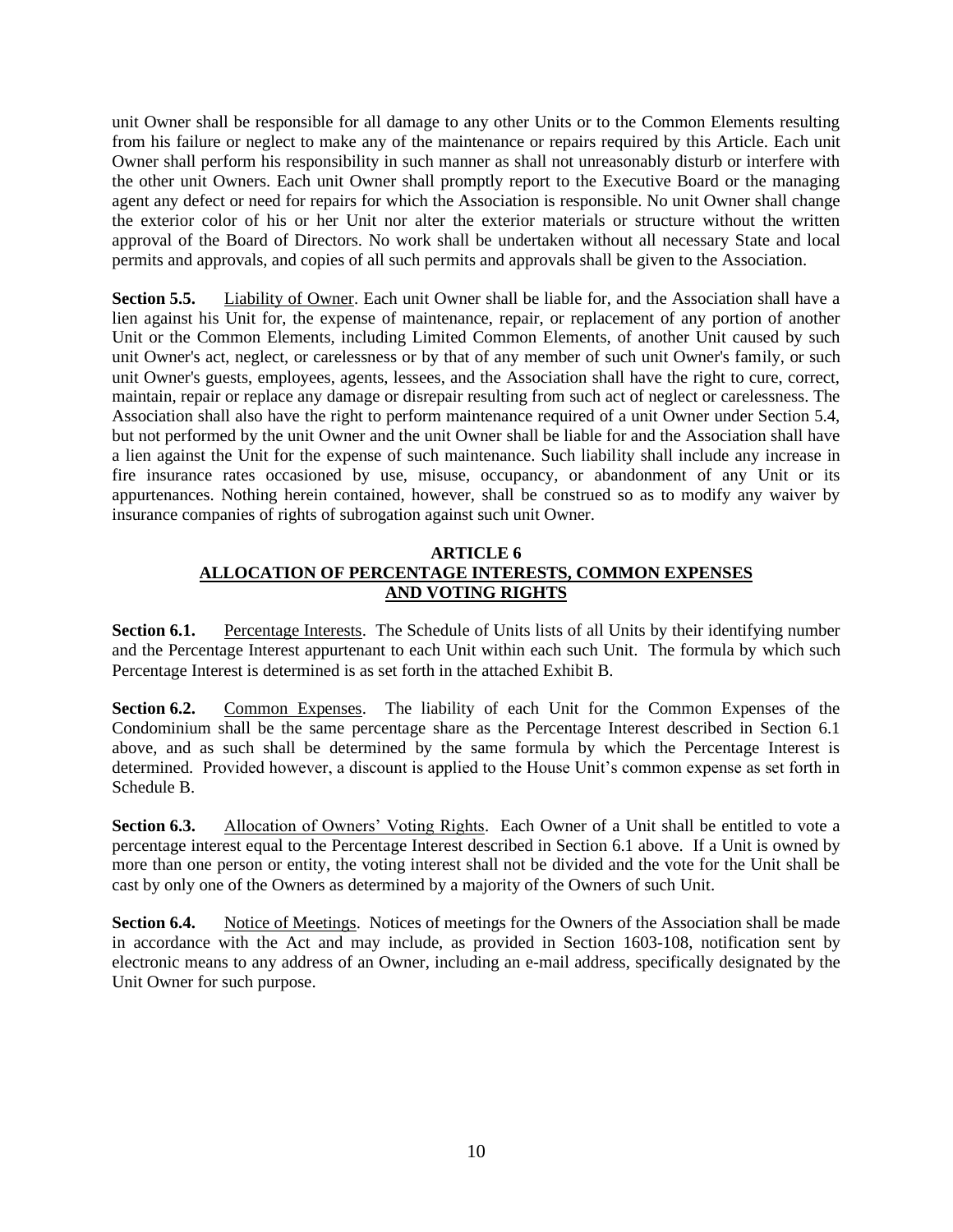unit Owner shall be responsible for all damage to any other Units or to the Common Elements resulting from his failure or neglect to make any of the maintenance or repairs required by this Article. Each unit Owner shall perform his responsibility in such manner as shall not unreasonably disturb or interfere with the other unit Owners. Each unit Owner shall promptly report to the Executive Board or the managing agent any defect or need for repairs for which the Association is responsible. No unit Owner shall change the exterior color of his or her Unit nor alter the exterior materials or structure without the written approval of the Board of Directors. No work shall be undertaken without all necessary State and local permits and approvals, and copies of all such permits and approvals shall be given to the Association.

**Section 5.5.** Liability of Owner. Each unit Owner shall be liable for, and the Association shall have a lien against his Unit for, the expense of maintenance, repair, or replacement of any portion of another Unit or the Common Elements, including Limited Common Elements, of another Unit caused by such unit Owner's act, neglect, or carelessness or by that of any member of such unit Owner's family, or such unit Owner's guests, employees, agents, lessees, and the Association shall have the right to cure, correct, maintain, repair or replace any damage or disrepair resulting from such act of neglect or carelessness. The Association shall also have the right to perform maintenance required of a unit Owner under Section 5.4, but not performed by the unit Owner and the unit Owner shall be liable for and the Association shall have a lien against the Unit for the expense of such maintenance. Such liability shall include any increase in fire insurance rates occasioned by use, misuse, occupancy, or abandonment of any Unit or its appurtenances. Nothing herein contained, however, shall be construed so as to modify any waiver by insurance companies of rights of subrogation against such unit Owner.

## ARTICLE 6
## ALLOCATION OF PERCENTAGE INTERESTS, COMMON EXPENSES AND VOTING RIGHTS

**Section 6.1.** Percentage Interests. The Schedule of Units lists of all Units by their identifying number and the Percentage Interest appurtenant to each Unit within each such Unit. The formula by which such Percentage Interest is determined is as set forth in the attached Exhibit B.

**Section 6.2.** Common Expenses. The liability of each Unit for the Common Expenses of the Condominium shall be the same percentage share as the Percentage Interest described in Section 6.1 above, and as such shall be determined by the same formula by which the Percentage Interest is determined. Provided however, a discount is applied to the House Unit's common expense as set forth in Schedule B.

**Section 6.3.** Allocation of Owners' Voting Rights. Each Owner of a Unit shall be entitled to vote a percentage interest equal to the Percentage Interest described in Section 6.1 above. If a Unit is owned by more than one person or entity, the voting interest shall not be divided and the vote for the Unit shall be cast by only one of the Owners as determined by a majority of the Owners of such Unit.

**Section 6.4.** Notice of Meetings. Notices of meetings for the Owners of the Association shall be made in accordance with the Act and may include, as provided in Section 1603-108, notification sent by electronic means to any address of an Owner, including an e-mail address, specifically designated by the Unit Owner for such purpose.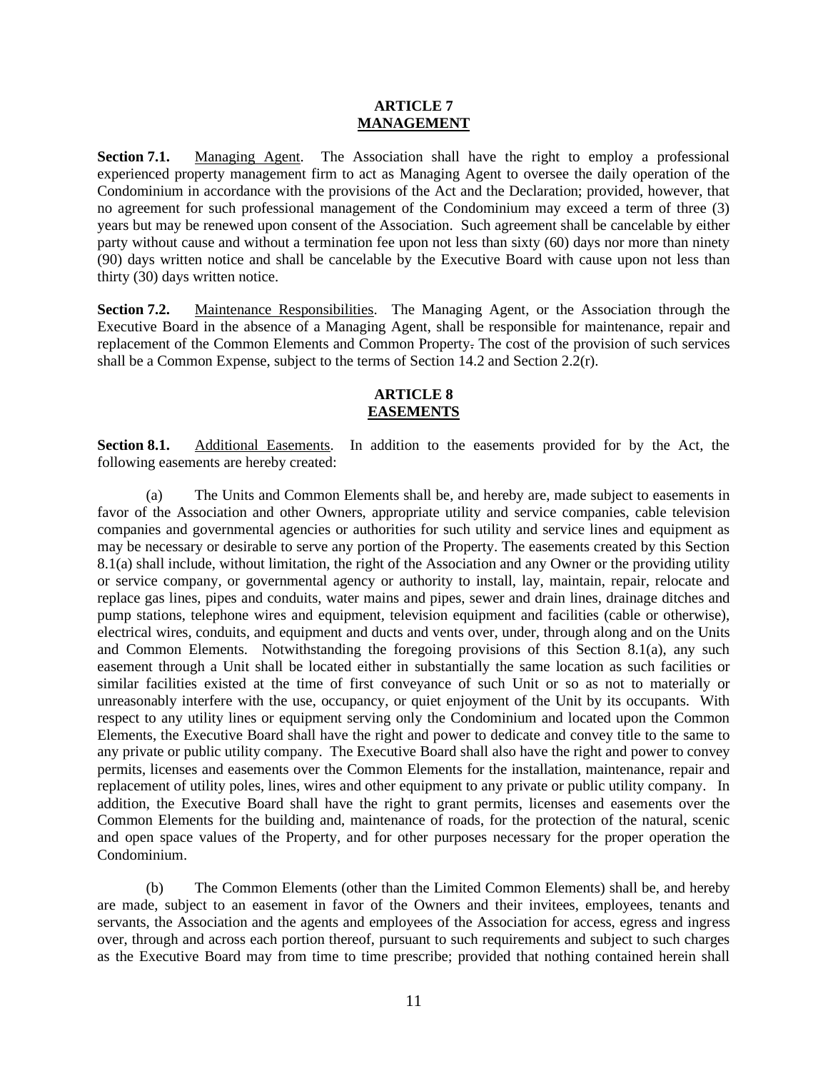# ARTICLE 7
## MANAGEMENT

**Section 7.1.** Managing Agent. The Association shall have the right to employ a professional experienced property management firm to act as Managing Agent to oversee the daily operation of the Condominium in accordance with the provisions of the Act and the Declaration; provided, however, that no agreement for such professional management of the Condominium may exceed a term of three (3) years but may be renewed upon consent of the Association. Such agreement shall be cancelable by either party without cause and without a termination fee upon not less than sixty (60) days nor more than ninety (90) days written notice and shall be cancelable by the Executive Board with cause upon not less than thirty (30) days written notice.

**Section 7.2.** Maintenance Responsibilities. The Managing Agent, or the Association through the Executive Board in the absence of a Managing Agent, shall be responsible for maintenance, repair and replacement of the Common Elements and Common Property. The cost of the provision of such services shall be a Common Expense, subject to the terms of Section 14.2 and Section 2.2(r).

# ARTICLE 8
## EASEMENTS

**Section 8.1.** Additional Easements. In addition to the easements provided for by the Act, the following easements are hereby created:

(a) The Units and Common Elements shall be, and hereby are, made subject to easements in favor of the Association and other Owners, appropriate utility and service companies, cable television companies and governmental agencies or authorities for such utility and service lines and equipment as may be necessary or desirable to serve any portion of the Property. The easements created by this Section 8.1(a) shall include, without limitation, the right of the Association and any Owner or the providing utility or service company, or governmental agency or authority to install, lay, maintain, repair, relocate and replace gas lines, pipes and conduits, water mains and pipes, sewer and drain lines, drainage ditches and pump stations, telephone wires and equipment, television equipment and facilities (cable or otherwise), electrical wires, conduits, and equipment and ducts and vents over, under, through along and on the Units and Common Elements. Notwithstanding the foregoing provisions of this Section 8.1(a), any such easement through a Unit shall be located either in substantially the same location as such facilities or similar facilities existed at the time of first conveyance of such Unit or so as not to materially or unreasonably interfere with the use, occupancy, or quiet enjoyment of the Unit by its occupants. With respect to any utility lines or equipment serving only the Condominium and located upon the Common Elements, the Executive Board shall have the right and power to dedicate and convey title to the same to any private or public utility company. The Executive Board shall also have the right and power to convey permits, licenses and easements over the Common Elements for the installation, maintenance, repair and replacement of utility poles, lines, wires and other equipment to any private or public utility company. In addition, the Executive Board shall have the right to grant permits, licenses and easements over the Common Elements for the building and, maintenance of roads, for the protection of the natural, scenic and open space values of the Property, and for other purposes necessary for the proper operation the Condominium.

(b) The Common Elements (other than the Limited Common Elements) shall be, and hereby are made, subject to an easement in favor of the Owners and their invitees, employees, tenants and servants, the Association and the agents and employees of the Association for access, egress and ingress over, through and across each portion thereof, pursuant to such requirements and subject to such charges as the Executive Board may from time to time prescribe; provided that nothing contained herein shall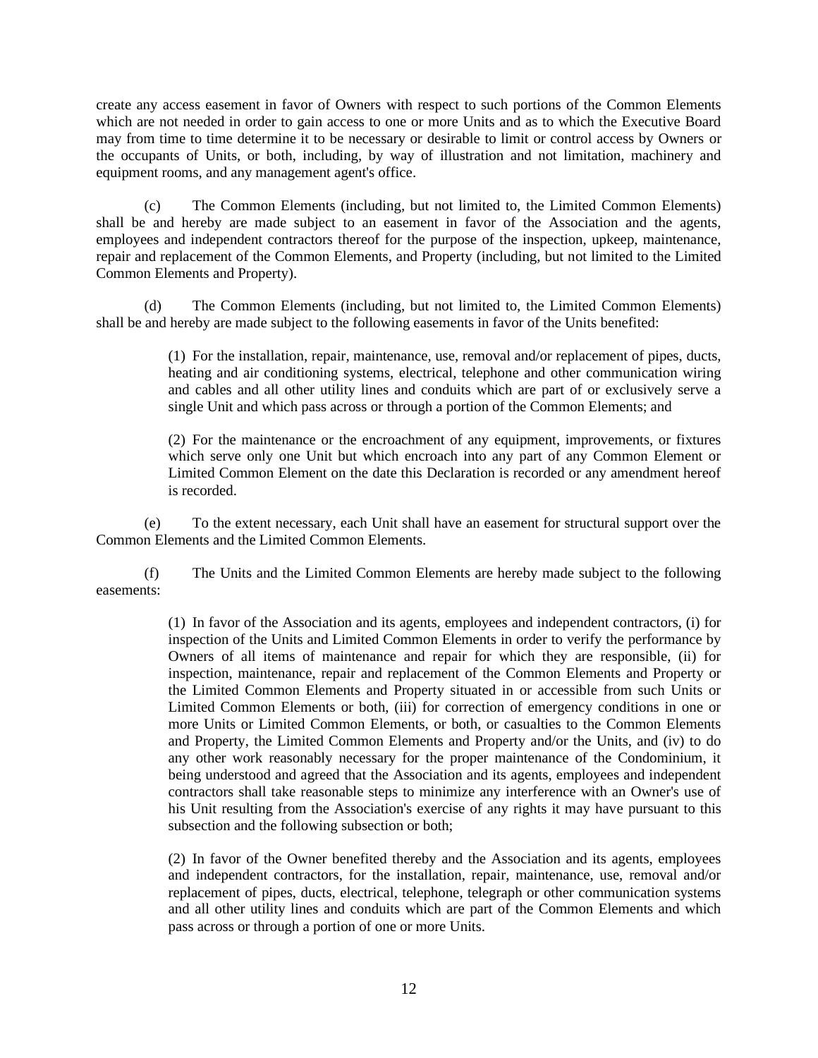create any access easement in favor of Owners with respect to such portions of the Common Elements which are not needed in order to gain access to one or more Units and as to which the Executive Board may from time to time determine it to be necessary or desirable to limit or control access by Owners or the occupants of Units, or both, including, by way of illustration and not limitation, machinery and equipment rooms, and any management agent's office.

(c) The Common Elements (including, but not limited to, the Limited Common Elements) shall be and hereby are made subject to an easement in favor of the Association and the agents, employees and independent contractors thereof for the purpose of the inspection, upkeep, maintenance, repair and replacement of the Common Elements, and Property (including, but not limited to the Limited Common Elements and Property).

(d) The Common Elements (including, but not limited to, the Limited Common Elements) shall be and hereby are made subject to the following easements in favor of the Units benefited:

> (1) For the installation, repair, maintenance, use, removal and/or replacement of pipes, ducts, heating and air conditioning systems, electrical, telephone and other communication wiring and cables and all other utility lines and conduits which are part of or exclusively serve a single Unit and which pass across or through a portion of the Common Elements; and
>
> (2) For the maintenance or the encroachment of any equipment, improvements, or fixtures which serve only one Unit but which encroach into any part of any Common Element or Limited Common Element on the date this Declaration is recorded or any amendment hereof is recorded.

(e) To the extent necessary, each Unit shall have an easement for structural support over the Common Elements and the Limited Common Elements.

(f) The Units and the Limited Common Elements are hereby made subject to the following easements:

> (1) In favor of the Association and its agents, employees and independent contractors, (i) for inspection of the Units and Limited Common Elements in order to verify the performance by Owners of all items of maintenance and repair for which they are responsible, (ii) for inspection, maintenance, repair and replacement of the Common Elements and Property or the Limited Common Elements and Property situated in or accessible from such Units or Limited Common Elements or both, (iii) for correction of emergency conditions in one or more Units or Limited Common Elements, or both, or casualties to the Common Elements and Property, the Limited Common Elements and Property and/or the Units, and (iv) to do any other work reasonably necessary for the proper maintenance of the Condominium, it being understood and agreed that the Association and its agents, employees and independent contractors shall take reasonable steps to minimize any interference with an Owner's use of his Unit resulting from the Association's exercise of any rights it may have pursuant to this subsection and the following subsection or both;
>
> (2) In favor of the Owner benefited thereby and the Association and its agents, employees and independent contractors, for the installation, repair, maintenance, use, removal and/or replacement of pipes, ducts, electrical, telephone, telegraph or other communication systems and all other utility lines and conduits which are part of the Common Elements and which pass across or through a portion of one or more Units.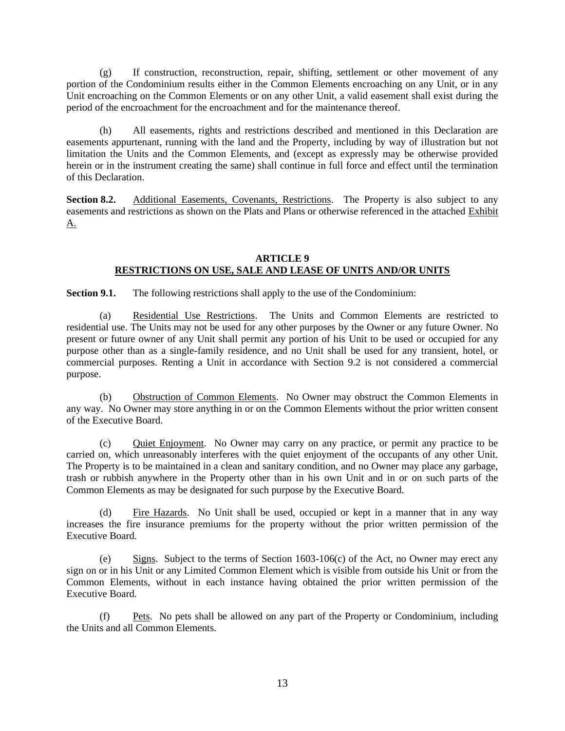(g) If construction, reconstruction, repair, shifting, settlement or other movement of any portion of the Condominium results either in the Common Elements encroaching on any Unit, or in any Unit encroaching on the Common Elements or on any other Unit, a valid easement shall exist during the period of the encroachment for the encroachment and for the maintenance thereof.

(h) All easements, rights and restrictions described and mentioned in this Declaration are easements appurtenant, running with the land and the Property, including by way of illustration but not limitation the Units and the Common Elements, and (except as expressly may be otherwise provided herein or in the instrument creating the same) shall continue in full force and effect until the termination of this Declaration.

**Section 8.2.** Additional Easements, Covenants, Restrictions. The Property is also subject to any easements and restrictions as shown on the Plats and Plans or otherwise referenced in the attached Exhibit A.

## ARTICLE 9
## RESTRICTIONS ON USE, SALE AND LEASE OF UNITS AND/OR UNITS

**Section 9.1.** The following restrictions shall apply to the use of the Condominium:

(a) Residential Use Restrictions. The Units and Common Elements are restricted to residential use. The Units may not be used for any other purposes by the Owner or any future Owner. No present or future owner of any Unit shall permit any portion of his Unit to be used or occupied for any purpose other than as a single-family residence, and no Unit shall be used for any transient, hotel, or commercial purposes. Renting a Unit in accordance with Section 9.2 is not considered a commercial purpose.

(b) Obstruction of Common Elements. No Owner may obstruct the Common Elements in any way. No Owner may store anything in or on the Common Elements without the prior written consent of the Executive Board.

(c) Quiet Enjoyment. No Owner may carry on any practice, or permit any practice to be carried on, which unreasonably interferes with the quiet enjoyment of the occupants of any other Unit. The Property is to be maintained in a clean and sanitary condition, and no Owner may place any garbage, trash or rubbish anywhere in the Property other than in his own Unit and in or on such parts of the Common Elements as may be designated for such purpose by the Executive Board.

(d) Fire Hazards. No Unit shall be used, occupied or kept in a manner that in any way increases the fire insurance premiums for the property without the prior written permission of the Executive Board.

(e) Signs. Subject to the terms of Section 1603-106(c) of the Act, no Owner may erect any sign on or in his Unit or any Limited Common Element which is visible from outside his Unit or from the Common Elements, without in each instance having obtained the prior written permission of the Executive Board.

(f) Pets. No pets shall be allowed on any part of the Property or Condominium, including the Units and all Common Elements.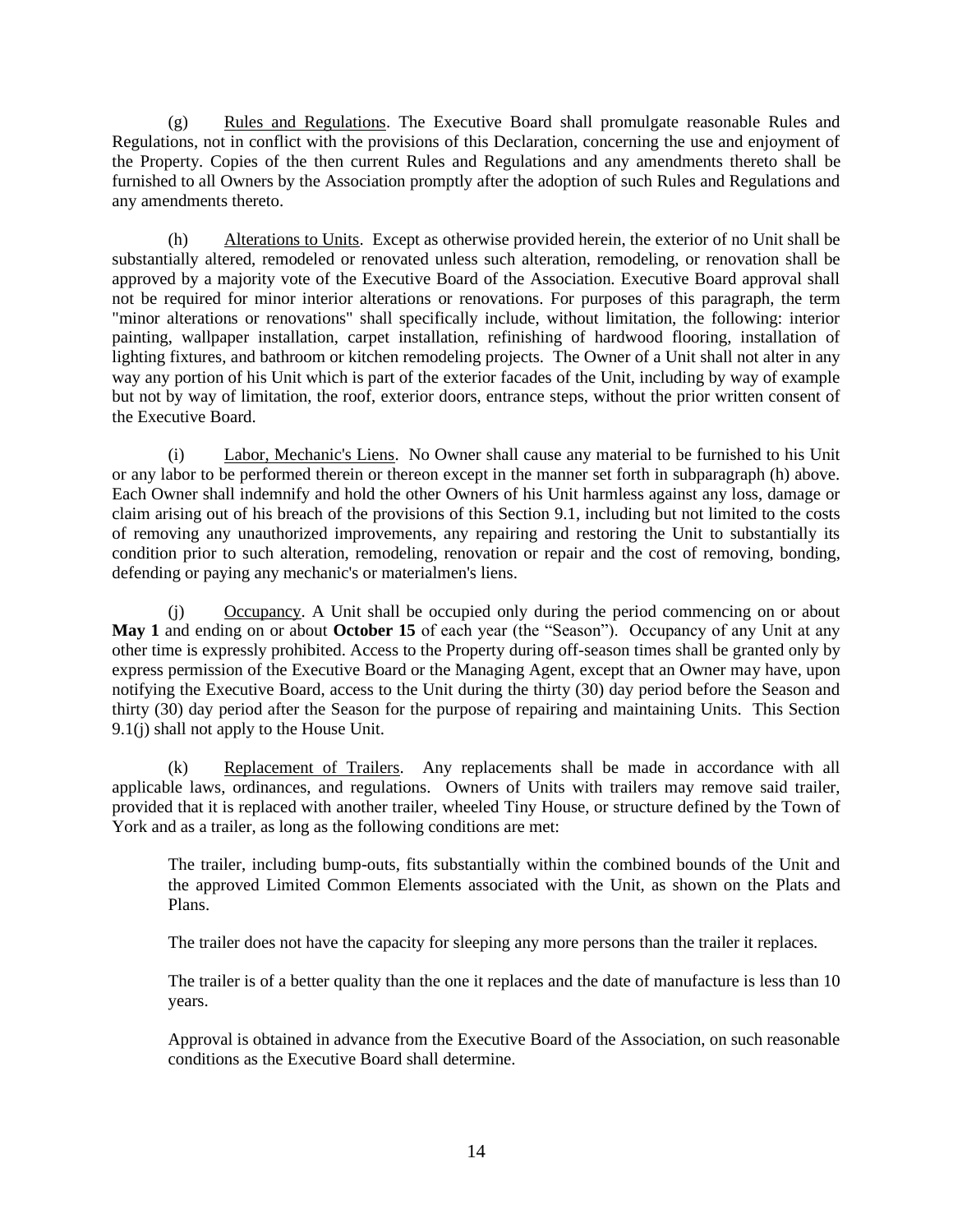(g) Rules and Regulations. The Executive Board shall promulgate reasonable Rules and Regulations, not in conflict with the provisions of this Declaration, concerning the use and enjoyment of the Property. Copies of the then current Rules and Regulations and any amendments thereto shall be furnished to all Owners by the Association promptly after the adoption of such Rules and Regulations and any amendments thereto.

(h) Alterations to Units. Except as otherwise provided herein, the exterior of no Unit shall be substantially altered, remodeled or renovated unless such alteration, remodeling, or renovation shall be approved by a majority vote of the Executive Board of the Association. Executive Board approval shall not be required for minor interior alterations or renovations. For purposes of this paragraph, the term "minor alterations or renovations" shall specifically include, without limitation, the following: interior painting, wallpaper installation, carpet installation, refinishing of hardwood flooring, installation of lighting fixtures, and bathroom or kitchen remodeling projects. The Owner of a Unit shall not alter in any way any portion of his Unit which is part of the exterior facades of the Unit, including by way of example but not by way of limitation, the roof, exterior doors, entrance steps, without the prior written consent of the Executive Board.

(i) Labor, Mechanic's Liens. No Owner shall cause any material to be furnished to his Unit or any labor to be performed therein or thereon except in the manner set forth in subparagraph (h) above. Each Owner shall indemnify and hold the other Owners of his Unit harmless against any loss, damage or claim arising out of his breach of the provisions of this Section 9.1, including but not limited to the costs of removing any unauthorized improvements, any repairing and restoring the Unit to substantially its condition prior to such alteration, remodeling, renovation or repair and the cost of removing, bonding, defending or paying any mechanic's or materialmen's liens.

(j) Occupancy. A Unit shall be occupied only during the period commencing on or about **May 1** and ending on or about **October 15** of each year (the "Season"). Occupancy of any Unit at any other time is expressly prohibited. Access to the Property during off-season times shall be granted only by express permission of the Executive Board or the Managing Agent, except that an Owner may have, upon notifying the Executive Board, access to the Unit during the thirty (30) day period before the Season and thirty (30) day period after the Season for the purpose of repairing and maintaining Units. This Section 9.1(j) shall not apply to the House Unit.

(k) Replacement of Trailers. Any replacements shall be made in accordance with all applicable laws, ordinances, and regulations. Owners of Units with trailers may remove said trailer, provided that it is replaced with another trailer, wheeled Tiny House, or structure defined by the Town of York and as a trailer, as long as the following conditions are met:

The trailer, including bump-outs, fits substantially within the combined bounds of the Unit and the approved Limited Common Elements associated with the Unit, as shown on the Plats and Plans.

The trailer does not have the capacity for sleeping any more persons than the trailer it replaces.

The trailer is of a better quality than the one it replaces and the date of manufacture is less than 10 years.

Approval is obtained in advance from the Executive Board of the Association, on such reasonable conditions as the Executive Board shall determine.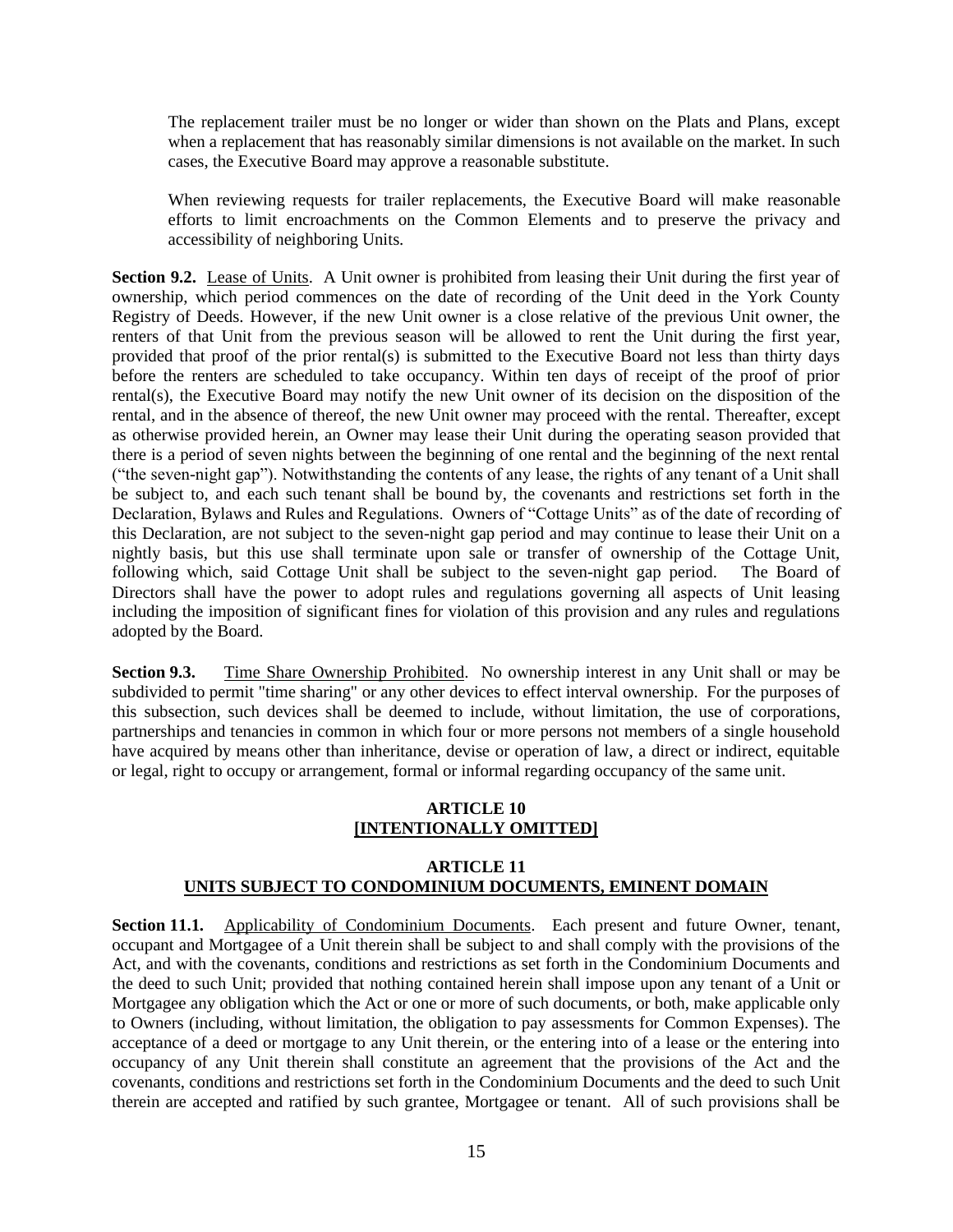The replacement trailer must be no longer or wider than shown on the Plats and Plans, except when a replacement that has reasonably similar dimensions is not available on the market. In such cases, the Executive Board may approve a reasonable substitute.

When reviewing requests for trailer replacements, the Executive Board will make reasonable efforts to limit encroachments on the Common Elements and to preserve the privacy and accessibility of neighboring Units.

**Section 9.2.** Lease of Units. A Unit owner is prohibited from leasing their Unit during the first year of ownership, which period commences on the date of recording of the Unit deed in the York County Registry of Deeds. However, if the new Unit owner is a close relative of the previous Unit owner, the renters of that Unit from the previous season will be allowed to rent the Unit during the first year, provided that proof of the prior rental(s) is submitted to the Executive Board not less than thirty days before the renters are scheduled to take occupancy. Within ten days of receipt of the proof of prior rental(s), the Executive Board may notify the new Unit owner of its decision on the disposition of the rental, and in the absence of thereof, the new Unit owner may proceed with the rental. Thereafter, except as otherwise provided herein, an Owner may lease their Unit during the operating season provided that there is a period of seven nights between the beginning of one rental and the beginning of the next rental ("the seven-night gap"). Notwithstanding the contents of any lease, the rights of any tenant of a Unit shall be subject to, and each such tenant shall be bound by, the covenants and restrictions set forth in the Declaration, Bylaws and Rules and Regulations. Owners of "Cottage Units" as of the date of recording of this Declaration, are not subject to the seven-night gap period and may continue to lease their Unit on a nightly basis, but this use shall terminate upon sale or transfer of ownership of the Cottage Unit, following which, said Cottage Unit shall be subject to the seven-night gap period. The Board of Directors shall have the power to adopt rules and regulations governing all aspects of Unit leasing including the imposition of significant fines for violation of this provision and any rules and regulations adopted by the Board.

**Section 9.3.** Time Share Ownership Prohibited. No ownership interest in any Unit shall or may be subdivided to permit "time sharing" or any other devices to effect interval ownership. For the purposes of this subsection, such devices shall be deemed to include, without limitation, the use of corporations, partnerships and tenancies in common in which four or more persons not members of a single household have acquired by means other than inheritance, devise or operation of law, a direct or indirect, equitable or legal, right to occupy or arrangement, formal or informal regarding occupancy of the same unit.

## ARTICLE 10
## [INTENTIONALLY OMITTED]

## ARTICLE 11
## UNITS SUBJECT TO CONDOMINIUM DOCUMENTS, EMINENT DOMAIN

**Section 11.1.** Applicability of Condominium Documents. Each present and future Owner, tenant, occupant and Mortgagee of a Unit therein shall be subject to and shall comply with the provisions of the Act, and with the covenants, conditions and restrictions as set forth in the Condominium Documents and the deed to such Unit; provided that nothing contained herein shall impose upon any tenant of a Unit or Mortgagee any obligation which the Act or one or more of such documents, or both, make applicable only to Owners (including, without limitation, the obligation to pay assessments for Common Expenses). The acceptance of a deed or mortgage to any Unit therein, or the entering into of a lease or the entering into occupancy of any Unit therein shall constitute an agreement that the provisions of the Act and the covenants, conditions and restrictions set forth in the Condominium Documents and the deed to such Unit therein are accepted and ratified by such grantee, Mortgagee or tenant. All of such provisions shall be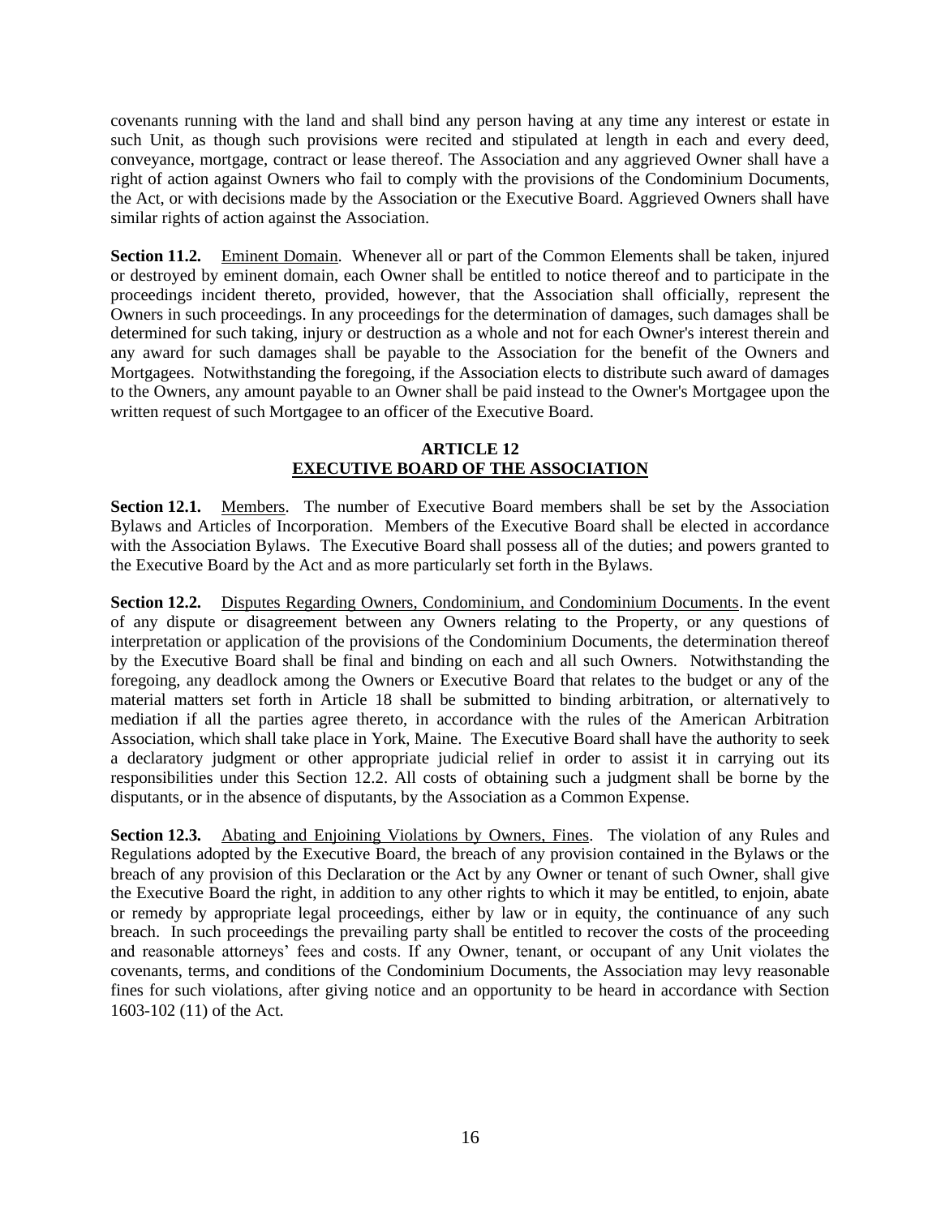covenants running with the land and shall bind any person having at any time any interest or estate in such Unit, as though such provisions were recited and stipulated at length in each and every deed, conveyance, mortgage, contract or lease thereof. The Association and any aggrieved Owner shall have a right of action against Owners who fail to comply with the provisions of the Condominium Documents, the Act, or with decisions made by the Association or the Executive Board. Aggrieved Owners shall have similar rights of action against the Association.

**Section 11.2.** Eminent Domain. Whenever all or part of the Common Elements shall be taken, injured or destroyed by eminent domain, each Owner shall be entitled to notice thereof and to participate in the proceedings incident thereto, provided, however, that the Association shall officially, represent the Owners in such proceedings. In any proceedings for the determination of damages, such damages shall be determined for such taking, injury or destruction as a whole and not for each Owner's interest therein and any award for such damages shall be payable to the Association for the benefit of the Owners and Mortgagees. Notwithstanding the foregoing, if the Association elects to distribute such award of damages to the Owners, any amount payable to an Owner shall be paid instead to the Owner's Mortgagee upon the written request of such Mortgagee to an officer of the Executive Board.

## ARTICLE 12
## EXECUTIVE BOARD OF THE ASSOCIATION

**Section 12.1.** Members. The number of Executive Board members shall be set by the Association Bylaws and Articles of Incorporation. Members of the Executive Board shall be elected in accordance with the Association Bylaws. The Executive Board shall possess all of the duties; and powers granted to the Executive Board by the Act and as more particularly set forth in the Bylaws.

**Section 12.2.** Disputes Regarding Owners, Condominium, and Condominium Documents. In the event of any dispute or disagreement between any Owners relating to the Property, or any questions of interpretation or application of the provisions of the Condominium Documents, the determination thereof by the Executive Board shall be final and binding on each and all such Owners. Notwithstanding the foregoing, any deadlock among the Owners or Executive Board that relates to the budget or any of the material matters set forth in Article 18 shall be submitted to binding arbitration, or alternatively to mediation if all the parties agree thereto, in accordance with the rules of the American Arbitration Association, which shall take place in York, Maine. The Executive Board shall have the authority to seek a declaratory judgment or other appropriate judicial relief in order to assist it in carrying out its responsibilities under this Section 12.2. All costs of obtaining such a judgment shall be borne by the disputants, or in the absence of disputants, by the Association as a Common Expense.

**Section 12.3.** Abating and Enjoining Violations by Owners, Fines. The violation of any Rules and Regulations adopted by the Executive Board, the breach of any provision contained in the Bylaws or the breach of any provision of this Declaration or the Act by any Owner or tenant of such Owner, shall give the Executive Board the right, in addition to any other rights to which it may be entitled, to enjoin, abate or remedy by appropriate legal proceedings, either by law or in equity, the continuance of any such breach. In such proceedings the prevailing party shall be entitled to recover the costs of the proceeding and reasonable attorneys' fees and costs. If any Owner, tenant, or occupant of any Unit violates the covenants, terms, and conditions of the Condominium Documents, the Association may levy reasonable fines for such violations, after giving notice and an opportunity to be heard in accordance with Section 1603-102 (11) of the Act.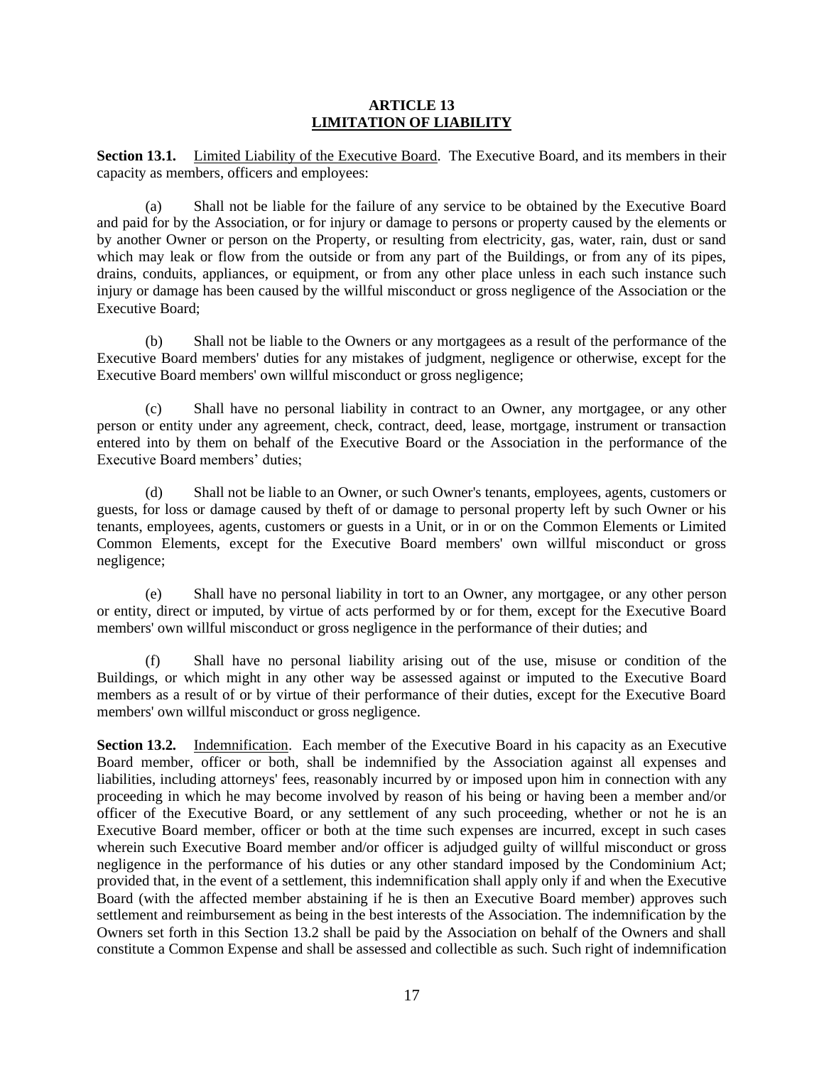# ARTICLE 13
## LIMITATION OF LIABILITY

**Section 13.1.** Limited Liability of the Executive Board. The Executive Board, and its members in their capacity as members, officers and employees:

(a) Shall not be liable for the failure of any service to be obtained by the Executive Board and paid for by the Association, or for injury or damage to persons or property caused by the elements or by another Owner or person on the Property, or resulting from electricity, gas, water, rain, dust or sand which may leak or flow from the outside or from any part of the Buildings, or from any of its pipes, drains, conduits, appliances, or equipment, or from any other place unless in each such instance such injury or damage has been caused by the willful misconduct or gross negligence of the Association or the Executive Board;

(b) Shall not be liable to the Owners or any mortgagees as a result of the performance of the Executive Board members' duties for any mistakes of judgment, negligence or otherwise, except for the Executive Board members' own willful misconduct or gross negligence;

(c) Shall have no personal liability in contract to an Owner, any mortgagee, or any other person or entity under any agreement, check, contract, deed, lease, mortgage, instrument or transaction entered into by them on behalf of the Executive Board or the Association in the performance of the Executive Board members' duties;

(d) Shall not be liable to an Owner, or such Owner's tenants, employees, agents, customers or guests, for loss or damage caused by theft of or damage to personal property left by such Owner or his tenants, employees, agents, customers or guests in a Unit, or in or on the Common Elements or Limited Common Elements, except for the Executive Board members' own willful misconduct or gross negligence;

(e) Shall have no personal liability in tort to an Owner, any mortgagee, or any other person or entity, direct or imputed, by virtue of acts performed by or for them, except for the Executive Board members' own willful misconduct or gross negligence in the performance of their duties; and

(f) Shall have no personal liability arising out of the use, misuse or condition of the Buildings, or which might in any other way be assessed against or imputed to the Executive Board members as a result of or by virtue of their performance of their duties, except for the Executive Board members' own willful misconduct or gross negligence.

**Section 13.2.** Indemnification. Each member of the Executive Board in his capacity as an Executive Board member, officer or both, shall be indemnified by the Association against all expenses and liabilities, including attorneys' fees, reasonably incurred by or imposed upon him in connection with any proceeding in which he may become involved by reason of his being or having been a member and/or officer of the Executive Board, or any settlement of any such proceeding, whether or not he is an Executive Board member, officer or both at the time such expenses are incurred, except in such cases wherein such Executive Board member and/or officer is adjudged guilty of willful misconduct or gross negligence in the performance of his duties or any other standard imposed by the Condominium Act; provided that, in the event of a settlement, this indemnification shall apply only if and when the Executive Board (with the affected member abstaining if he is then an Executive Board member) approves such settlement and reimbursement as being in the best interests of the Association. The indemnification by the Owners set forth in this Section 13.2 shall be paid by the Association on behalf of the Owners and shall constitute a Common Expense and shall be assessed and collectible as such. Such right of indemnification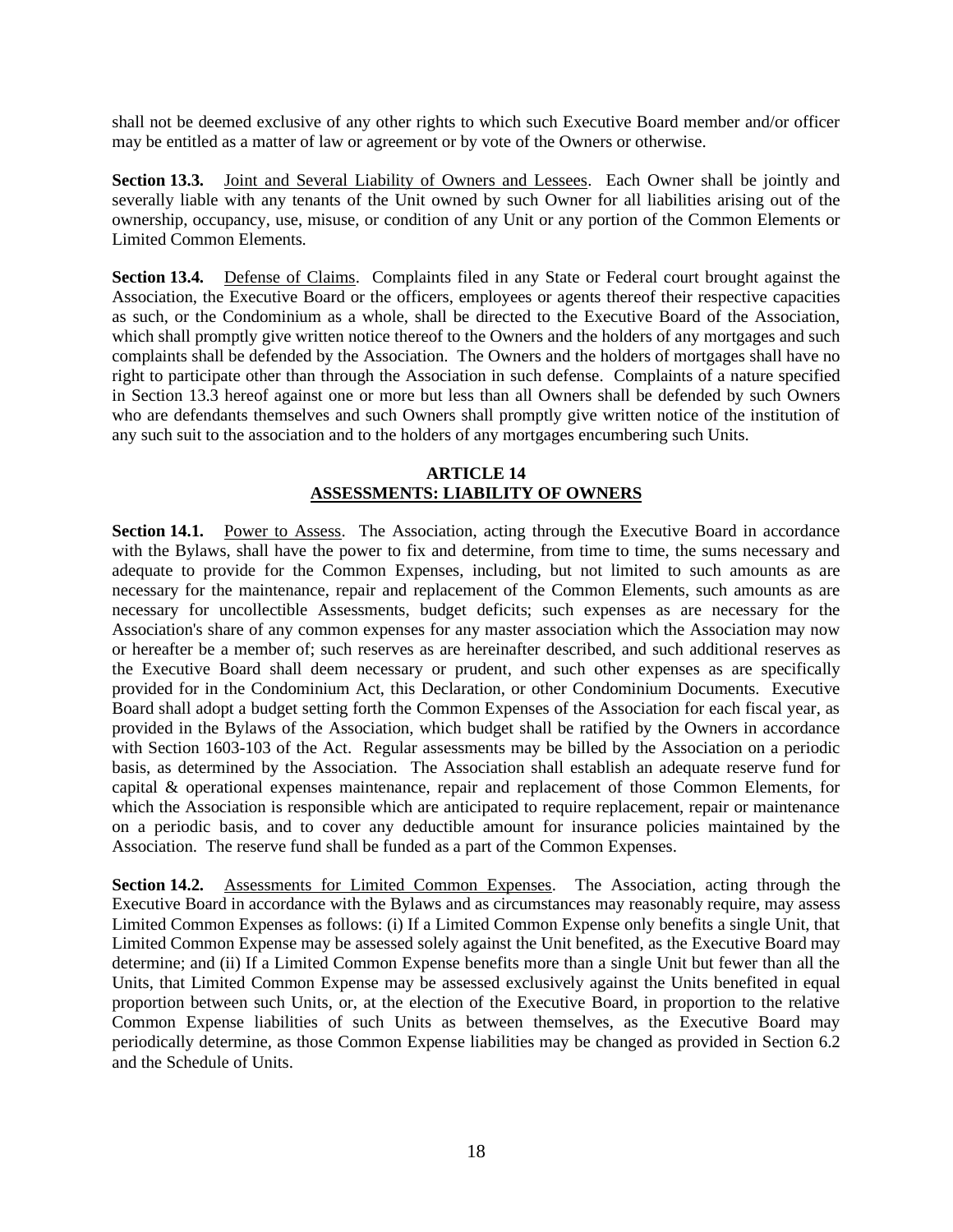shall not be deemed exclusive of any other rights to which such Executive Board member and/or officer may be entitled as a matter of law or agreement or by vote of the Owners or otherwise.

**Section 13.3.** Joint and Several Liability of Owners and Lessees. Each Owner shall be jointly and severally liable with any tenants of the Unit owned by such Owner for all liabilities arising out of the ownership, occupancy, use, misuse, or condition of any Unit or any portion of the Common Elements or Limited Common Elements.

**Section 13.4.** Defense of Claims. Complaints filed in any State or Federal court brought against the Association, the Executive Board or the officers, employees or agents thereof their respective capacities as such, or the Condominium as a whole, shall be directed to the Executive Board of the Association, which shall promptly give written notice thereof to the Owners and the holders of any mortgages and such complaints shall be defended by the Association. The Owners and the holders of mortgages shall have no right to participate other than through the Association in such defense. Complaints of a nature specified in Section 13.3 hereof against one or more but less than all Owners shall be defended by such Owners who are defendants themselves and such Owners shall promptly give written notice of the institution of any such suit to the association and to the holders of any mortgages encumbering such Units.

## ARTICLE 14
## ASSESSMENTS: LIABILITY OF OWNERS

**Section 14.1.** Power to Assess. The Association, acting through the Executive Board in accordance with the Bylaws, shall have the power to fix and determine, from time to time, the sums necessary and adequate to provide for the Common Expenses, including, but not limited to such amounts as are necessary for the maintenance, repair and replacement of the Common Elements, such amounts as are necessary for uncollectible Assessments, budget deficits; such expenses as are necessary for the Association's share of any common expenses for any master association which the Association may now or hereafter be a member of; such reserves as are hereinafter described, and such additional reserves as the Executive Board shall deem necessary or prudent, and such other expenses as are specifically provided for in the Condominium Act, this Declaration, or other Condominium Documents. Executive Board shall adopt a budget setting forth the Common Expenses of the Association for each fiscal year, as provided in the Bylaws of the Association, which budget shall be ratified by the Owners in accordance with Section 1603-103 of the Act. Regular assessments may be billed by the Association on a periodic basis, as determined by the Association. The Association shall establish an adequate reserve fund for capital & operational expenses maintenance, repair and replacement of those Common Elements, for which the Association is responsible which are anticipated to require replacement, repair or maintenance on a periodic basis, and to cover any deductible amount for insurance policies maintained by the Association. The reserve fund shall be funded as a part of the Common Expenses.

**Section 14.2.** Assessments for Limited Common Expenses. The Association, acting through the Executive Board in accordance with the Bylaws and as circumstances may reasonably require, may assess Limited Common Expenses as follows: (i) If a Limited Common Expense only benefits a single Unit, that Limited Common Expense may be assessed solely against the Unit benefited, as the Executive Board may determine; and (ii) If a Limited Common Expense benefits more than a single Unit but fewer than all the Units, that Limited Common Expense may be assessed exclusively against the Units benefited in equal proportion between such Units, or, at the election of the Executive Board, in proportion to the relative Common Expense liabilities of such Units as between themselves, as the Executive Board may periodically determine, as those Common Expense liabilities may be changed as provided in Section 6.2 and the Schedule of Units.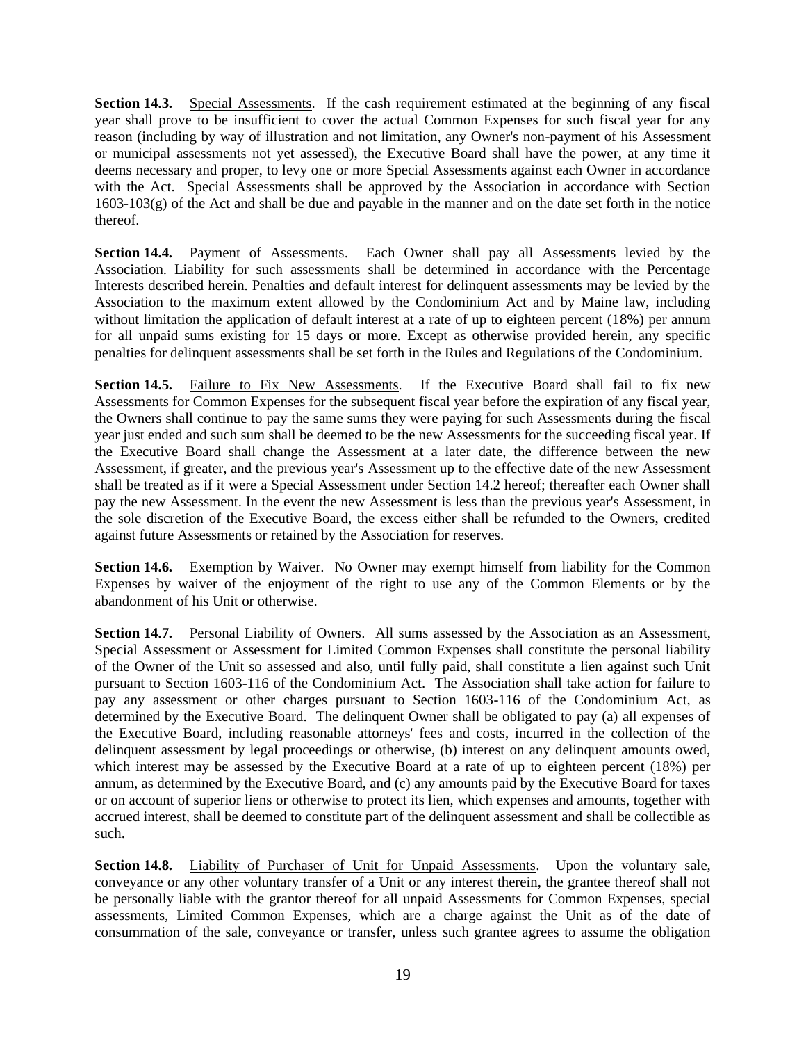**Section 14.3.** Special Assessments. If the cash requirement estimated at the beginning of any fiscal year shall prove to be insufficient to cover the actual Common Expenses for such fiscal year for any reason (including by way of illustration and not limitation, any Owner's non-payment of his Assessment or municipal assessments not yet assessed), the Executive Board shall have the power, at any time it deems necessary and proper, to levy one or more Special Assessments against each Owner in accordance with the Act. Special Assessments shall be approved by the Association in accordance with Section 1603-103(g) of the Act and shall be due and payable in the manner and on the date set forth in the notice thereof.

**Section 14.4.** Payment of Assessments. Each Owner shall pay all Assessments levied by the Association. Liability for such assessments shall be determined in accordance with the Percentage Interests described herein. Penalties and default interest for delinquent assessments may be levied by the Association to the maximum extent allowed by the Condominium Act and by Maine law, including without limitation the application of default interest at a rate of up to eighteen percent (18%) per annum for all unpaid sums existing for 15 days or more. Except as otherwise provided herein, any specific penalties for delinquent assessments shall be set forth in the Rules and Regulations of the Condominium.

**Section 14.5.** Failure to Fix New Assessments. If the Executive Board shall fail to fix new Assessments for Common Expenses for the subsequent fiscal year before the expiration of any fiscal year, the Owners shall continue to pay the same sums they were paying for such Assessments during the fiscal year just ended and such sum shall be deemed to be the new Assessments for the succeeding fiscal year. If the Executive Board shall change the Assessment at a later date, the difference between the new Assessment, if greater, and the previous year's Assessment up to the effective date of the new Assessment shall be treated as if it were a Special Assessment under Section 14.2 hereof; thereafter each Owner shall pay the new Assessment. In the event the new Assessment is less than the previous year's Assessment, in the sole discretion of the Executive Board, the excess either shall be refunded to the Owners, credited against future Assessments or retained by the Association for reserves.

**Section 14.6.** Exemption by Waiver. No Owner may exempt himself from liability for the Common Expenses by waiver of the enjoyment of the right to use any of the Common Elements or by the abandonment of his Unit or otherwise.

**Section 14.7.** Personal Liability of Owners. All sums assessed by the Association as an Assessment, Special Assessment or Assessment for Limited Common Expenses shall constitute the personal liability of the Owner of the Unit so assessed and also, until fully paid, shall constitute a lien against such Unit pursuant to Section 1603-116 of the Condominium Act. The Association shall take action for failure to pay any assessment or other charges pursuant to Section 1603-116 of the Condominium Act, as determined by the Executive Board. The delinquent Owner shall be obligated to pay (a) all expenses of the Executive Board, including reasonable attorneys' fees and costs, incurred in the collection of the delinquent assessment by legal proceedings or otherwise, (b) interest on any delinquent amounts owed, which interest may be assessed by the Executive Board at a rate of up to eighteen percent (18%) per annum, as determined by the Executive Board, and (c) any amounts paid by the Executive Board for taxes or on account of superior liens or otherwise to protect its lien, which expenses and amounts, together with accrued interest, shall be deemed to constitute part of the delinquent assessment and shall be collectible as such.

**Section 14.8.** Liability of Purchaser of Unit for Unpaid Assessments. Upon the voluntary sale, conveyance or any other voluntary transfer of a Unit or any interest therein, the grantee thereof shall not be personally liable with the grantor thereof for all unpaid Assessments for Common Expenses, special assessments, Limited Common Expenses, which are a charge against the Unit as of the date of consummation of the sale, conveyance or transfer, unless such grantee agrees to assume the obligation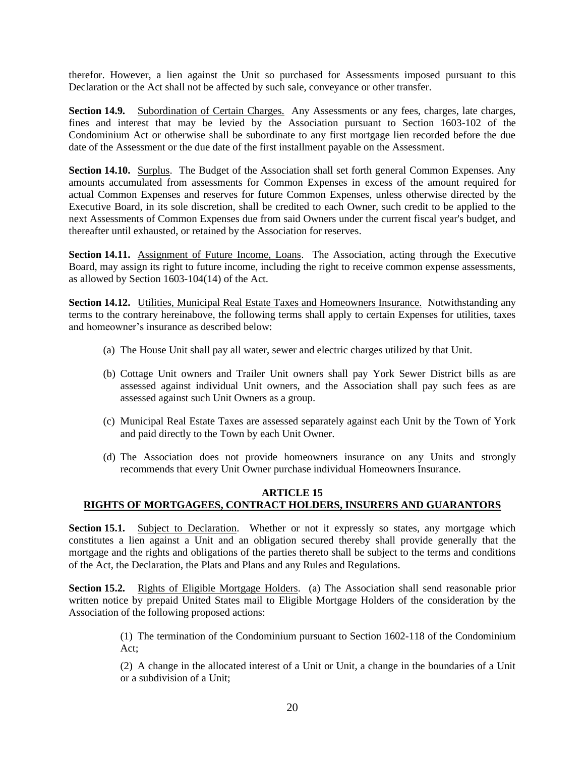therefor. However, a lien against the Unit so purchased for Assessments imposed pursuant to this Declaration or the Act shall not be affected by such sale, conveyance or other transfer.

**Section 14.9.** Subordination of Certain Charges. Any Assessments or any fees, charges, late charges, fines and interest that may be levied by the Association pursuant to Section 1603-102 of the Condominium Act or otherwise shall be subordinate to any first mortgage lien recorded before the due date of the Assessment or the due date of the first installment payable on the Assessment.

**Section 14.10.** Surplus. The Budget of the Association shall set forth general Common Expenses. Any amounts accumulated from assessments for Common Expenses in excess of the amount required for actual Common Expenses and reserves for future Common Expenses, unless otherwise directed by the Executive Board, in its sole discretion, shall be credited to each Owner, such credit to be applied to the next Assessments of Common Expenses due from said Owners under the current fiscal year's budget, and thereafter until exhausted, or retained by the Association for reserves.

**Section 14.11.** Assignment of Future Income, Loans. The Association, acting through the Executive Board, may assign its right to future income, including the right to receive common expense assessments, as allowed by Section 1603-104(14) of the Act.

**Section 14.12.** Utilities, Municipal Real Estate Taxes and Homeowners Insurance. Notwithstanding any terms to the contrary hereinabove, the following terms shall apply to certain Expenses for utilities, taxes and homeowner's insurance as described below:

(a) The House Unit shall pay all water, sewer and electric charges utilized by that Unit.

(b) Cottage Unit owners and Trailer Unit owners shall pay York Sewer District bills as are assessed against individual Unit owners, and the Association shall pay such fees as are assessed against such Unit Owners as a group.

(c) Municipal Real Estate Taxes are assessed separately against each Unit by the Town of York and paid directly to the Town by each Unit Owner.

(d) The Association does not provide homeowners insurance on any Units and strongly recommends that every Unit Owner purchase individual Homeowners Insurance.

## ARTICLE 15
## RIGHTS OF MORTGAGEES, CONTRACT HOLDERS, INSURERS AND GUARANTORS

**Section 15.1.** Subject to Declaration. Whether or not it expressly so states, any mortgage which constitutes a lien against a Unit and an obligation secured thereby shall provide generally that the mortgage and the rights and obligations of the parties thereto shall be subject to the terms and conditions of the Act, the Declaration, the Plats and Plans and any Rules and Regulations.

**Section 15.2.** Rights of Eligible Mortgage Holders. (a) The Association shall send reasonable prior written notice by prepaid United States mail to Eligible Mortgage Holders of the consideration by the Association of the following proposed actions:

(1) The termination of the Condominium pursuant to Section 1602-118 of the Condominium Act;

(2) A change in the allocated interest of a Unit or Unit, a change in the boundaries of a Unit or a subdivision of a Unit;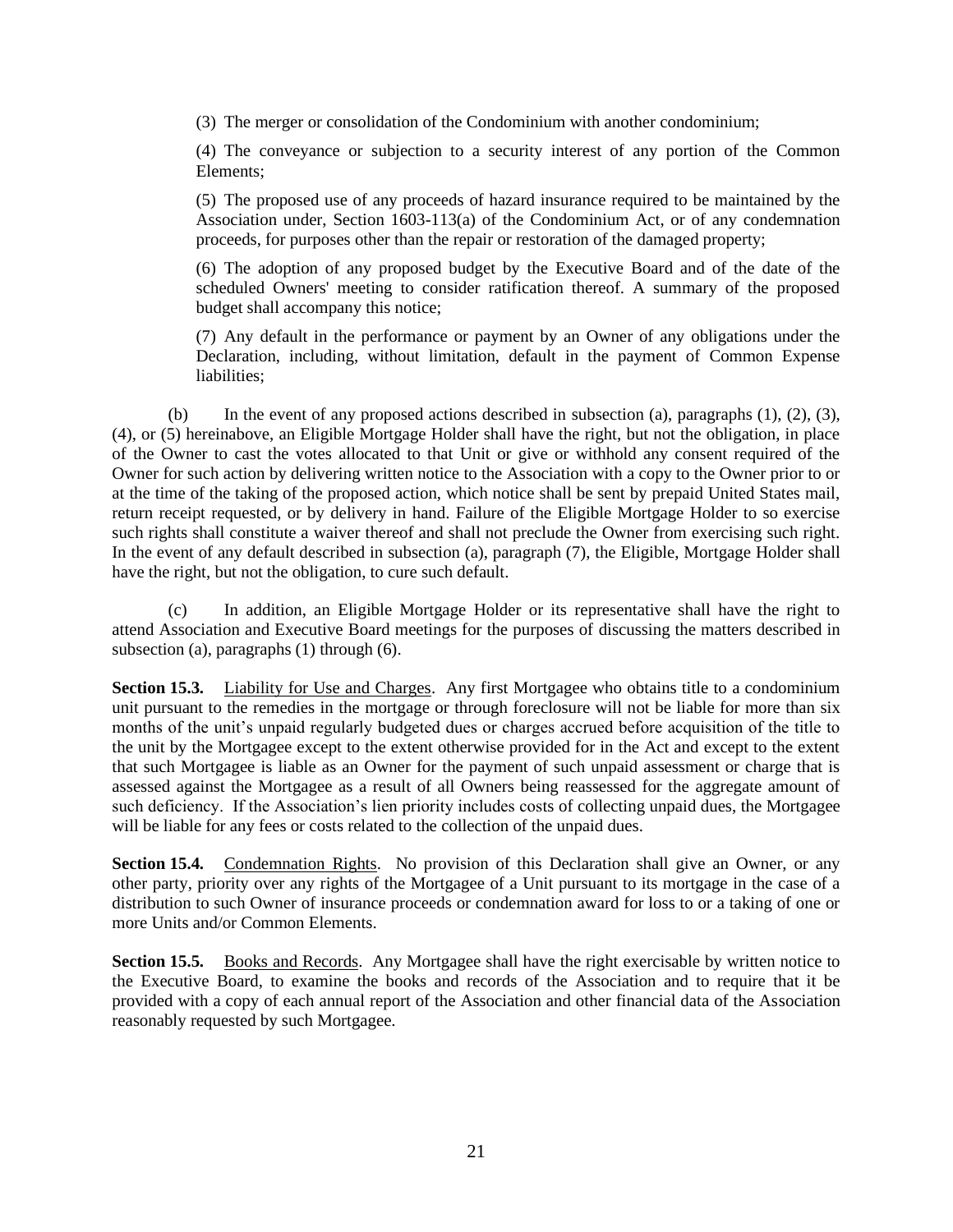(3) The merger or consolidation of the Condominium with another condominium;

(4) The conveyance or subjection to a security interest of any portion of the Common Elements;

(5) The proposed use of any proceeds of hazard insurance required to be maintained by the Association under, Section 1603-113(a) of the Condominium Act, or of any condemnation proceeds, for purposes other than the repair or restoration of the damaged property;

(6) The adoption of any proposed budget by the Executive Board and of the date of the scheduled Owners' meeting to consider ratification thereof. A summary of the proposed budget shall accompany this notice;

(7) Any default in the performance or payment by an Owner of any obligations under the Declaration, including, without limitation, default in the payment of Common Expense liabilities;

(b) In the event of any proposed actions described in subsection (a), paragraphs (1), (2), (3), (4), or (5) hereinabove, an Eligible Mortgage Holder shall have the right, but not the obligation, in place of the Owner to cast the votes allocated to that Unit or give or withhold any consent required of the Owner for such action by delivering written notice to the Association with a copy to the Owner prior to or at the time of the taking of the proposed action, which notice shall be sent by prepaid United States mail, return receipt requested, or by delivery in hand. Failure of the Eligible Mortgage Holder to so exercise such rights shall constitute a waiver thereof and shall not preclude the Owner from exercising such right. In the event of any default described in subsection (a), paragraph (7), the Eligible, Mortgage Holder shall have the right, but not the obligation, to cure such default.

(c) In addition, an Eligible Mortgage Holder or its representative shall have the right to attend Association and Executive Board meetings for the purposes of discussing the matters described in subsection (a), paragraphs (1) through (6).

**Section 15.3.** Liability for Use and Charges. Any first Mortgagee who obtains title to a condominium unit pursuant to the remedies in the mortgage or through foreclosure will not be liable for more than six months of the unit's unpaid regularly budgeted dues or charges accrued before acquisition of the title to the unit by the Mortgagee except to the extent otherwise provided for in the Act and except to the extent that such Mortgagee is liable as an Owner for the payment of such unpaid assessment or charge that is assessed against the Mortgagee as a result of all Owners being reassessed for the aggregate amount of such deficiency. If the Association's lien priority includes costs of collecting unpaid dues, the Mortgagee will be liable for any fees or costs related to the collection of the unpaid dues.

**Section 15.4.** Condemnation Rights. No provision of this Declaration shall give an Owner, or any other party, priority over any rights of the Mortgagee of a Unit pursuant to its mortgage in the case of a distribution to such Owner of insurance proceeds or condemnation award for loss to or a taking of one or more Units and/or Common Elements.

**Section 15.5.** Books and Records. Any Mortgagee shall have the right exercisable by written notice to the Executive Board, to examine the books and records of the Association and to require that it be provided with a copy of each annual report of the Association and other financial data of the Association reasonably requested by such Mortgagee.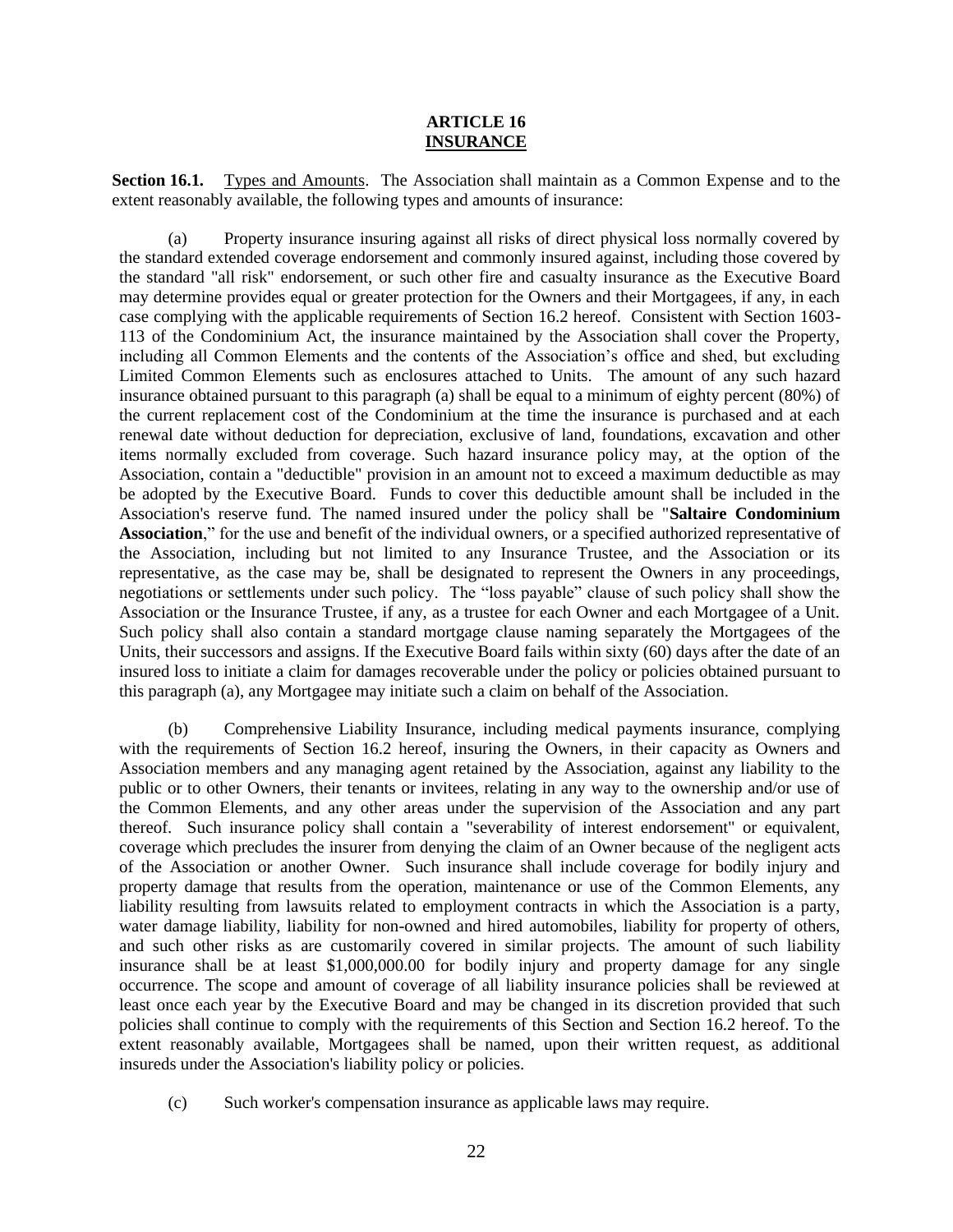# ARTICLE 16
## INSURANCE

**Section 16.1.** Types and Amounts. The Association shall maintain as a Common Expense and to the extent reasonably available, the following types and amounts of insurance:

(a) Property insurance insuring against all risks of direct physical loss normally covered by the standard extended coverage endorsement and commonly insured against, including those covered by the standard "all risk" endorsement, or such other fire and casualty insurance as the Executive Board may determine provides equal or greater protection for the Owners and their Mortgagees, if any, in each case complying with the applicable requirements of Section 16.2 hereof. Consistent with Section 1603-113 of the Condominium Act, the insurance maintained by the Association shall cover the Property, including all Common Elements and the contents of the Association's office and shed, but excluding Limited Common Elements such as enclosures attached to Units. The amount of any such hazard insurance obtained pursuant to this paragraph (a) shall be equal to a minimum of eighty percent (80%) of the current replacement cost of the Condominium at the time the insurance is purchased and at each renewal date without deduction for depreciation, exclusive of land, foundations, excavation and other items normally excluded from coverage. Such hazard insurance policy may, at the option of the Association, contain a "deductible" provision in an amount not to exceed a maximum deductible as may be adopted by the Executive Board. Funds to cover this deductible amount shall be included in the Association's reserve fund. The named insured under the policy shall be "**Saltaire Condominium Association**," for the use and benefit of the individual owners, or a specified authorized representative of the Association, including but not limited to any Insurance Trustee, and the Association or its representative, as the case may be, shall be designated to represent the Owners in any proceedings, negotiations or settlements under such policy. The "loss payable" clause of such policy shall show the Association or the Insurance Trustee, if any, as a trustee for each Owner and each Mortgagee of a Unit. Such policy shall also contain a standard mortgage clause naming separately the Mortgagees of the Units, their successors and assigns. If the Executive Board fails within sixty (60) days after the date of an insured loss to initiate a claim for damages recoverable under the policy or policies obtained pursuant to this paragraph (a), any Mortgagee may initiate such a claim on behalf of the Association.

(b) Comprehensive Liability Insurance, including medical payments insurance, complying with the requirements of Section 16.2 hereof, insuring the Owners, in their capacity as Owners and Association members and any managing agent retained by the Association, against any liability to the public or to other Owners, their tenants or invitees, relating in any way to the ownership and/or use of the Common Elements, and any other areas under the supervision of the Association and any part thereof. Such insurance policy shall contain a "severability of interest endorsement" or equivalent, coverage which precludes the insurer from denying the claim of an Owner because of the negligent acts of the Association or another Owner. Such insurance shall include coverage for bodily injury and property damage that results from the operation, maintenance or use of the Common Elements, any liability resulting from lawsuits related to employment contracts in which the Association is a party, water damage liability, liability for non-owned and hired automobiles, liability for property of others, and such other risks as are customarily covered in similar projects. The amount of such liability insurance shall be at least $1,000,000.00 for bodily injury and property damage for any single occurrence. The scope and amount of coverage of all liability insurance policies shall be reviewed at least once each year by the Executive Board and may be changed in its discretion provided that such policies shall continue to comply with the requirements of this Section and Section 16.2 hereof. To the extent reasonably available, Mortgagees shall be named, upon their written request, as additional insureds under the Association's liability policy or policies.

(c) Such worker's compensation insurance as applicable laws may require.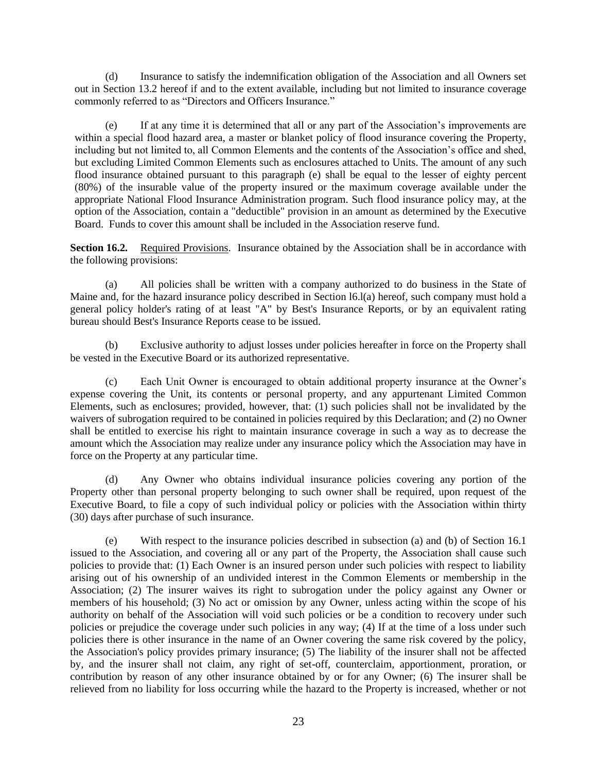(d) Insurance to satisfy the indemnification obligation of the Association and all Owners set out in Section 13.2 hereof if and to the extent available, including but not limited to insurance coverage commonly referred to as "Directors and Officers Insurance."

(e) If at any time it is determined that all or any part of the Association's improvements are within a special flood hazard area, a master or blanket policy of flood insurance covering the Property, including but not limited to, all Common Elements and the contents of the Association's office and shed, but excluding Limited Common Elements such as enclosures attached to Units. The amount of any such flood insurance obtained pursuant to this paragraph (e) shall be equal to the lesser of eighty percent (80%) of the insurable value of the property insured or the maximum coverage available under the appropriate National Flood Insurance Administration program. Such flood insurance policy may, at the option of the Association, contain a "deductible" provision in an amount as determined by the Executive Board. Funds to cover this amount shall be included in the Association reserve fund.

**Section 16.2.** Required Provisions. Insurance obtained by the Association shall be in accordance with the following provisions:

(a) All policies shall be written with a company authorized to do business in the State of Maine and, for the hazard insurance policy described in Section l6.l(a) hereof, such company must hold a general policy holder's rating of at least "A" by Best's Insurance Reports, or by an equivalent rating bureau should Best's Insurance Reports cease to be issued.

(b) Exclusive authority to adjust losses under policies hereafter in force on the Property shall be vested in the Executive Board or its authorized representative.

(c) Each Unit Owner is encouraged to obtain additional property insurance at the Owner's expense covering the Unit, its contents or personal property, and any appurtenant Limited Common Elements, such as enclosures; provided, however, that: (1) such policies shall not be invalidated by the waivers of subrogation required to be contained in policies required by this Declaration; and (2) no Owner shall be entitled to exercise his right to maintain insurance coverage in such a way as to decrease the amount which the Association may realize under any insurance policy which the Association may have in force on the Property at any particular time.

(d) Any Owner who obtains individual insurance policies covering any portion of the Property other than personal property belonging to such owner shall be required, upon request of the Executive Board, to file a copy of such individual policy or policies with the Association within thirty (30) days after purchase of such insurance.

(e) With respect to the insurance policies described in subsection (a) and (b) of Section 16.1 issued to the Association, and covering all or any part of the Property, the Association shall cause such policies to provide that: (1) Each Owner is an insured person under such policies with respect to liability arising out of his ownership of an undivided interest in the Common Elements or membership in the Association; (2) The insurer waives its right to subrogation under the policy against any Owner or members of his household; (3) No act or omission by any Owner, unless acting within the scope of his authority on behalf of the Association will void such policies or be a condition to recovery under such policies or prejudice the coverage under such policies in any way; (4) If at the time of a loss under such policies there is other insurance in the name of an Owner covering the same risk covered by the policy, the Association's policy provides primary insurance; (5) The liability of the insurer shall not be affected by, and the insurer shall not claim, any right of set-off, counterclaim, apportionment, proration, or contribution by reason of any other insurance obtained by or for any Owner; (6) The insurer shall be relieved from no liability for loss occurring while the hazard to the Property is increased, whether or not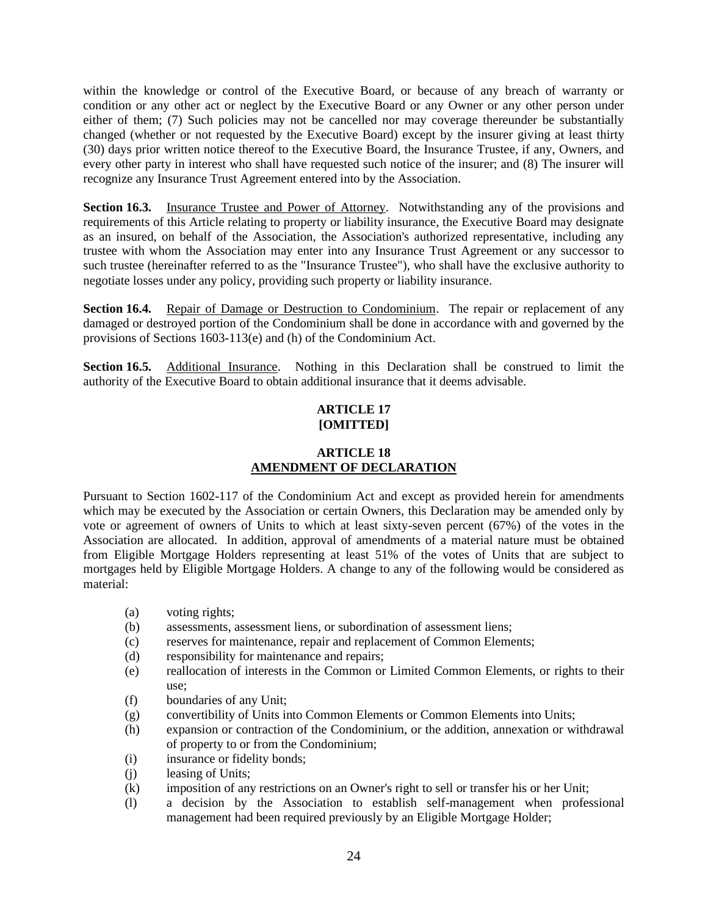within the knowledge or control of the Executive Board, or because of any breach of warranty or condition or any other act or neglect by the Executive Board or any Owner or any other person under either of them; (7) Such policies may not be cancelled nor may coverage thereunder be substantially changed (whether or not requested by the Executive Board) except by the insurer giving at least thirty (30) days prior written notice thereof to the Executive Board, the Insurance Trustee, if any, Owners, and every other party in interest who shall have requested such notice of the insurer; and (8) The insurer will recognize any Insurance Trust Agreement entered into by the Association.

**Section 16.3.** Insurance Trustee and Power of Attorney. Notwithstanding any of the provisions and requirements of this Article relating to property or liability insurance, the Executive Board may designate as an insured, on behalf of the Association, the Association's authorized representative, including any trustee with whom the Association may enter into any Insurance Trust Agreement or any successor to such trustee (hereinafter referred to as the "Insurance Trustee"), who shall have the exclusive authority to negotiate losses under any policy, providing such property or liability insurance.

**Section 16.4.** Repair of Damage or Destruction to Condominium. The repair or replacement of any damaged or destroyed portion of the Condominium shall be done in accordance with and governed by the provisions of Sections 1603-113(e) and (h) of the Condominium Act.

**Section 16.5.** Additional Insurance. Nothing in this Declaration shall be construed to limit the authority of the Executive Board to obtain additional insurance that it deems advisable.

## ARTICLE 17
## [OMITTED]

## ARTICLE 18
## AMENDMENT OF DECLARATION

Pursuant to Section 1602-117 of the Condominium Act and except as provided herein for amendments which may be executed by the Association or certain Owners, this Declaration may be amended only by vote or agreement of owners of Units to which at least sixty-seven percent (67%) of the votes in the Association are allocated. In addition, approval of amendments of a material nature must be obtained from Eligible Mortgage Holders representing at least 51% of the votes of Units that are subject to mortgages held by Eligible Mortgage Holders. A change to any of the following would be considered as material:

(a) voting rights;
(b) assessments, assessment liens, or subordination of assessment liens;
(c) reserves for maintenance, repair and replacement of Common Elements;
(d) responsibility for maintenance and repairs;
(e) reallocation of interests in the Common or Limited Common Elements, or rights to their use;
(f) boundaries of any Unit;
(g) convertibility of Units into Common Elements or Common Elements into Units;
(h) expansion or contraction of the Condominium, or the addition, annexation or withdrawal of property to or from the Condominium;
(i) insurance or fidelity bonds;
(j) leasing of Units;
(k) imposition of any restrictions on an Owner's right to sell or transfer his or her Unit;
(l) a decision by the Association to establish self-management when professional management had been required previously by an Eligible Mortgage Holder;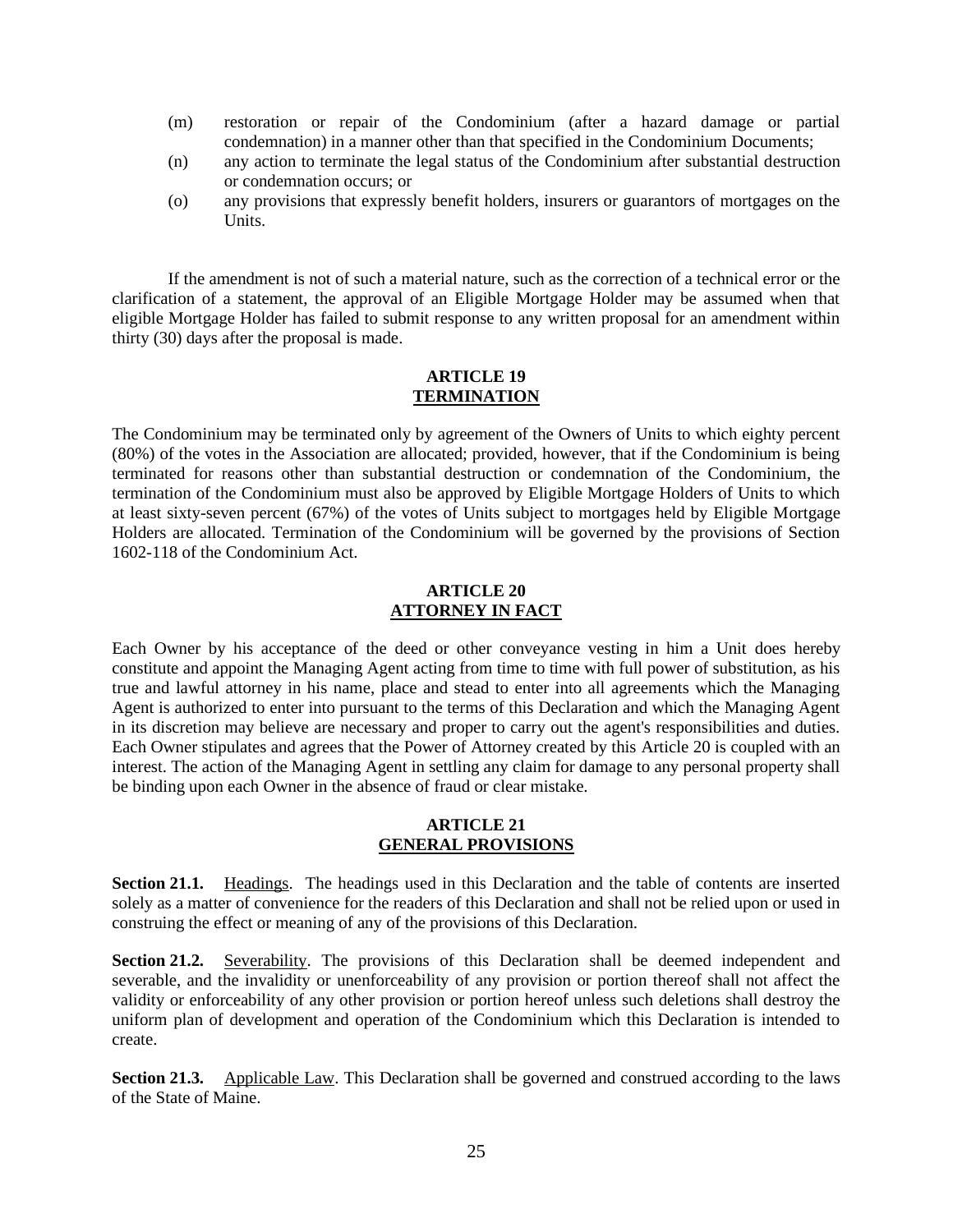(m) restoration or repair of the Condominium (after a hazard damage or partial condemnation) in a manner other than that specified in the Condominium Documents;

(n) any action to terminate the legal status of the Condominium after substantial destruction or condemnation occurs; or

(o) any provisions that expressly benefit holders, insurers or guarantors of mortgages on the Units.

If the amendment is not of such a material nature, such as the correction of a technical error or the clarification of a statement, the approval of an Eligible Mortgage Holder may be assumed when that eligible Mortgage Holder has failed to submit response to any written proposal for an amendment within thirty (30) days after the proposal is made.

## ARTICLE 19
## TERMINATION

The Condominium may be terminated only by agreement of the Owners of Units to which eighty percent (80%) of the votes in the Association are allocated; provided, however, that if the Condominium is being terminated for reasons other than substantial destruction or condemnation of the Condominium, the termination of the Condominium must also be approved by Eligible Mortgage Holders of Units to which at least sixty-seven percent (67%) of the votes of Units subject to mortgages held by Eligible Mortgage Holders are allocated. Termination of the Condominium will be governed by the provisions of Section 1602-118 of the Condominium Act.

## ARTICLE 20
## ATTORNEY IN FACT

Each Owner by his acceptance of the deed or other conveyance vesting in him a Unit does hereby constitute and appoint the Managing Agent acting from time to time with full power of substitution, as his true and lawful attorney in his name, place and stead to enter into all agreements which the Managing Agent is authorized to enter into pursuant to the terms of this Declaration and which the Managing Agent in its discretion may believe are necessary and proper to carry out the agent's responsibilities and duties. Each Owner stipulates and agrees that the Power of Attorney created by this Article 20 is coupled with an interest. The action of the Managing Agent in settling any claim for damage to any personal property shall be binding upon each Owner in the absence of fraud or clear mistake.

## ARTICLE 21
## GENERAL PROVISIONS

**Section 21.1.** Headings. The headings used in this Declaration and the table of contents are inserted solely as a matter of convenience for the readers of this Declaration and shall not be relied upon or used in construing the effect or meaning of any of the provisions of this Declaration.

**Section 21.2.** Severability. The provisions of this Declaration shall be deemed independent and severable, and the invalidity or unenforceability of any provision or portion thereof shall not affect the validity or enforceability of any other provision or portion hereof unless such deletions shall destroy the uniform plan of development and operation of the Condominium which this Declaration is intended to create.

**Section 21.3.** Applicable Law. This Declaration shall be governed and construed according to the laws of the State of Maine.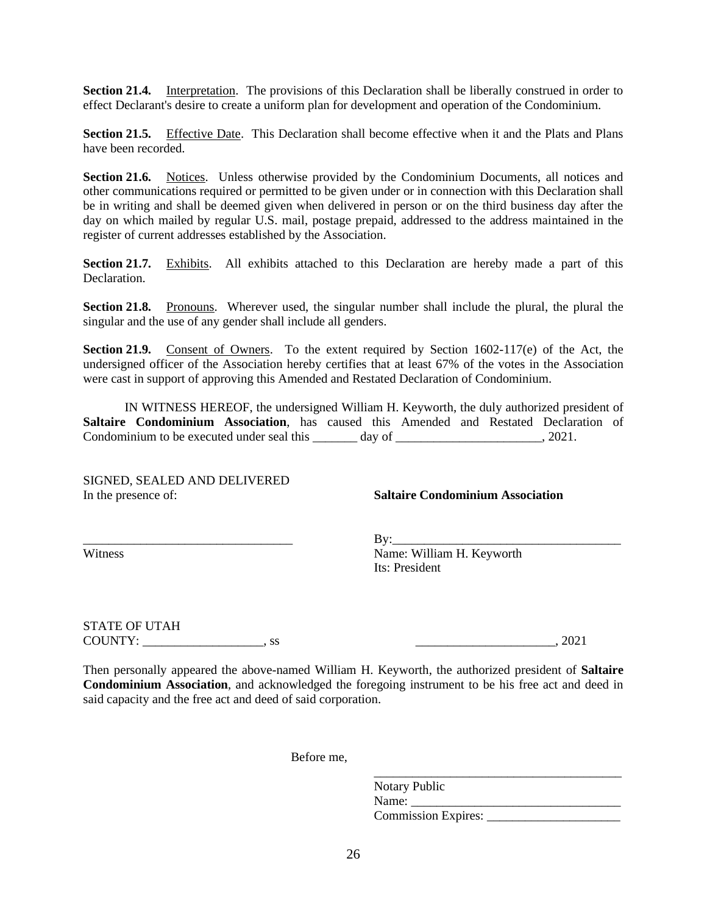**Section 21.4.** Interpretation. The provisions of this Declaration shall be liberally construed in order to effect Declarant's desire to create a uniform plan for development and operation of the Condominium.

**Section 21.5.** Effective Date. This Declaration shall become effective when it and the Plats and Plans have been recorded.

**Section 21.6.** Notices. Unless otherwise provided by the Condominium Documents, all notices and other communications required or permitted to be given under or in connection with this Declaration shall be in writing and shall be deemed given when delivered in person or on the third business day after the day on which mailed by regular U.S. mail, postage prepaid, addressed to the address maintained in the register of current addresses established by the Association.

**Section 21.7.** Exhibits. All exhibits attached to this Declaration are hereby made a part of this Declaration.

**Section 21.8.** Pronouns. Wherever used, the singular number shall include the plural, the plural the singular and the use of any gender shall include all genders.

**Section 21.9.** Consent of Owners. To the extent required by Section 1602-117(e) of the Act, the undersigned officer of the Association hereby certifies that at least 67% of the votes in the Association were cast in support of approving this Amended and Restated Declaration of Condominium.

IN WITNESS HEREOF, the undersigned William H. Keyworth, the duly authorized president of **Saltaire Condominium Association**, has caused this Amended and Restated Declaration of Condominium to be executed under seal this _______ day of _______________________, 2021.

SIGNED, SEALED AND DELIVERED
In the presence of:

**Saltaire Condominium Association**

_________________________________
Witness

By:___________________________________
Name: William H. Keyworth
Its: President

STATE OF UTAH
COUNTY: ___________________, ss

______________________, 2021

Then personally appeared the above-named William H. Keyworth, the authorized president of **Saltaire Condominium Association**, and acknowledged the foregoing instrument to be his free act and deed in said capacity and the free act and deed of said corporation.

Before me,

________________________________________
Notary Public
Name: _________________________________
Commission Expires: _____________________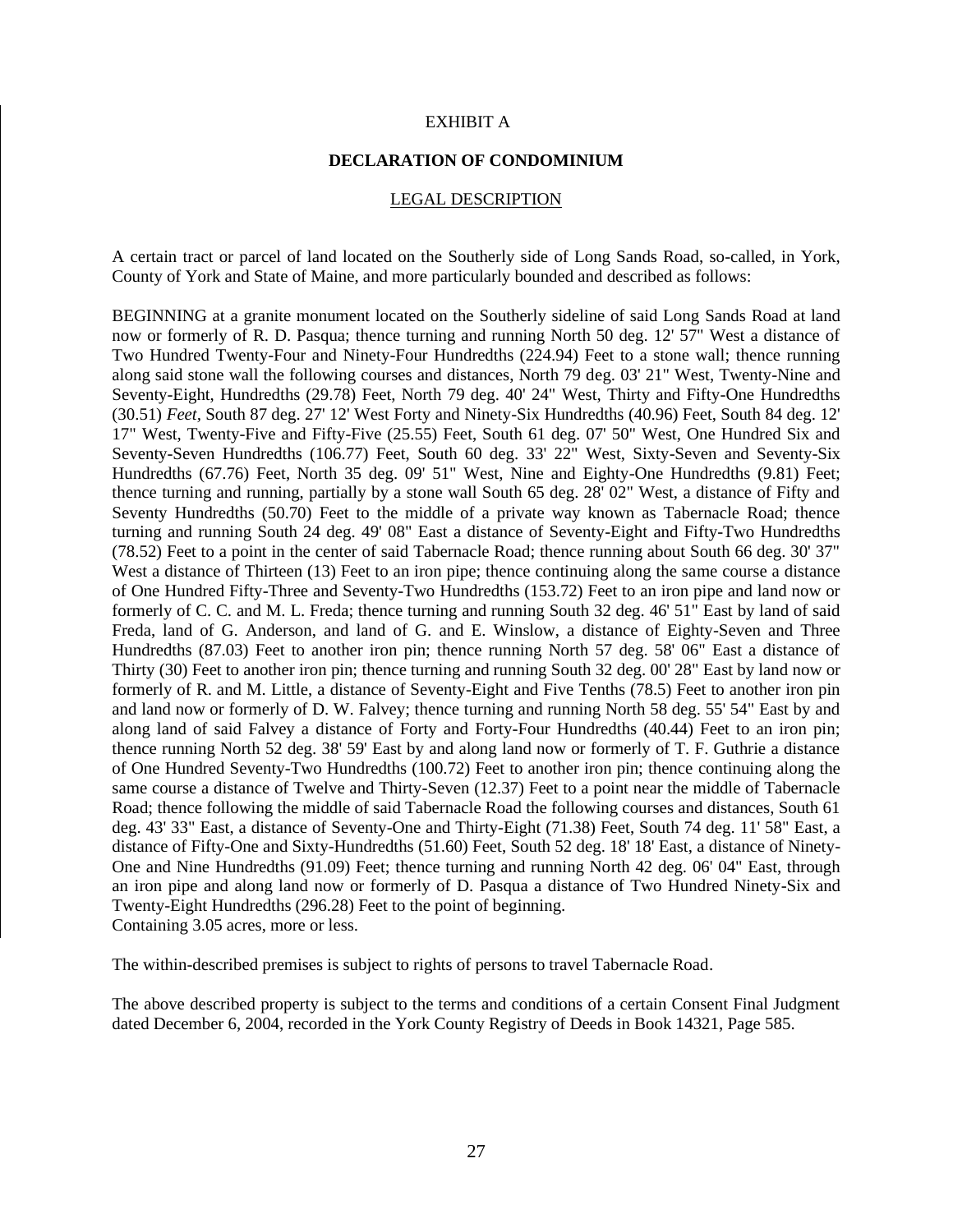EXHIBIT A

**DECLARATION OF CONDOMINIUM**

LEGAL DESCRIPTION

A certain tract or parcel of land located on the Southerly side of Long Sands Road, so-called, in York, County of York and State of Maine, and more particularly bounded and described as follows:

BEGINNING at a granite monument located on the Southerly sideline of said Long Sands Road at land now or formerly of R. D. Pasqua; thence turning and running North 50 deg. 12' 57" West a distance of Two Hundred Twenty-Four and Ninety-Four Hundredths (224.94) Feet to a stone wall; thence running along said stone wall the following courses and distances, North 79 deg. 03' 21" West, Twenty-Nine and Seventy-Eight, Hundredths (29.78) Feet, North 79 deg. 40' 24" West, Thirty and Fifty-One Hundredths (30.51) *Feet*, South 87 deg. 27' 12' West Forty and Ninety-Six Hundredths (40.96) Feet, South 84 deg. 12' 17" West, Twenty-Five and Fifty-Five (25.55) Feet, South 61 deg. 07' 50" West, One Hundred Six and Seventy-Seven Hundredths (106.77) Feet, South 60 deg. 33' 22" West, Sixty-Seven and Seventy-Six Hundredths (67.76) Feet, North 35 deg. 09' 51" West, Nine and Eighty-One Hundredths (9.81) Feet; thence turning and running, partially by a stone wall South 65 deg. 28' 02" West, a distance of Fifty and Seventy Hundredths (50.70) Feet to the middle of a private way known as Tabernacle Road; thence turning and running South 24 deg. 49' 08" East a distance of Seventy-Eight and Fifty-Two Hundredths (78.52) Feet to a point in the center of said Tabernacle Road; thence running about South 66 deg. 30' 37" West a distance of Thirteen (13) Feet to an iron pipe; thence continuing along the same course a distance of One Hundred Fifty-Three and Seventy-Two Hundredths (153.72) Feet to an iron pipe and land now or formerly of C. C. and M. L. Freda; thence turning and running South 32 deg. 46' 51" East by land of said Freda, land of G. Anderson, and land of G. and E. Winslow, a distance of Eighty-Seven and Three Hundredths (87.03) Feet to another iron pin; thence running North 57 deg. 58' 06" East a distance of Thirty (30) Feet to another iron pin; thence turning and running South 32 deg. 00' 28" East by land now or formerly of R. and M. Little, a distance of Seventy-Eight and Five Tenths (78.5) Feet to another iron pin and land now or formerly of D. W. Falvey; thence turning and running North 58 deg. 55' 54" East by and along land of said Falvey a distance of Forty and Forty-Four Hundredths (40.44) Feet to an iron pin; thence running North 52 deg. 38' 59' East by and along land now or formerly of T. F. Guthrie a distance of One Hundred Seventy-Two Hundredths (100.72) Feet to another iron pin; thence continuing along the same course a distance of Twelve and Thirty-Seven (12.37) Feet to a point near the middle of Tabernacle Road; thence following the middle of said Tabernacle Road the following courses and distances, South 61 deg. 43' 33" East, a distance of Seventy-One and Thirty-Eight (71.38) Feet, South 74 deg. 11' 58" East, a distance of Fifty-One and Sixty-Hundredths (51.60) Feet, South 52 deg. 18' 18' East, a distance of Ninety-One and Nine Hundredths (91.09) Feet; thence turning and running North 42 deg. 06' 04" East, through an iron pipe and along land now or formerly of D. Pasqua a distance of Two Hundred Ninety-Six and Twenty-Eight Hundredths (296.28) Feet to the point of beginning.
Containing 3.05 acres, more or less.

The within-described premises is subject to rights of persons to travel Tabernacle Road.

The above described property is subject to the terms and conditions of a certain Consent Final Judgment dated December 6, 2004, recorded in the York County Registry of Deeds in Book 14321, Page 585.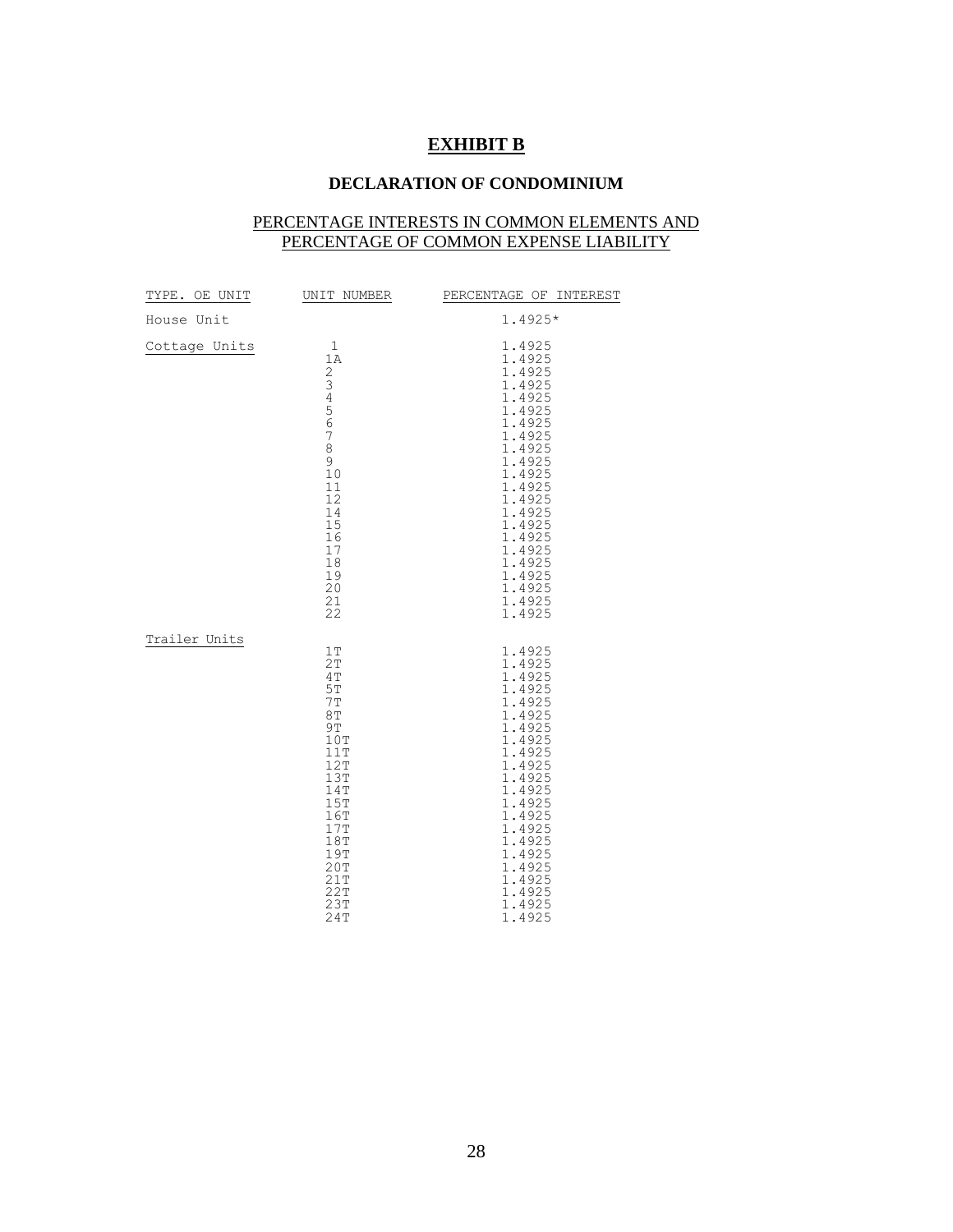# **EXHIBIT B**

## **DECLARATION OF CONDOMINIUM**

### PERCENTAGE INTERESTS IN COMMON ELEMENTS AND PERCENTAGE OF COMMON EXPENSE LIABILITY

| TYPE. OE UNIT | UNIT NUMBER | PERCENTAGE OF INTEREST |
|---|---|---|
| House Unit | | 1.4925* |
| Cottage Units | 1 | 1.4925 |
| | 1A | 1.4925 |
| | 2 | 1.4925 |
| | 3 | 1.4925 |
| | 4 | 1.4925 |
| | 5 | 1.4925 |
| | 6 | 1.4925 |
| | 7 | 1.4925 |
| | 8 | 1.4925 |
| | 9 | 1.4925 |
| | 10 | 1.4925 |
| | 11 | 1.4925 |
| | 12 | 1.4925 |
| | 14 | 1.4925 |
| | 15 | 1.4925 |
| | 16 | 1.4925 |
| | 17 | 1.4925 |
| | 18 | 1.4925 |
| | 19 | 1.4925 |
| | 20 | 1.4925 |
| | 21 | 1.4925 |
| | 22 | 1.4925 |
| Trailer Units | 1T | 1.4925 |
| | 2T | 1.4925 |
| | 4T | 1.4925 |
| | 5T | 1.4925 |
| | 7T | 1.4925 |
| | 8T | 1.4925 |
| | 9T | 1.4925 |
| | 10T | 1.4925 |
| | 11T | 1.4925 |
| | 12T | 1.4925 |
| | 13T | 1.4925 |
| | 14T | 1.4925 |
| | 15T | 1.4925 |
| | 16T | 1.4925 |
| | 17T | 1.4925 |
| | 18T | 1.4925 |
| | 19T | 1.4925 |
| | 20T | 1.4925 |
| | 21T | 1.4925 |
| | 22T | 1.4925 |
| | 23T | 1.4925 |
| | 24T | 1.4925 |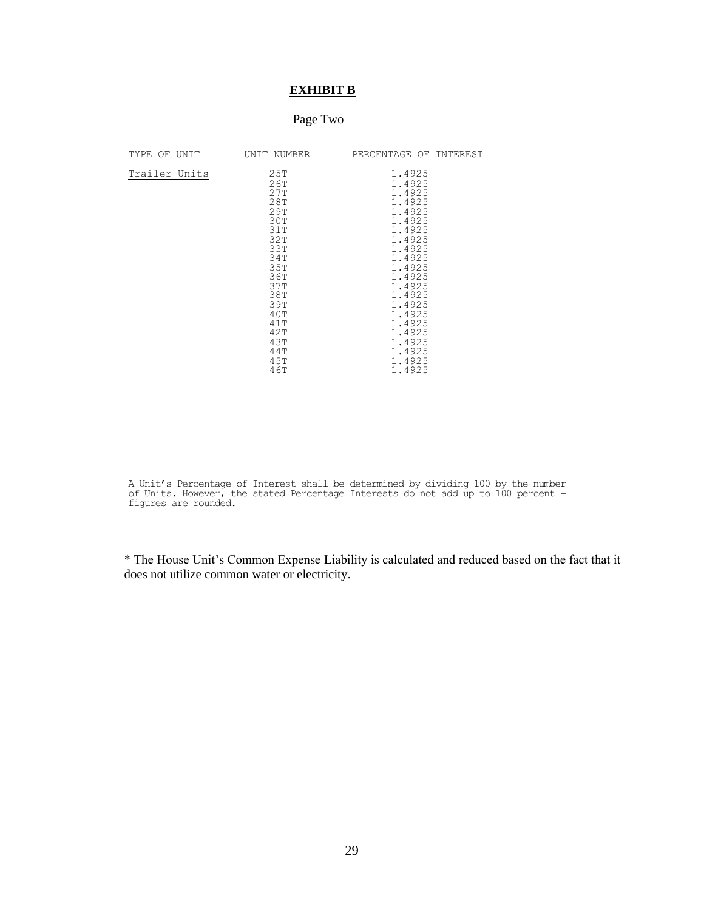**EXHIBIT B**

Page Two

| TYPE OF UNIT | UNIT NUMBER | PERCENTAGE OF INTEREST |
|---|---|---|
| Trailer Units | 25T | 1.4925 |
| | 26T | 1.4925 |
| | 27T | 1.4925 |
| | 28T | 1.4925 |
| | 29T | 1.4925 |
| | 30T | 1.4925 |
| | 31T | 1.4925 |
| | 32T | 1.4925 |
| | 33T | 1.4925 |
| | 34T | 1.4925 |
| | 35T | 1.4925 |
| | 36T | 1.4925 |
| | 37T | 1.4925 |
| | 38T | 1.4925 |
| | 39T | 1.4925 |
| | 40T | 1.4925 |
| | 41T | 1.4925 |
| | 42T | 1.4925 |
| | 43T | 1.4925 |
| | 44T | 1.4925 |
| | 45T | 1.4925 |
| | 46T | 1.4925 |

A Unit's Percentage of Interest shall be determined by dividing 100 by the number of Units. However, the stated Percentage Interests do not add up to 100 percent - figures are rounded.

* The House Unit's Common Expense Liability is calculated and reduced based on the fact that it does not utilize common water or electricity.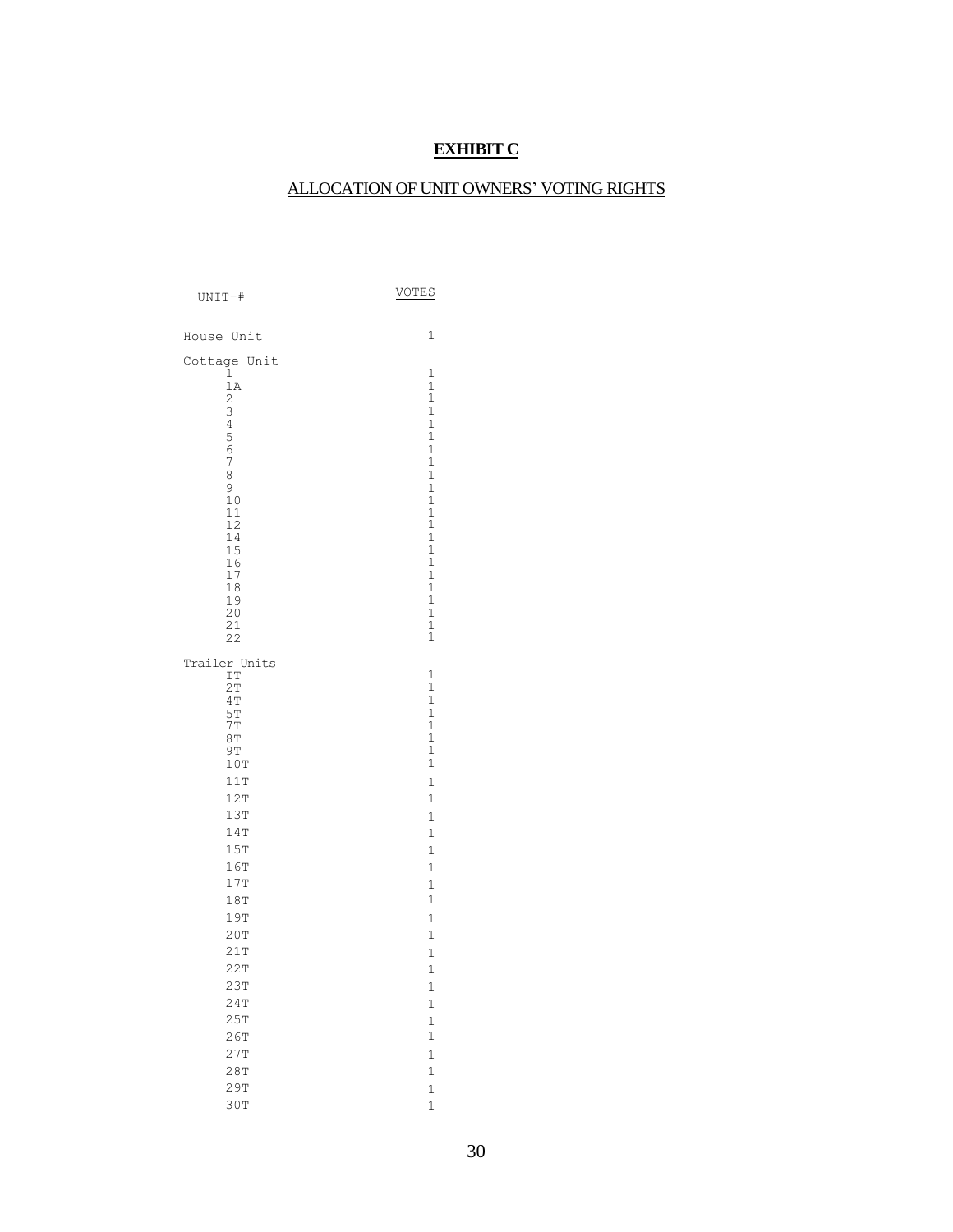# EXHIBIT C

## ALLOCATION OF UNIT OWNERS' VOTING RIGHTS

| UNIT-# | VOTES |
|---|---|
| House Unit | 1 |
| Cottage Unit | |
| 1 | 1 |
| 1A | 1 |
| 2 | 1 |
| 3 | 1 |
| 4 | 1 |
| 5 | 1 |
| 6 | 1 |
| 7 | 1 |
| 8 | 1 |
| 9 | 1 |
| 10 | 1 |
| 11 | 1 |
| 12 | 1 |
| 14 | 1 |
| 15 | 1 |
| 16 | 1 |
| 17 | 1 |
| 18 | 1 |
| 19 | 1 |
| 20 | 1 |
| 21 | 1 |
| 22 | 1 |
| Trailer Units | |
| IT | 1 |
| 2T | 1 |
| 4T | 1 |
| 5T | 1 |
| 7T | 1 |
| 8T | 1 |
| 9T | 1 |
| 10T | 1 |
| 11T | 1 |
| 12T | 1 |
| 13T | 1 |
| 14T | 1 |
| 15T | 1 |
| 16T | 1 |
| 17T | 1 |
| 18T | 1 |
| 19T | 1 |
| 20T | 1 |
| 21T | 1 |
| 22T | 1 |
| 23T | 1 |
| 24T | 1 |
| 25T | 1 |
| 26T | 1 |
| 27T | 1 |
| 28T | 1 |
| 29T | 1 |
| 30T | 1 |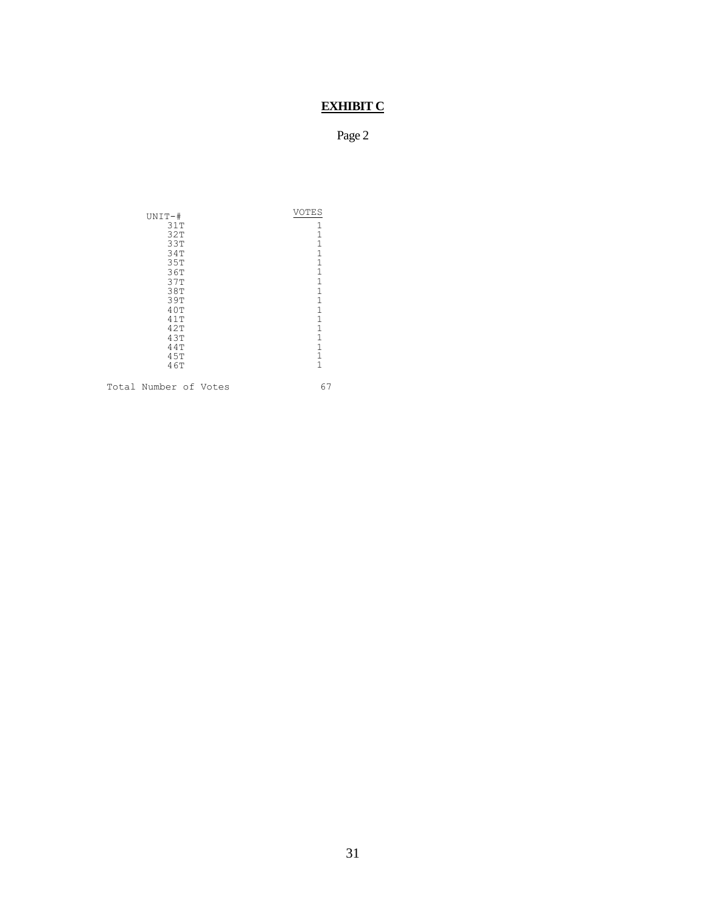# **EXHIBIT C**

Page 2

| UNIT-# | VOTES |
|---|---|
| 31T | 1 |
| 32T | 1 |
| 33T | 1 |
| 34T | 1 |
| 35T | 1 |
| 36T | 1 |
| 37T | 1 |
| 38T | 1 |
| 39T | 1 |
| 40T | 1 |
| 41T | 1 |
| 42T | 1 |
| 43T | 1 |
| 44T | 1 |
| 45T | 1 |
| 46T | 1 |
| Total Number of Votes | 67 |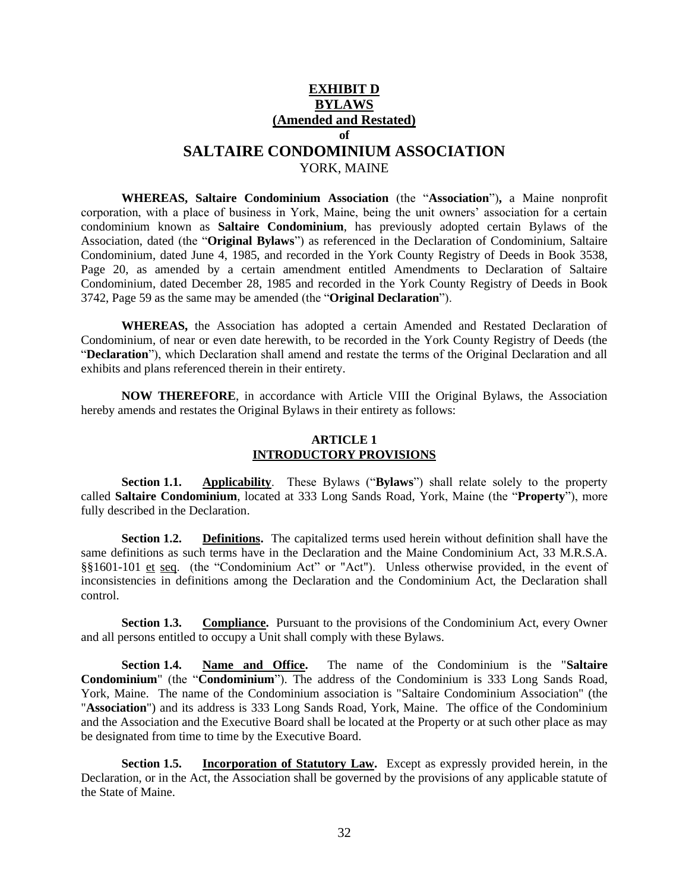# EXHIBIT D
# BYLAWS
# (Amended and Restated)
# of
# SALTAIRE CONDOMINIUM ASSOCIATION
YORK, MAINE

**WHEREAS, Saltaire Condominium Association** (the "**Association**")**,** a Maine nonprofit corporation, with a place of business in York, Maine, being the unit owners' association for a certain condominium known as **Saltaire Condominium**, has previously adopted certain Bylaws of the Association, dated (the "**Original Bylaws**") as referenced in the Declaration of Condominium, Saltaire Condominium, dated June 4, 1985, and recorded in the York County Registry of Deeds in Book 3538, Page 20, as amended by a certain amendment entitled Amendments to Declaration of Saltaire Condominium, dated December 28, 1985 and recorded in the York County Registry of Deeds in Book 3742, Page 59 as the same may be amended (the "**Original Declaration**").

**WHEREAS,** the Association has adopted a certain Amended and Restated Declaration of Condominium, of near or even date herewith, to be recorded in the York County Registry of Deeds (the "**Declaration**"), which Declaration shall amend and restate the terms of the Original Declaration and all exhibits and plans referenced therein in their entirety.

**NOW THEREFORE**, in accordance with Article VIII the Original Bylaws, the Association hereby amends and restates the Original Bylaws in their entirety as follows:

## ARTICLE 1
## INTRODUCTORY PROVISIONS

**Section 1.1. Applicability**. These Bylaws ("**Bylaws**") shall relate solely to the property called **Saltaire Condominium**, located at 333 Long Sands Road, York, Maine (the "**Property**"), more fully described in the Declaration.

**Section 1.2. Definitions.** The capitalized terms used herein without definition shall have the same definitions as such terms have in the Declaration and the Maine Condominium Act, 33 M.R.S.A. §§1601-101 et seq. (the "Condominium Act" or "Act"). Unless otherwise provided, in the event of inconsistencies in definitions among the Declaration and the Condominium Act, the Declaration shall control.

**Section 1.3. Compliance.** Pursuant to the provisions of the Condominium Act, every Owner and all persons entitled to occupy a Unit shall comply with these Bylaws.

**Section 1.4. Name and Office.** The name of the Condominium is the "**Saltaire Condominium**" (the "**Condominium**"). The address of the Condominium is 333 Long Sands Road, York, Maine. The name of the Condominium association is "Saltaire Condominium Association" (the "**Association**") and its address is 333 Long Sands Road, York, Maine. The office of the Condominium and the Association and the Executive Board shall be located at the Property or at such other place as may be designated from time to time by the Executive Board.

**Section 1.5. Incorporation of Statutory Law.** Except as expressly provided herein, in the Declaration, or in the Act, the Association shall be governed by the provisions of any applicable statute of the State of Maine.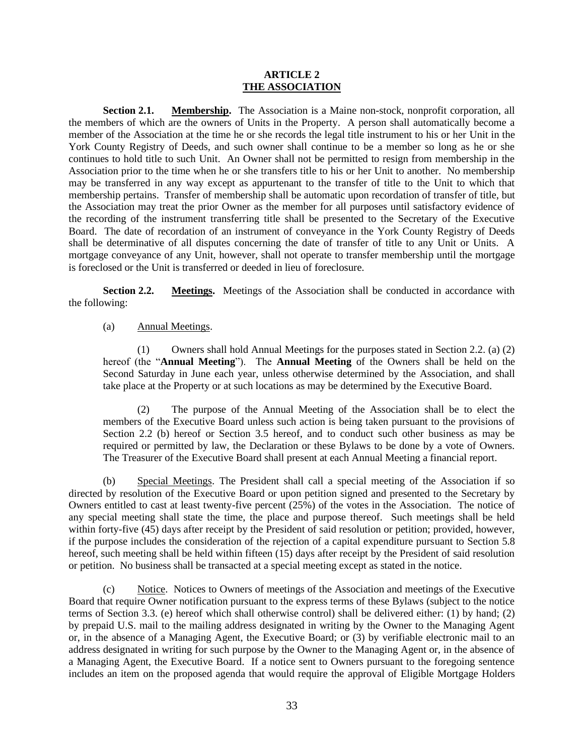# ARTICLE 2
## THE ASSOCIATION

**Section 2.1. Membership.** The Association is a Maine non-stock, nonprofit corporation, all the members of which are the owners of Units in the Property. A person shall automatically become a member of the Association at the time he or she records the legal title instrument to his or her Unit in the York County Registry of Deeds, and such owner shall continue to be a member so long as he or she continues to hold title to such Unit. An Owner shall not be permitted to resign from membership in the Association prior to the time when he or she transfers title to his or her Unit to another. No membership may be transferred in any way except as appurtenant to the transfer of title to the Unit to which that membership pertains. Transfer of membership shall be automatic upon recordation of transfer of title, but the Association may treat the prior Owner as the member for all purposes until satisfactory evidence of the recording of the instrument transferring title shall be presented to the Secretary of the Executive Board. The date of recordation of an instrument of conveyance in the York County Registry of Deeds shall be determinative of all disputes concerning the date of transfer of title to any Unit or Units. A mortgage conveyance of any Unit, however, shall not operate to transfer membership until the mortgage is foreclosed or the Unit is transferred or deeded in lieu of foreclosure.

**Section 2.2. Meetings.** Meetings of the Association shall be conducted in accordance with the following:

(a) Annual Meetings.

(1) Owners shall hold Annual Meetings for the purposes stated in Section 2.2. (a) (2) hereof (the "**Annual Meeting**"). The **Annual Meeting** of the Owners shall be held on the Second Saturday in June each year, unless otherwise determined by the Association, and shall take place at the Property or at such locations as may be determined by the Executive Board.

(2) The purpose of the Annual Meeting of the Association shall be to elect the members of the Executive Board unless such action is being taken pursuant to the provisions of Section 2.2 (b) hereof or Section 3.5 hereof, and to conduct such other business as may be required or permitted by law, the Declaration or these Bylaws to be done by a vote of Owners. The Treasurer of the Executive Board shall present at each Annual Meeting a financial report.

(b) Special Meetings. The President shall call a special meeting of the Association if so directed by resolution of the Executive Board or upon petition signed and presented to the Secretary by Owners entitled to cast at least twenty-five percent (25%) of the votes in the Association. The notice of any special meeting shall state the time, the place and purpose thereof. Such meetings shall be held within forty-five (45) days after receipt by the President of said resolution or petition; provided, however, if the purpose includes the consideration of the rejection of a capital expenditure pursuant to Section 5.8 hereof, such meeting shall be held within fifteen (15) days after receipt by the President of said resolution or petition. No business shall be transacted at a special meeting except as stated in the notice.

(c) Notice. Notices to Owners of meetings of the Association and meetings of the Executive Board that require Owner notification pursuant to the express terms of these Bylaws (subject to the notice terms of Section 3.3. (e) hereof which shall otherwise control) shall be delivered either: (1) by hand; (2) by prepaid U.S. mail to the mailing address designated in writing by the Owner to the Managing Agent or, in the absence of a Managing Agent, the Executive Board; or (3) by verifiable electronic mail to an address designated in writing for such purpose by the Owner to the Managing Agent or, in the absence of a Managing Agent, the Executive Board. If a notice sent to Owners pursuant to the foregoing sentence includes an item on the proposed agenda that would require the approval of Eligible Mortgage Holders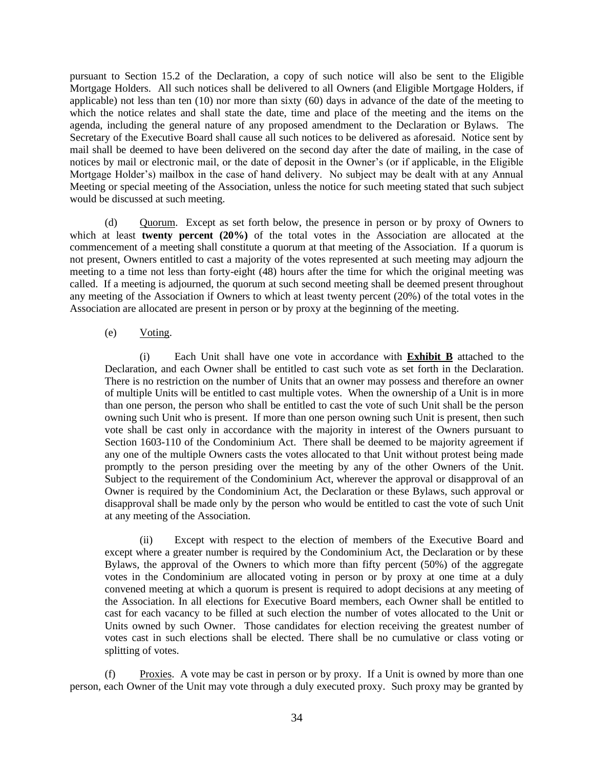pursuant to Section 15.2 of the Declaration, a copy of such notice will also be sent to the Eligible Mortgage Holders. All such notices shall be delivered to all Owners (and Eligible Mortgage Holders, if applicable) not less than ten (10) nor more than sixty (60) days in advance of the date of the meeting to which the notice relates and shall state the date, time and place of the meeting and the items on the agenda, including the general nature of any proposed amendment to the Declaration or Bylaws. The Secretary of the Executive Board shall cause all such notices to be delivered as aforesaid. Notice sent by mail shall be deemed to have been delivered on the second day after the date of mailing, in the case of notices by mail or electronic mail, or the date of deposit in the Owner's (or if applicable, in the Eligible Mortgage Holder's) mailbox in the case of hand delivery. No subject may be dealt with at any Annual Meeting or special meeting of the Association, unless the notice for such meeting stated that such subject would be discussed at such meeting.

(d) Quorum. Except as set forth below, the presence in person or by proxy of Owners to which at least **twenty percent (20%)** of the total votes in the Association are allocated at the commencement of a meeting shall constitute a quorum at that meeting of the Association. If a quorum is not present, Owners entitled to cast a majority of the votes represented at such meeting may adjourn the meeting to a time not less than forty-eight (48) hours after the time for which the original meeting was called. If a meeting is adjourned, the quorum at such second meeting shall be deemed present throughout any meeting of the Association if Owners to which at least twenty percent (20%) of the total votes in the Association are allocated are present in person or by proxy at the beginning of the meeting.

(e) Voting.

(i) Each Unit shall have one vote in accordance with **Exhibit B** attached to the Declaration, and each Owner shall be entitled to cast such vote as set forth in the Declaration. There is no restriction on the number of Units that an owner may possess and therefore an owner of multiple Units will be entitled to cast multiple votes. When the ownership of a Unit is in more than one person, the person who shall be entitled to cast the vote of such Unit shall be the person owning such Unit who is present. If more than one person owning such Unit is present, then such vote shall be cast only in accordance with the majority in interest of the Owners pursuant to Section 1603-110 of the Condominium Act. There shall be deemed to be majority agreement if any one of the multiple Owners casts the votes allocated to that Unit without protest being made promptly to the person presiding over the meeting by any of the other Owners of the Unit. Subject to the requirement of the Condominium Act, wherever the approval or disapproval of an Owner is required by the Condominium Act, the Declaration or these Bylaws, such approval or disapproval shall be made only by the person who would be entitled to cast the vote of such Unit at any meeting of the Association.

(ii) Except with respect to the election of members of the Executive Board and except where a greater number is required by the Condominium Act, the Declaration or by these Bylaws, the approval of the Owners to which more than fifty percent (50%) of the aggregate votes in the Condominium are allocated voting in person or by proxy at one time at a duly convened meeting at which a quorum is present is required to adopt decisions at any meeting of the Association. In all elections for Executive Board members, each Owner shall be entitled to cast for each vacancy to be filled at such election the number of votes allocated to the Unit or Units owned by such Owner. Those candidates for election receiving the greatest number of votes cast in such elections shall be elected. There shall be no cumulative or class voting or splitting of votes.

(f) Proxies. A vote may be cast in person or by proxy. If a Unit is owned by more than one person, each Owner of the Unit may vote through a duly executed proxy. Such proxy may be granted by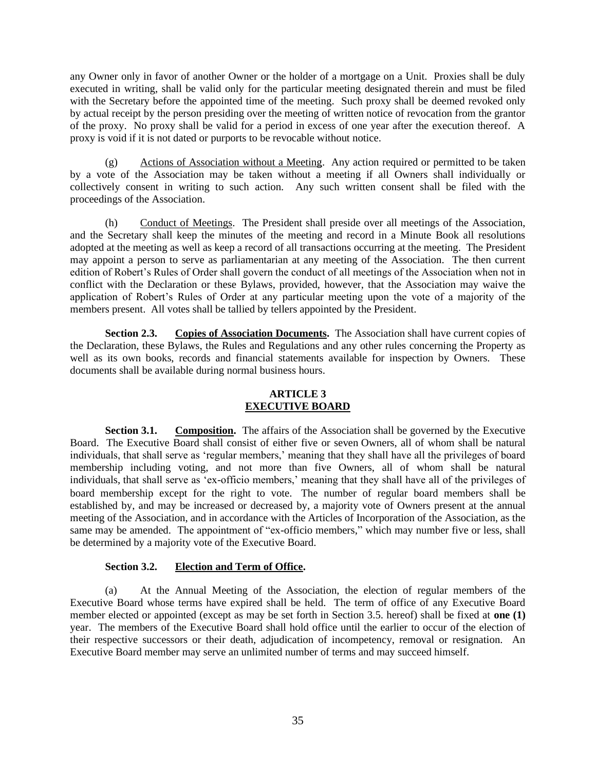any Owner only in favor of another Owner or the holder of a mortgage on a Unit. Proxies shall be duly executed in writing, shall be valid only for the particular meeting designated therein and must be filed with the Secretary before the appointed time of the meeting. Such proxy shall be deemed revoked only by actual receipt by the person presiding over the meeting of written notice of revocation from the grantor of the proxy. No proxy shall be valid for a period in excess of one year after the execution thereof. A proxy is void if it is not dated or purports to be revocable without notice.

(g) Actions of Association without a Meeting. Any action required or permitted to be taken by a vote of the Association may be taken without a meeting if all Owners shall individually or collectively consent in writing to such action. Any such written consent shall be filed with the proceedings of the Association.

(h) Conduct of Meetings. The President shall preside over all meetings of the Association, and the Secretary shall keep the minutes of the meeting and record in a Minute Book all resolutions adopted at the meeting as well as keep a record of all transactions occurring at the meeting. The President may appoint a person to serve as parliamentarian at any meeting of the Association. The then current edition of Robert's Rules of Order shall govern the conduct of all meetings of the Association when not in conflict with the Declaration or these Bylaws, provided, however, that the Association may waive the application of Robert's Rules of Order at any particular meeting upon the vote of a majority of the members present. All votes shall be tallied by tellers appointed by the President.

**Section 2.3. Copies of Association Documents.** The Association shall have current copies of the Declaration, these Bylaws, the Rules and Regulations and any other rules concerning the Property as well as its own books, records and financial statements available for inspection by Owners. These documents shall be available during normal business hours.

## ARTICLE 3
## EXECUTIVE BOARD

**Section 3.1. Composition.** The affairs of the Association shall be governed by the Executive Board. The Executive Board shall consist of either five or seven Owners, all of whom shall be natural individuals, that shall serve as 'regular members,' meaning that they shall have all the privileges of board membership including voting, and not more than five Owners, all of whom shall be natural individuals, that shall serve as 'ex-officio members,' meaning that they shall have all of the privileges of board membership except for the right to vote. The number of regular board members shall be established by, and may be increased or decreased by, a majority vote of Owners present at the annual meeting of the Association, and in accordance with the Articles of Incorporation of the Association, as the same may be amended. The appointment of "ex-officio members," which may number five or less, shall be determined by a majority vote of the Executive Board.

**Section 3.2. Election and Term of Office.**

(a) At the Annual Meeting of the Association, the election of regular members of the Executive Board whose terms have expired shall be held. The term of office of any Executive Board member elected or appointed (except as may be set forth in Section 3.5. hereof) shall be fixed at **one (1)** year. The members of the Executive Board shall hold office until the earlier to occur of the election of their respective successors or their death, adjudication of incompetency, removal or resignation. An Executive Board member may serve an unlimited number of terms and may succeed himself.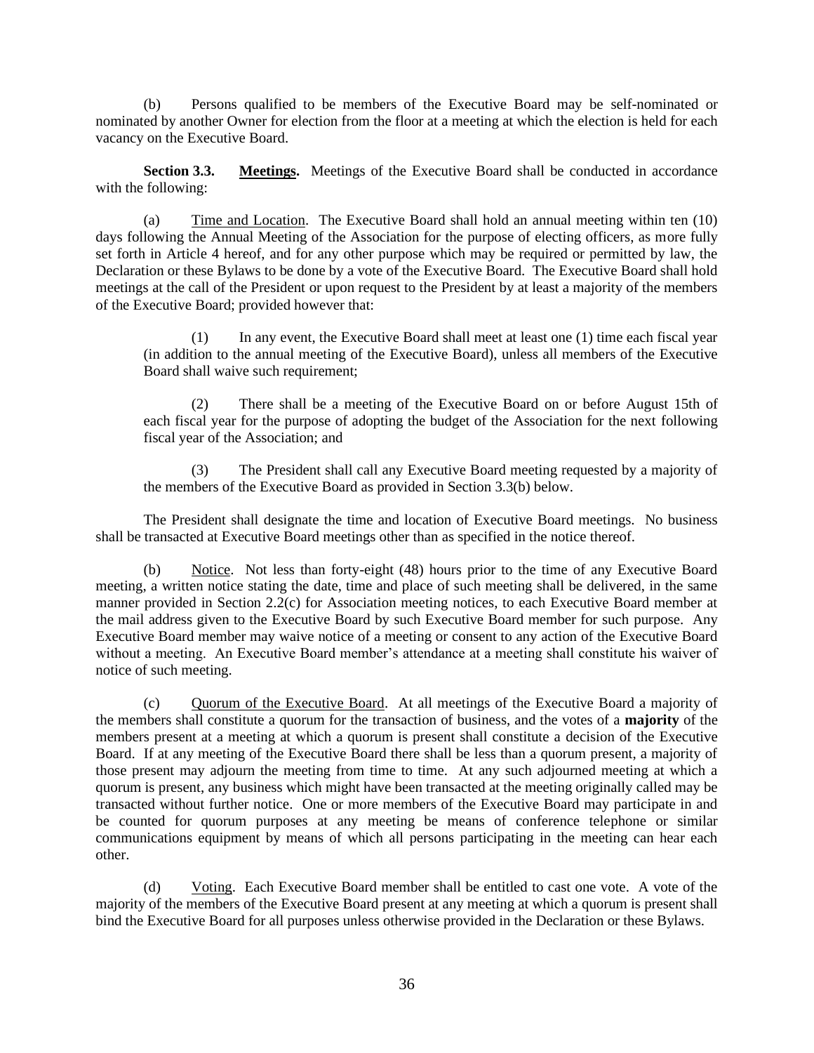(b) Persons qualified to be members of the Executive Board may be self-nominated or nominated by another Owner for election from the floor at a meeting at which the election is held for each vacancy on the Executive Board.

**Section 3.3. <u>Meetings</u>.** Meetings of the Executive Board shall be conducted in accordance with the following:

(a) <u>Time and Location</u>. The Executive Board shall hold an annual meeting within ten (10) days following the Annual Meeting of the Association for the purpose of electing officers, as more fully set forth in Article 4 hereof, and for any other purpose which may be required or permitted by law, the Declaration or these Bylaws to be done by a vote of the Executive Board. The Executive Board shall hold meetings at the call of the President or upon request to the President by at least a majority of the members of the Executive Board; provided however that:

(1) In any event, the Executive Board shall meet at least one (1) time each fiscal year (in addition to the annual meeting of the Executive Board), unless all members of the Executive Board shall waive such requirement;

(2) There shall be a meeting of the Executive Board on or before August 15th of each fiscal year for the purpose of adopting the budget of the Association for the next following fiscal year of the Association; and

(3) The President shall call any Executive Board meeting requested by a majority of the members of the Executive Board as provided in Section 3.3(b) below.

The President shall designate the time and location of Executive Board meetings. No business shall be transacted at Executive Board meetings other than as specified in the notice thereof.

(b) <u>Notice</u>. Not less than forty-eight (48) hours prior to the time of any Executive Board meeting, a written notice stating the date, time and place of such meeting shall be delivered, in the same manner provided in Section 2.2(c) for Association meeting notices, to each Executive Board member at the mail address given to the Executive Board by such Executive Board member for such purpose. Any Executive Board member may waive notice of a meeting or consent to any action of the Executive Board without a meeting. An Executive Board member's attendance at a meeting shall constitute his waiver of notice of such meeting.

(c) <u>Quorum of the Executive Board</u>. At all meetings of the Executive Board a majority of the members shall constitute a quorum for the transaction of business, and the votes of a **majority** of the members present at a meeting at which a quorum is present shall constitute a decision of the Executive Board. If at any meeting of the Executive Board there shall be less than a quorum present, a majority of those present may adjourn the meeting from time to time. At any such adjourned meeting at which a quorum is present, any business which might have been transacted at the meeting originally called may be transacted without further notice. One or more members of the Executive Board may participate in and be counted for quorum purposes at any meeting be means of conference telephone or similar communications equipment by means of which all persons participating in the meeting can hear each other.

(d) <u>Voting</u>. Each Executive Board member shall be entitled to cast one vote. A vote of the majority of the members of the Executive Board present at any meeting at which a quorum is present shall bind the Executive Board for all purposes unless otherwise provided in the Declaration or these Bylaws.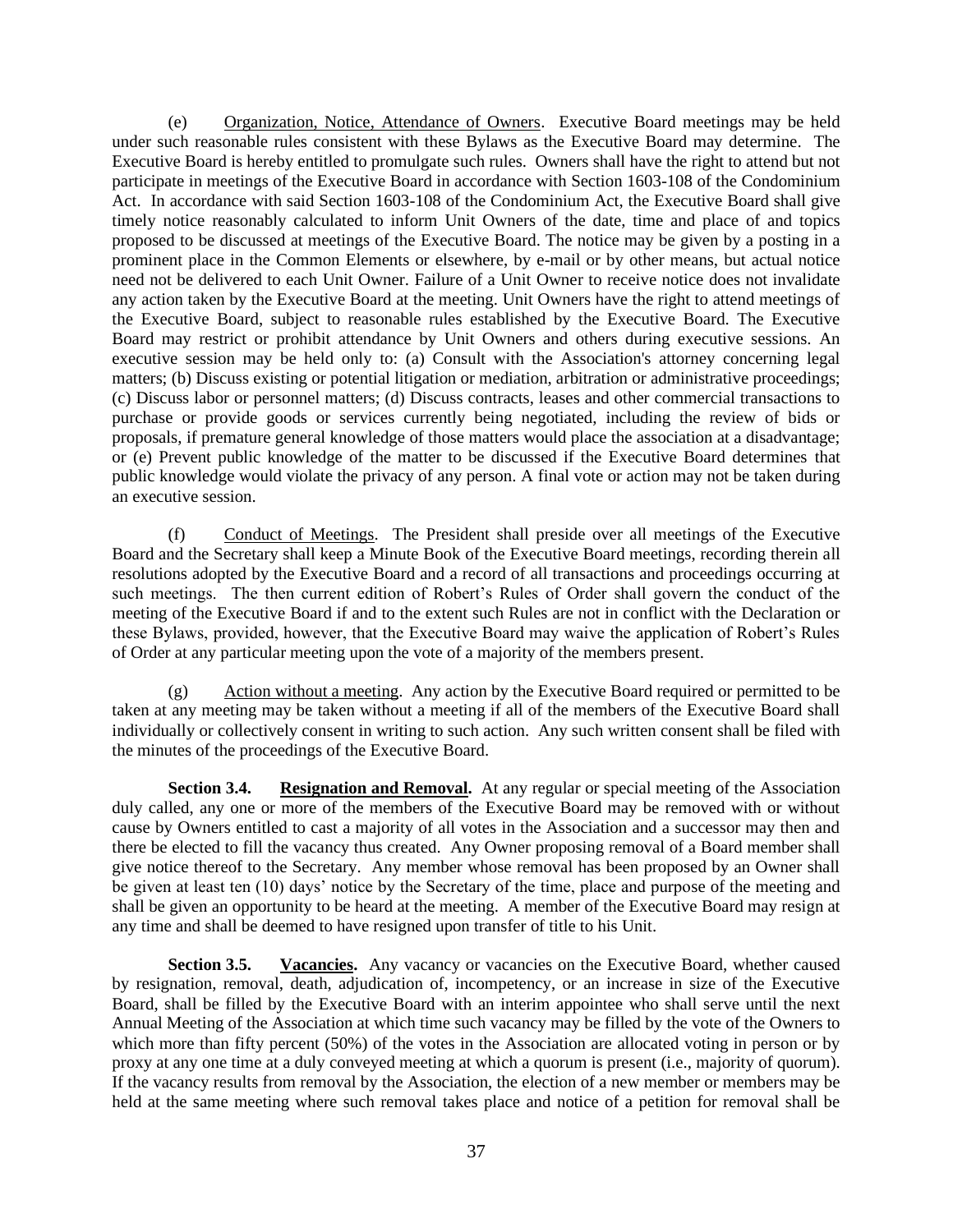(e) Organization, Notice, Attendance of Owners. Executive Board meetings may be held under such reasonable rules consistent with these Bylaws as the Executive Board may determine. The Executive Board is hereby entitled to promulgate such rules. Owners shall have the right to attend but not participate in meetings of the Executive Board in accordance with Section 1603-108 of the Condominium Act. In accordance with said Section 1603-108 of the Condominium Act, the Executive Board shall give timely notice reasonably calculated to inform Unit Owners of the date, time and place of and topics proposed to be discussed at meetings of the Executive Board. The notice may be given by a posting in a prominent place in the Common Elements or elsewhere, by e-mail or by other means, but actual notice need not be delivered to each Unit Owner. Failure of a Unit Owner to receive notice does not invalidate any action taken by the Executive Board at the meeting. Unit Owners have the right to attend meetings of the Executive Board, subject to reasonable rules established by the Executive Board. The Executive Board may restrict or prohibit attendance by Unit Owners and others during executive sessions. An executive session may be held only to: (a) Consult with the Association's attorney concerning legal matters; (b) Discuss existing or potential litigation or mediation, arbitration or administrative proceedings; (c) Discuss labor or personnel matters; (d) Discuss contracts, leases and other commercial transactions to purchase or provide goods or services currently being negotiated, including the review of bids or proposals, if premature general knowledge of those matters would place the association at a disadvantage; or (e) Prevent public knowledge of the matter to be discussed if the Executive Board determines that public knowledge would violate the privacy of any person. A final vote or action may not be taken during an executive session.

(f) Conduct of Meetings. The President shall preside over all meetings of the Executive Board and the Secretary shall keep a Minute Book of the Executive Board meetings, recording therein all resolutions adopted by the Executive Board and a record of all transactions and proceedings occurring at such meetings. The then current edition of Robert's Rules of Order shall govern the conduct of the meeting of the Executive Board if and to the extent such Rules are not in conflict with the Declaration or these Bylaws, provided, however, that the Executive Board may waive the application of Robert's Rules of Order at any particular meeting upon the vote of a majority of the members present.

(g) Action without a meeting. Any action by the Executive Board required or permitted to be taken at any meeting may be taken without a meeting if all of the members of the Executive Board shall individually or collectively consent in writing to such action. Any such written consent shall be filed with the minutes of the proceedings of the Executive Board.

**Section 3.4. Resignation and Removal.** At any regular or special meeting of the Association duly called, any one or more of the members of the Executive Board may be removed with or without cause by Owners entitled to cast a majority of all votes in the Association and a successor may then and there be elected to fill the vacancy thus created. Any Owner proposing removal of a Board member shall give notice thereof to the Secretary. Any member whose removal has been proposed by an Owner shall be given at least ten (10) days' notice by the Secretary of the time, place and purpose of the meeting and shall be given an opportunity to be heard at the meeting. A member of the Executive Board may resign at any time and shall be deemed to have resigned upon transfer of title to his Unit.

**Section 3.5. Vacancies.** Any vacancy or vacancies on the Executive Board, whether caused by resignation, removal, death, adjudication of, incompetency, or an increase in size of the Executive Board, shall be filled by the Executive Board with an interim appointee who shall serve until the next Annual Meeting of the Association at which time such vacancy may be filled by the vote of the Owners to which more than fifty percent (50%) of the votes in the Association are allocated voting in person or by proxy at any one time at a duly conveyed meeting at which a quorum is present (i.e., majority of quorum). If the vacancy results from removal by the Association, the election of a new member or members may be held at the same meeting where such removal takes place and notice of a petition for removal shall be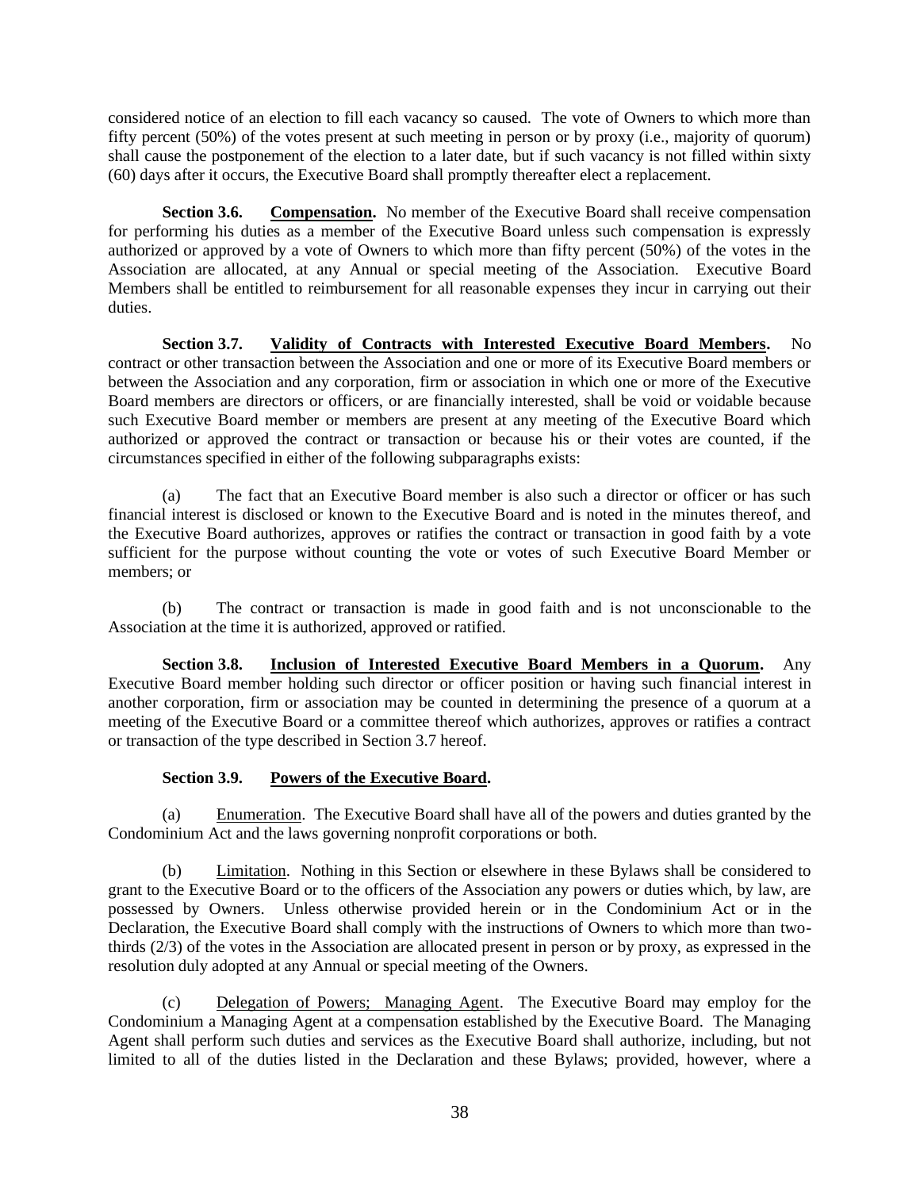considered notice of an election to fill each vacancy so caused. The vote of Owners to which more than fifty percent (50%) of the votes present at such meeting in person or by proxy (i.e., majority of quorum) shall cause the postponement of the election to a later date, but if such vacancy is not filled within sixty (60) days after it occurs, the Executive Board shall promptly thereafter elect a replacement.

**Section 3.6. Compensation.** No member of the Executive Board shall receive compensation for performing his duties as a member of the Executive Board unless such compensation is expressly authorized or approved by a vote of Owners to which more than fifty percent (50%) of the votes in the Association are allocated, at any Annual or special meeting of the Association. Executive Board Members shall be entitled to reimbursement for all reasonable expenses they incur in carrying out their duties.

**Section 3.7. Validity of Contracts with Interested Executive Board Members.** No contract or other transaction between the Association and one or more of its Executive Board members or between the Association and any corporation, firm or association in which one or more of the Executive Board members are directors or officers, or are financially interested, shall be void or voidable because such Executive Board member or members are present at any meeting of the Executive Board which authorized or approved the contract or transaction or because his or their votes are counted, if the circumstances specified in either of the following subparagraphs exists:

(a) The fact that an Executive Board member is also such a director or officer or has such financial interest is disclosed or known to the Executive Board and is noted in the minutes thereof, and the Executive Board authorizes, approves or ratifies the contract or transaction in good faith by a vote sufficient for the purpose without counting the vote or votes of such Executive Board Member or members; or

(b) The contract or transaction is made in good faith and is not unconscionable to the Association at the time it is authorized, approved or ratified.

**Section 3.8. Inclusion of Interested Executive Board Members in a Quorum.** Any Executive Board member holding such director or officer position or having such financial interest in another corporation, firm or association may be counted in determining the presence of a quorum at a meeting of the Executive Board or a committee thereof which authorizes, approves or ratifies a contract or transaction of the type described in Section 3.7 hereof.

**Section 3.9. Powers of the Executive Board.**

(a) Enumeration. The Executive Board shall have all of the powers and duties granted by the Condominium Act and the laws governing nonprofit corporations or both.

(b) Limitation. Nothing in this Section or elsewhere in these Bylaws shall be considered to grant to the Executive Board or to the officers of the Association any powers or duties which, by law, are possessed by Owners. Unless otherwise provided herein or in the Condominium Act or in the Declaration, the Executive Board shall comply with the instructions of Owners to which more than two-thirds (2/3) of the votes in the Association are allocated present in person or by proxy, as expressed in the resolution duly adopted at any Annual or special meeting of the Owners.

(c) Delegation of Powers; Managing Agent. The Executive Board may employ for the Condominium a Managing Agent at a compensation established by the Executive Board. The Managing Agent shall perform such duties and services as the Executive Board shall authorize, including, but not limited to all of the duties listed in the Declaration and these Bylaws; provided, however, where a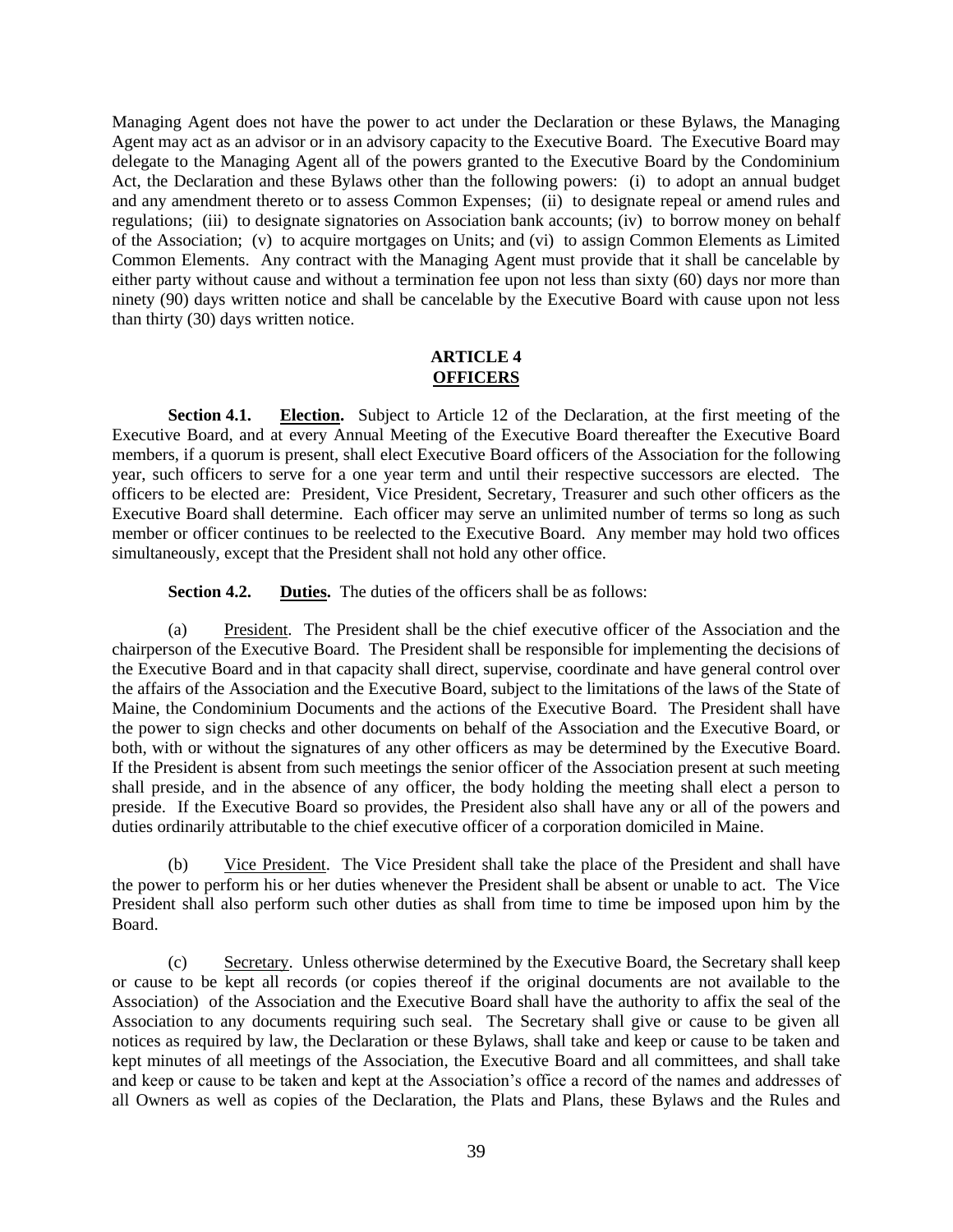Managing Agent does not have the power to act under the Declaration or these Bylaws, the Managing Agent may act as an advisor or in an advisory capacity to the Executive Board. The Executive Board may delegate to the Managing Agent all of the powers granted to the Executive Board by the Condominium Act, the Declaration and these Bylaws other than the following powers: (i) to adopt an annual budget and any amendment thereto or to assess Common Expenses; (ii) to designate repeal or amend rules and regulations; (iii) to designate signatories on Association bank accounts; (iv) to borrow money on behalf of the Association; (v) to acquire mortgages on Units; and (vi) to assign Common Elements as Limited Common Elements. Any contract with the Managing Agent must provide that it shall be cancelable by either party without cause and without a termination fee upon not less than sixty (60) days nor more than ninety (90) days written notice and shall be cancelable by the Executive Board with cause upon not less than thirty (30) days written notice.

## ARTICLE 4
## OFFICERS

**Section 4.1.** **Election.** Subject to Article 12 of the Declaration, at the first meeting of the Executive Board, and at every Annual Meeting of the Executive Board thereafter the Executive Board members, if a quorum is present, shall elect Executive Board officers of the Association for the following year, such officers to serve for a one year term and until their respective successors are elected. The officers to be elected are: President, Vice President, Secretary, Treasurer and such other officers as the Executive Board shall determine. Each officer may serve an unlimited number of terms so long as such member or officer continues to be reelected to the Executive Board. Any member may hold two offices simultaneously, except that the President shall not hold any other office.

**Section 4.2.** **Duties.** The duties of the officers shall be as follows:

(a) President. The President shall be the chief executive officer of the Association and the chairperson of the Executive Board. The President shall be responsible for implementing the decisions of the Executive Board and in that capacity shall direct, supervise, coordinate and have general control over the affairs of the Association and the Executive Board, subject to the limitations of the laws of the State of Maine, the Condominium Documents and the actions of the Executive Board. The President shall have the power to sign checks and other documents on behalf of the Association and the Executive Board, or both, with or without the signatures of any other officers as may be determined by the Executive Board. If the President is absent from such meetings the senior officer of the Association present at such meeting shall preside, and in the absence of any officer, the body holding the meeting shall elect a person to preside. If the Executive Board so provides, the President also shall have any or all of the powers and duties ordinarily attributable to the chief executive officer of a corporation domiciled in Maine.

(b) Vice President. The Vice President shall take the place of the President and shall have the power to perform his or her duties whenever the President shall be absent or unable to act. The Vice President shall also perform such other duties as shall from time to time be imposed upon him by the Board.

(c) Secretary. Unless otherwise determined by the Executive Board, the Secretary shall keep or cause to be kept all records (or copies thereof if the original documents are not available to the Association) of the Association and the Executive Board shall have the authority to affix the seal of the Association to any documents requiring such seal. The Secretary shall give or cause to be given all notices as required by law, the Declaration or these Bylaws, shall take and keep or cause to be taken and kept minutes of all meetings of the Association, the Executive Board and all committees, and shall take and keep or cause to be taken and kept at the Association's office a record of the names and addresses of all Owners as well as copies of the Declaration, the Plats and Plans, these Bylaws and the Rules and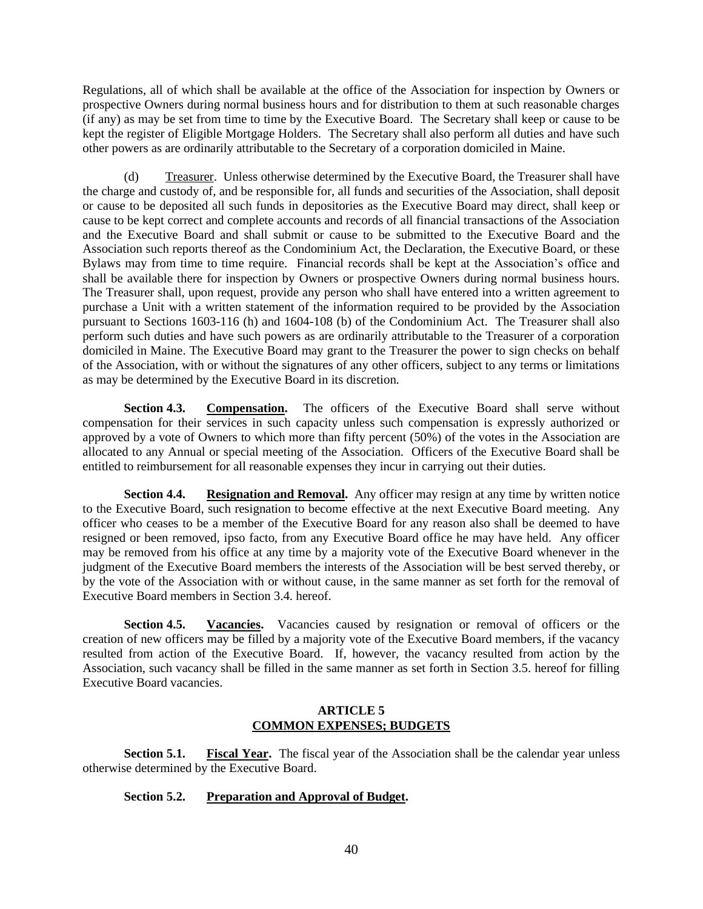Regulations, all of which shall be available at the office of the Association for inspection by Owners or prospective Owners during normal business hours and for distribution to them at such reasonable charges (if any) as may be set from time to time by the Executive Board. The Secretary shall keep or cause to be kept the register of Eligible Mortgage Holders. The Secretary shall also perform all duties and have such other powers as are ordinarily attributable to the Secretary of a corporation domiciled in Maine.

(d) Treasurer. Unless otherwise determined by the Executive Board, the Treasurer shall have the charge and custody of, and be responsible for, all funds and securities of the Association, shall deposit or cause to be deposited all such funds in depositories as the Executive Board may direct, shall keep or cause to be kept correct and complete accounts and records of all financial transactions of the Association and the Executive Board and shall submit or cause to be submitted to the Executive Board and the Association such reports thereof as the Condominium Act, the Declaration, the Executive Board, or these Bylaws may from time to time require. Financial records shall be kept at the Association's office and shall be available there for inspection by Owners or prospective Owners during normal business hours. The Treasurer shall, upon request, provide any person who shall have entered into a written agreement to purchase a Unit with a written statement of the information required to be provided by the Association pursuant to Sections 1603-116 (h) and 1604-108 (b) of the Condominium Act. The Treasurer shall also perform such duties and have such powers as are ordinarily attributable to the Treasurer of a corporation domiciled in Maine. The Executive Board may grant to the Treasurer the power to sign checks on behalf of the Association, with or without the signatures of any other officers, subject to any terms or limitations as may be determined by the Executive Board in its discretion.

**Section 4.3. Compensation.** The officers of the Executive Board shall serve without compensation for their services in such capacity unless such compensation is expressly authorized or approved by a vote of Owners to which more than fifty percent (50%) of the votes in the Association are allocated to any Annual or special meeting of the Association. Officers of the Executive Board shall be entitled to reimbursement for all reasonable expenses they incur in carrying out their duties.

**Section 4.4. Resignation and Removal.** Any officer may resign at any time by written notice to the Executive Board, such resignation to become effective at the next Executive Board meeting. Any officer who ceases to be a member of the Executive Board for any reason also shall be deemed to have resigned or been removed, ipso facto, from any Executive Board office he may have held. Any officer may be removed from his office at any time by a majority vote of the Executive Board whenever in the judgment of the Executive Board members the interests of the Association will be best served thereby, or by the vote of the Association with or without cause, in the same manner as set forth for the removal of Executive Board members in Section 3.4. hereof.

**Section 4.5. Vacancies.** Vacancies caused by resignation or removal of officers or the creation of new officers may be filled by a majority vote of the Executive Board members, if the vacancy resulted from action of the Executive Board. If, however, the vacancy resulted from action by the Association, such vacancy shall be filled in the same manner as set forth in Section 3.5. hereof for filling Executive Board vacancies.

## ARTICLE 5
## COMMON EXPENSES; BUDGETS

**Section 5.1. Fiscal Year.** The fiscal year of the Association shall be the calendar year unless otherwise determined by the Executive Board.

**Section 5.2. Preparation and Approval of Budget.**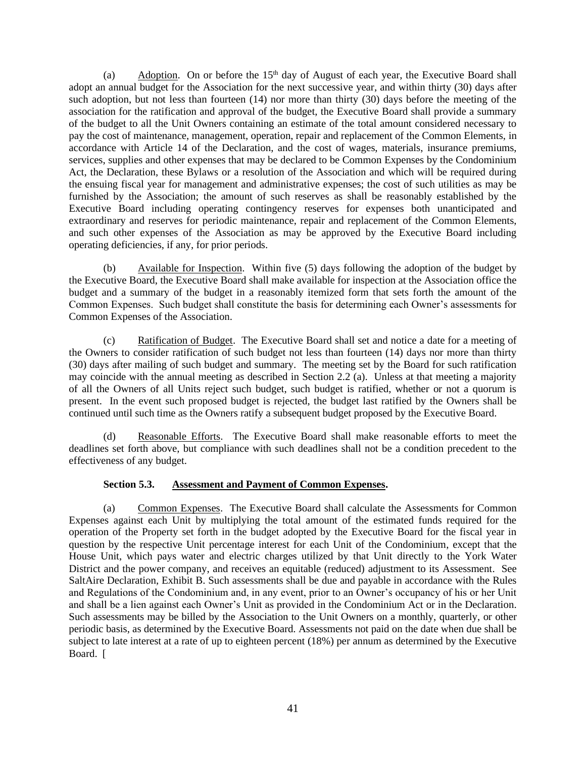(a) Adoption. On or before the 15th day of August of each year, the Executive Board shall adopt an annual budget for the Association for the next successive year, and within thirty (30) days after such adoption, but not less than fourteen (14) nor more than thirty (30) days before the meeting of the association for the ratification and approval of the budget, the Executive Board shall provide a summary of the budget to all the Unit Owners containing an estimate of the total amount considered necessary to pay the cost of maintenance, management, operation, repair and replacement of the Common Elements, in accordance with Article 14 of the Declaration, and the cost of wages, materials, insurance premiums, services, supplies and other expenses that may be declared to be Common Expenses by the Condominium Act, the Declaration, these Bylaws or a resolution of the Association and which will be required during the ensuing fiscal year for management and administrative expenses; the cost of such utilities as may be furnished by the Association; the amount of such reserves as shall be reasonably established by the Executive Board including operating contingency reserves for expenses both unanticipated and extraordinary and reserves for periodic maintenance, repair and replacement of the Common Elements, and such other expenses of the Association as may be approved by the Executive Board including operating deficiencies, if any, for prior periods.

(b) Available for Inspection. Within five (5) days following the adoption of the budget by the Executive Board, the Executive Board shall make available for inspection at the Association office the budget and a summary of the budget in a reasonably itemized form that sets forth the amount of the Common Expenses. Such budget shall constitute the basis for determining each Owner's assessments for Common Expenses of the Association.

(c) Ratification of Budget. The Executive Board shall set and notice a date for a meeting of the Owners to consider ratification of such budget not less than fourteen (14) days nor more than thirty (30) days after mailing of such budget and summary. The meeting set by the Board for such ratification may coincide with the annual meeting as described in Section 2.2 (a). Unless at that meeting a majority of all the Owners of all Units reject such budget, such budget is ratified, whether or not a quorum is present. In the event such proposed budget is rejected, the budget last ratified by the Owners shall be continued until such time as the Owners ratify a subsequent budget proposed by the Executive Board.

(d) Reasonable Efforts. The Executive Board shall make reasonable efforts to meet the deadlines set forth above, but compliance with such deadlines shall not be a condition precedent to the effectiveness of any budget.

**Section 5.3. Assessment and Payment of Common Expenses.**

(a) Common Expenses. The Executive Board shall calculate the Assessments for Common Expenses against each Unit by multiplying the total amount of the estimated funds required for the operation of the Property set forth in the budget adopted by the Executive Board for the fiscal year in question by the respective Unit percentage interest for each Unit of the Condominium, except that the House Unit, which pays water and electric charges utilized by that Unit directly to the York Water District and the power company, and receives an equitable (reduced) adjustment to its Assessment. See SaltAire Declaration, Exhibit B. Such assessments shall be due and payable in accordance with the Rules and Regulations of the Condominium and, in any event, prior to an Owner's occupancy of his or her Unit and shall be a lien against each Owner's Unit as provided in the Condominium Act or in the Declaration. Such assessments may be billed by the Association to the Unit Owners on a monthly, quarterly, or other periodic basis, as determined by the Executive Board. Assessments not paid on the date when due shall be subject to late interest at a rate of up to eighteen percent (18%) per annum as determined by the Executive Board. [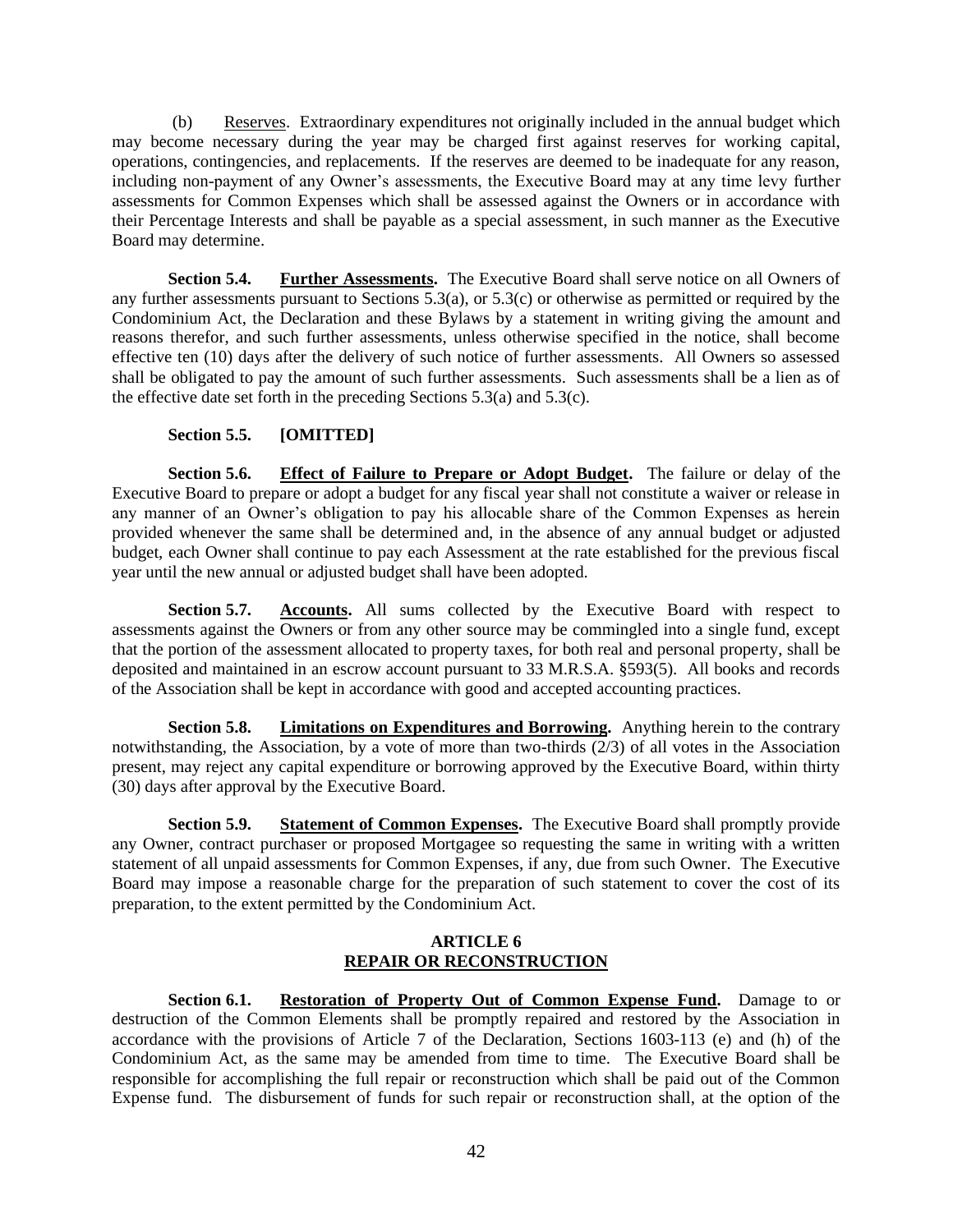(b) Reserves. Extraordinary expenditures not originally included in the annual budget which may become necessary during the year may be charged first against reserves for working capital, operations, contingencies, and replacements. If the reserves are deemed to be inadequate for any reason, including non-payment of any Owner's assessments, the Executive Board may at any time levy further assessments for Common Expenses which shall be assessed against the Owners or in accordance with their Percentage Interests and shall be payable as a special assessment, in such manner as the Executive Board may determine.

**Section 5.4. Further Assessments.** The Executive Board shall serve notice on all Owners of any further assessments pursuant to Sections 5.3(a), or 5.3(c) or otherwise as permitted or required by the Condominium Act, the Declaration and these Bylaws by a statement in writing giving the amount and reasons therefor, and such further assessments, unless otherwise specified in the notice, shall become effective ten (10) days after the delivery of such notice of further assessments. All Owners so assessed shall be obligated to pay the amount of such further assessments. Such assessments shall be a lien as of the effective date set forth in the preceding Sections 5.3(a) and 5.3(c).

**Section 5.5. [OMITTED]**

**Section 5.6. Effect of Failure to Prepare or Adopt Budget.** The failure or delay of the Executive Board to prepare or adopt a budget for any fiscal year shall not constitute a waiver or release in any manner of an Owner's obligation to pay his allocable share of the Common Expenses as herein provided whenever the same shall be determined and, in the absence of any annual budget or adjusted budget, each Owner shall continue to pay each Assessment at the rate established for the previous fiscal year until the new annual or adjusted budget shall have been adopted.

**Section 5.7. Accounts.** All sums collected by the Executive Board with respect to assessments against the Owners or from any other source may be commingled into a single fund, except that the portion of the assessment allocated to property taxes, for both real and personal property, shall be deposited and maintained in an escrow account pursuant to 33 M.R.S.A. §593(5). All books and records of the Association shall be kept in accordance with good and accepted accounting practices.

**Section 5.8. Limitations on Expenditures and Borrowing.** Anything herein to the contrary notwithstanding, the Association, by a vote of more than two-thirds (2/3) of all votes in the Association present, may reject any capital expenditure or borrowing approved by the Executive Board, within thirty (30) days after approval by the Executive Board.

**Section 5.9. Statement of Common Expenses.** The Executive Board shall promptly provide any Owner, contract purchaser or proposed Mortgagee so requesting the same in writing with a written statement of all unpaid assessments for Common Expenses, if any, due from such Owner. The Executive Board may impose a reasonable charge for the preparation of such statement to cover the cost of its preparation, to the extent permitted by the Condominium Act.

## ARTICLE 6
## REPAIR OR RECONSTRUCTION

**Section 6.1. Restoration of Property Out of Common Expense Fund.** Damage to or destruction of the Common Elements shall be promptly repaired and restored by the Association in accordance with the provisions of Article 7 of the Declaration, Sections 1603-113 (e) and (h) of the Condominium Act, as the same may be amended from time to time. The Executive Board shall be responsible for accomplishing the full repair or reconstruction which shall be paid out of the Common Expense fund. The disbursement of funds for such repair or reconstruction shall, at the option of the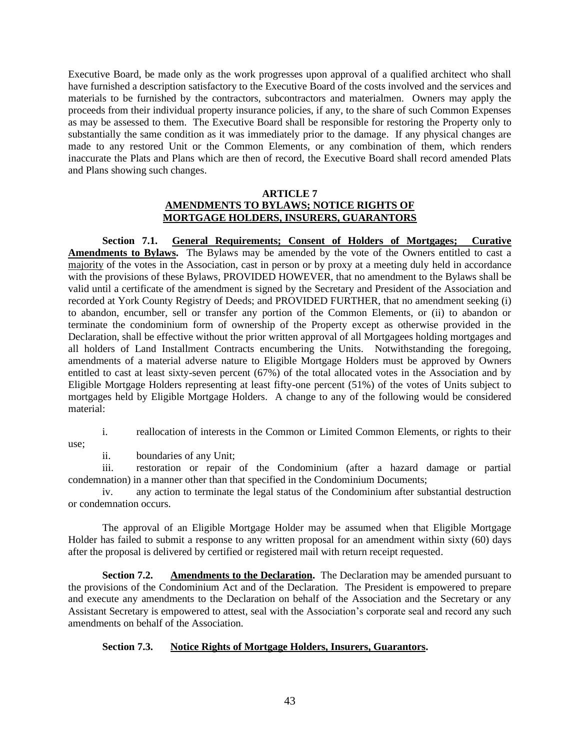Executive Board, be made only as the work progresses upon approval of a qualified architect who shall have furnished a description satisfactory to the Executive Board of the costs involved and the services and materials to be furnished by the contractors, subcontractors and materialmen. Owners may apply the proceeds from their individual property insurance policies, if any, to the share of such Common Expenses as may be assessed to them. The Executive Board shall be responsible for restoring the Property only to substantially the same condition as it was immediately prior to the damage. If any physical changes are made to any restored Unit or the Common Elements, or any combination of them, which renders inaccurate the Plats and Plans which are then of record, the Executive Board shall record amended Plats and Plans showing such changes.

## ARTICLE 7
## AMENDMENTS TO BYLAWS; NOTICE RIGHTS OF MORTGAGE HOLDERS, INSURERS, GUARANTORS

**Section 7.1. General Requirements; Consent of Holders of Mortgages; Curative Amendments to Bylaws.** The Bylaws may be amended by the vote of the Owners entitled to cast a majority of the votes in the Association, cast in person or by proxy at a meeting duly held in accordance with the provisions of these Bylaws, PROVIDED HOWEVER, that no amendment to the Bylaws shall be valid until a certificate of the amendment is signed by the Secretary and President of the Association and recorded at York County Registry of Deeds; and PROVIDED FURTHER, that no amendment seeking (i) to abandon, encumber, sell or transfer any portion of the Common Elements, or (ii) to abandon or terminate the condominium form of ownership of the Property except as otherwise provided in the Declaration, shall be effective without the prior written approval of all Mortgagees holding mortgages and all holders of Land Installment Contracts encumbering the Units. Notwithstanding the foregoing, amendments of a material adverse nature to Eligible Mortgage Holders must be approved by Owners entitled to cast at least sixty-seven percent (67%) of the total allocated votes in the Association and by Eligible Mortgage Holders representing at least fifty-one percent (51%) of the votes of Units subject to mortgages held by Eligible Mortgage Holders. A change to any of the following would be considered material:

i. reallocation of interests in the Common or Limited Common Elements, or rights to their use;

ii. boundaries of any Unit;

iii. restoration or repair of the Condominium (after a hazard damage or partial condemnation) in a manner other than that specified in the Condominium Documents;

iv. any action to terminate the legal status of the Condominium after substantial destruction or condemnation occurs.

The approval of an Eligible Mortgage Holder may be assumed when that Eligible Mortgage Holder has failed to submit a response to any written proposal for an amendment within sixty (60) days after the proposal is delivered by certified or registered mail with return receipt requested.

**Section 7.2. Amendments to the Declaration.** The Declaration may be amended pursuant to the provisions of the Condominium Act and of the Declaration. The President is empowered to prepare and execute any amendments to the Declaration on behalf of the Association and the Secretary or any Assistant Secretary is empowered to attest, seal with the Association's corporate seal and record any such amendments on behalf of the Association.

**Section 7.3. Notice Rights of Mortgage Holders, Insurers, Guarantors.**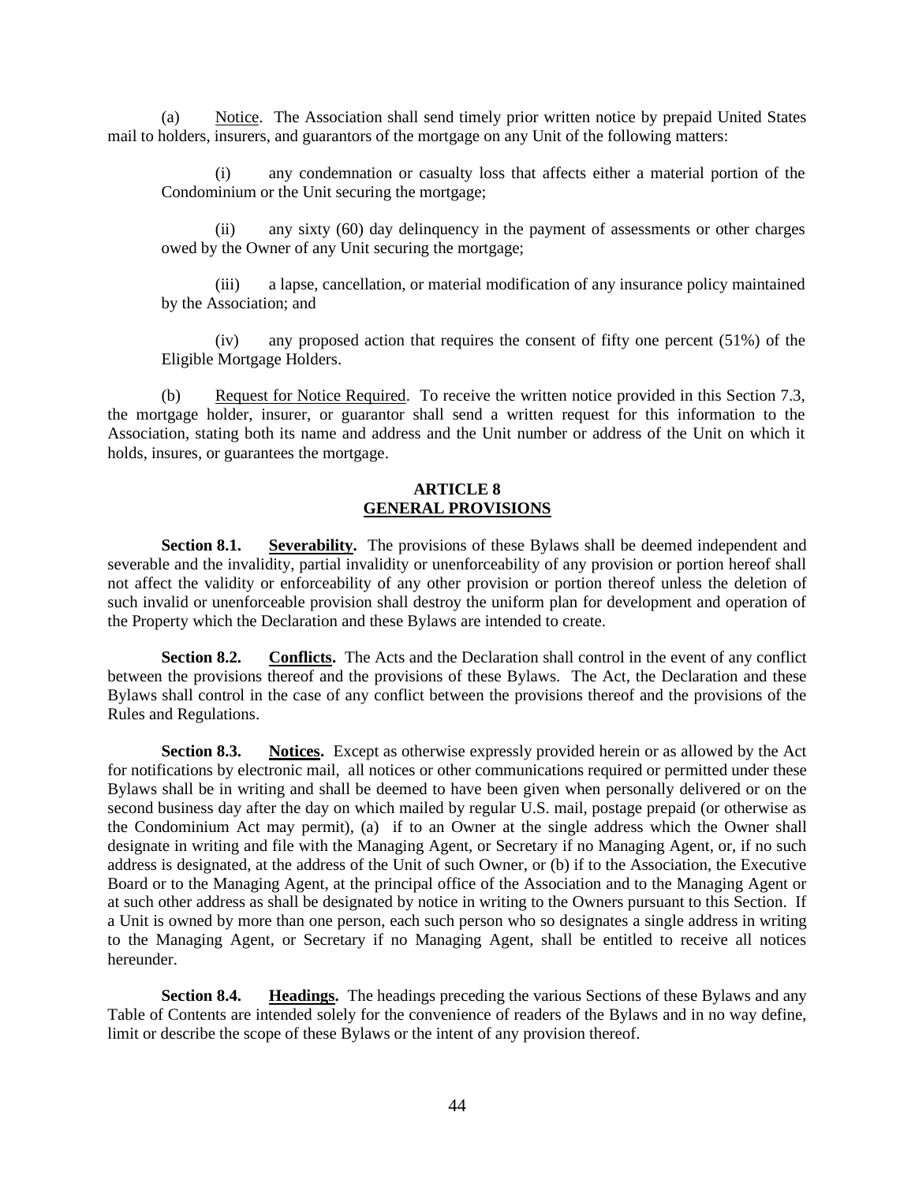(a) Notice. The Association shall send timely prior written notice by prepaid United States mail to holders, insurers, and guarantors of the mortgage on any Unit of the following matters:

(i) any condemnation or casualty loss that affects either a material portion of the Condominium or the Unit securing the mortgage;

(ii) any sixty (60) day delinquency in the payment of assessments or other charges owed by the Owner of any Unit securing the mortgage;

(iii) a lapse, cancellation, or material modification of any insurance policy maintained by the Association; and

(iv) any proposed action that requires the consent of fifty one percent (51%) of the Eligible Mortgage Holders.

(b) Request for Notice Required. To receive the written notice provided in this Section 7.3, the mortgage holder, insurer, or guarantor shall send a written request for this information to the Association, stating both its name and address and the Unit number or address of the Unit on which it holds, insures, or guarantees the mortgage.

## ARTICLE 8
## GENERAL PROVISIONS

**Section 8.1. Severability.** The provisions of these Bylaws shall be deemed independent and severable and the invalidity, partial invalidity or unenforceability of any provision or portion hereof shall not affect the validity or enforceability of any other provision or portion thereof unless the deletion of such invalid or unenforceable provision shall destroy the uniform plan for development and operation of the Property which the Declaration and these Bylaws are intended to create.

**Section 8.2. Conflicts.** The Acts and the Declaration shall control in the event of any conflict between the provisions thereof and the provisions of these Bylaws. The Act, the Declaration and these Bylaws shall control in the case of any conflict between the provisions thereof and the provisions of the Rules and Regulations.

**Section 8.3. Notices.** Except as otherwise expressly provided herein or as allowed by the Act for notifications by electronic mail, all notices or other communications required or permitted under these Bylaws shall be in writing and shall be deemed to have been given when personally delivered or on the second business day after the day on which mailed by regular U.S. mail, postage prepaid (or otherwise as the Condominium Act may permit), (a) if to an Owner at the single address which the Owner shall designate in writing and file with the Managing Agent, or Secretary if no Managing Agent, or, if no such address is designated, at the address of the Unit of such Owner, or (b) if to the Association, the Executive Board or to the Managing Agent, at the principal office of the Association and to the Managing Agent or at such other address as shall be designated by notice in writing to the Owners pursuant to this Section. If a Unit is owned by more than one person, each such person who so designates a single address in writing to the Managing Agent, or Secretary if no Managing Agent, shall be entitled to receive all notices hereunder.

**Section 8.4. Headings.** The headings preceding the various Sections of these Bylaws and any Table of Contents are intended solely for the convenience of readers of the Bylaws and in no way define, limit or describe the scope of these Bylaws or the intent of any provision thereof.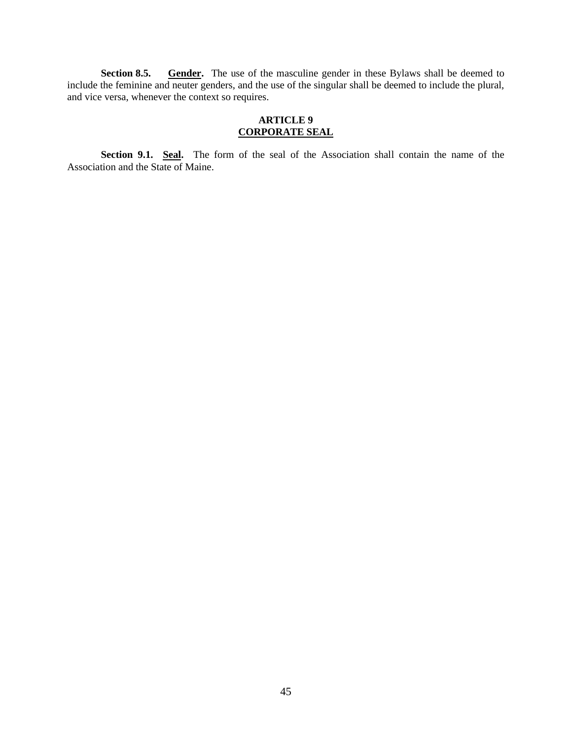**Section 8.5. Gender.** The use of the masculine gender in these Bylaws shall be deemed to include the feminine and neuter genders, and the use of the singular shall be deemed to include the plural, and vice versa, whenever the context so requires.

## ARTICLE 9
## CORPORATE SEAL

**Section 9.1. Seal.** The form of the seal of the Association shall contain the name of the Association and the State of Maine.